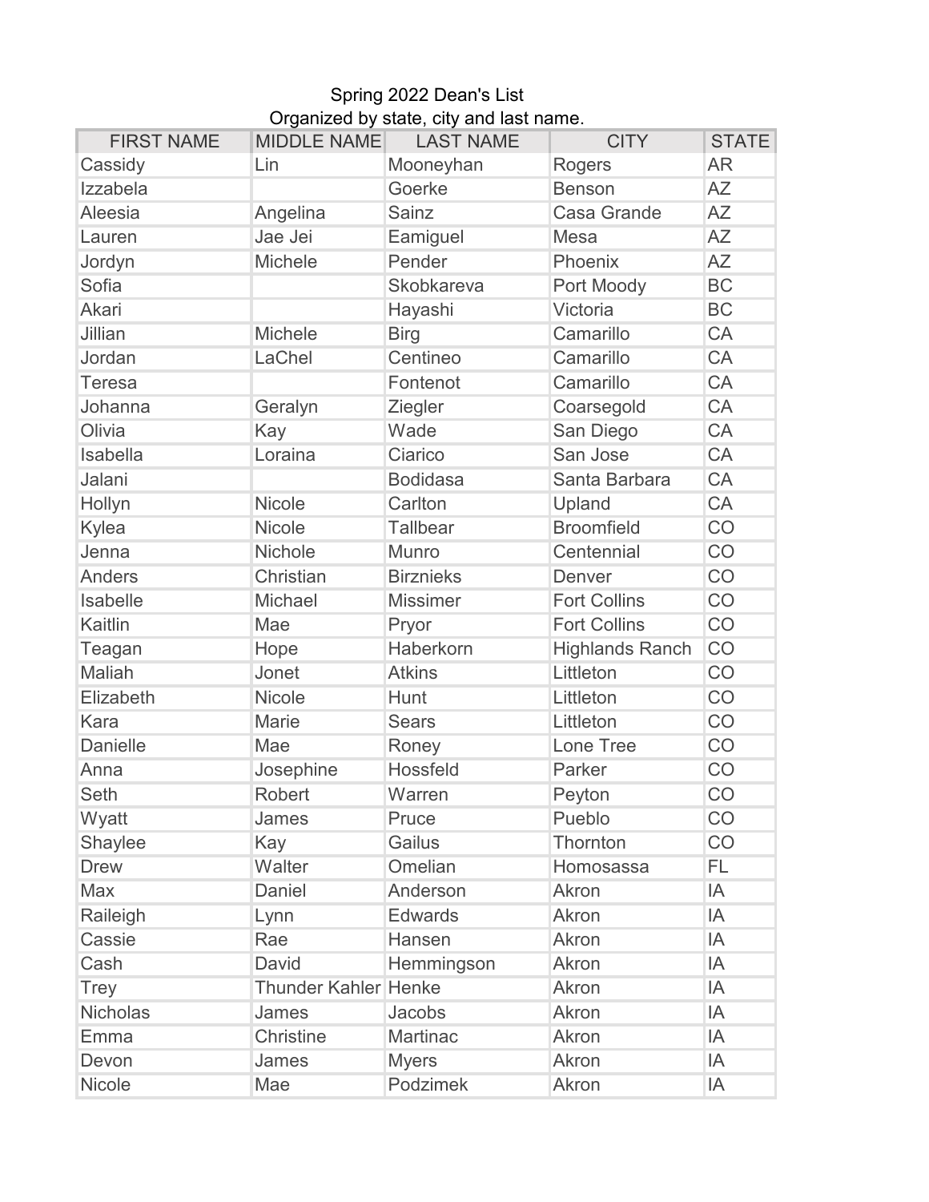Spring 2022 Dean's List

Organized by state, city and last name.

| FIRST NAME | MIDDLE NAME | LAST NAME | CITY | STATE |
|---|---|---|---|---|
| Cassidy | Lin | Mooneyhan | Rogers | AR |
| Izzabela | | Goerke | Benson | AZ |
| Aleesia | Angelina | Sainz | Casa Grande | AZ |
| Lauren | Jae Jei | Eamiguel | Mesa | AZ |
| Jordyn | Michele | Pender | Phoenix | AZ |
| Sofia | | Skobkareva | Port Moody | BC |
| Akari | | Hayashi | Victoria | BC |
| Jillian | Michele | Birg | Camarillo | CA |
| Jordan | LaChel | Centineo | Camarillo | CA |
| Teresa | | Fontenot | Camarillo | CA |
| Johanna | Geralyn | Ziegler | Coarsegold | CA |
| Olivia | Kay | Wade | San Diego | CA |
| Isabella | Loraina | Ciarico | San Jose | CA |
| Jalani | | Bodidasa | Santa Barbara | CA |
| Hollyn | Nicole | Carlton | Upland | CA |
| Kylea | Nicole | Tallbear | Broomfield | CO |
| Jenna | Nichole | Munro | Centennial | CO |
| Anders | Christian | Birznieks | Denver | CO |
| Isabelle | Michael | Missimer | Fort Collins | CO |
| Kaitlin | Mae | Pryor | Fort Collins | CO |
| Teagan | Hope | Haberkorn | Highlands Ranch | CO |
| Maliah | Jonet | Atkins | Littleton | CO |
| Elizabeth | Nicole | Hunt | Littleton | CO |
| Kara | Marie | Sears | Littleton | CO |
| Danielle | Mae | Roney | Lone Tree | CO |
| Anna | Josephine | Hossfeld | Parker | CO |
| Seth | Robert | Warren | Peyton | CO |
| Wyatt | James | Pruce | Pueblo | CO |
| Shaylee | Kay | Gailus | Thornton | CO |
| Drew | Walter | Omelian | Homosassa | FL |
| Max | Daniel | Anderson | Akron | IA |
| Raileigh | Lynn | Edwards | Akron | IA |
| Cassie | Rae | Hansen | Akron | IA |
| Cash | David | Hemmingson | Akron | IA |
| Trey | Thunder Kahler | Henke | Akron | IA |
| Nicholas | James | Jacobs | Akron | IA |
| Emma | Christine | Martinac | Akron | IA |
| Devon | James | Myers | Akron | IA |
| Nicole | Mae | Podzimek | Akron | IA |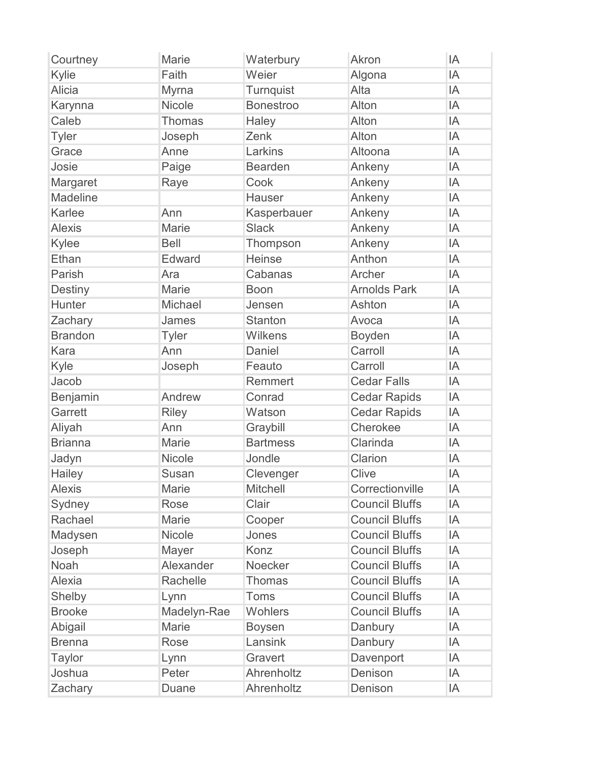| | | | | |
|---|---|---|---|---|
| Courtney | Marie | Waterbury | Akron | IA |
| Kylie | Faith | Weier | Algona | IA |
| Alicia | Myrna | Turnquist | Alta | IA |
| Karynna | Nicole | Bonestroo | Alton | IA |
| Caleb | Thomas | Haley | Alton | IA |
| Tyler | Joseph | Zenk | Alton | IA |
| Grace | Anne | Larkins | Altoona | IA |
| Josie | Paige | Bearden | Ankeny | IA |
| Margaret | Raye | Cook | Ankeny | IA |
| Madeline | | Hauser | Ankeny | IA |
| Karlee | Ann | Kasperbauer | Ankeny | IA |
| Alexis | Marie | Slack | Ankeny | IA |
| Kylee | Bell | Thompson | Ankeny | IA |
| Ethan | Edward | Heinse | Anthon | IA |
| Parish | Ara | Cabanas | Archer | IA |
| Destiny | Marie | Boon | Arnolds Park | IA |
| Hunter | Michael | Jensen | Ashton | IA |
| Zachary | James | Stanton | Avoca | IA |
| Brandon | Tyler | Wilkens | Boyden | IA |
| Kara | Ann | Daniel | Carroll | IA |
| Kyle | Joseph | Feauto | Carroll | IA |
| Jacob | | Remmert | Cedar Falls | IA |
| Benjamin | Andrew | Conrad | Cedar Rapids | IA |
| Garrett | Riley | Watson | Cedar Rapids | IA |
| Aliyah | Ann | Graybill | Cherokee | IA |
| Brianna | Marie | Bartmess | Clarinda | IA |
| Jadyn | Nicole | Jondle | Clarion | IA |
| Hailey | Susan | Clevenger | Clive | IA |
| Alexis | Marie | Mitchell | Correctionville | IA |
| Sydney | Rose | Clair | Council Bluffs | IA |
| Rachael | Marie | Cooper | Council Bluffs | IA |
| Madysen | Nicole | Jones | Council Bluffs | IA |
| Joseph | Mayer | Konz | Council Bluffs | IA |
| Noah | Alexander | Noecker | Council Bluffs | IA |
| Alexia | Rachelle | Thomas | Council Bluffs | IA |
| Shelby | Lynn | Toms | Council Bluffs | IA |
| Brooke | Madelyn-Rae | Wohlers | Council Bluffs | IA |
| Abigail | Marie | Boysen | Danbury | IA |
| Brenna | Rose | Lansink | Danbury | IA |
| Taylor | Lynn | Gravert | Davenport | IA |
| Joshua | Peter | Ahrenholtz | Denison | IA |
| Zachary | Duane | Ahrenholtz | Denison | IA |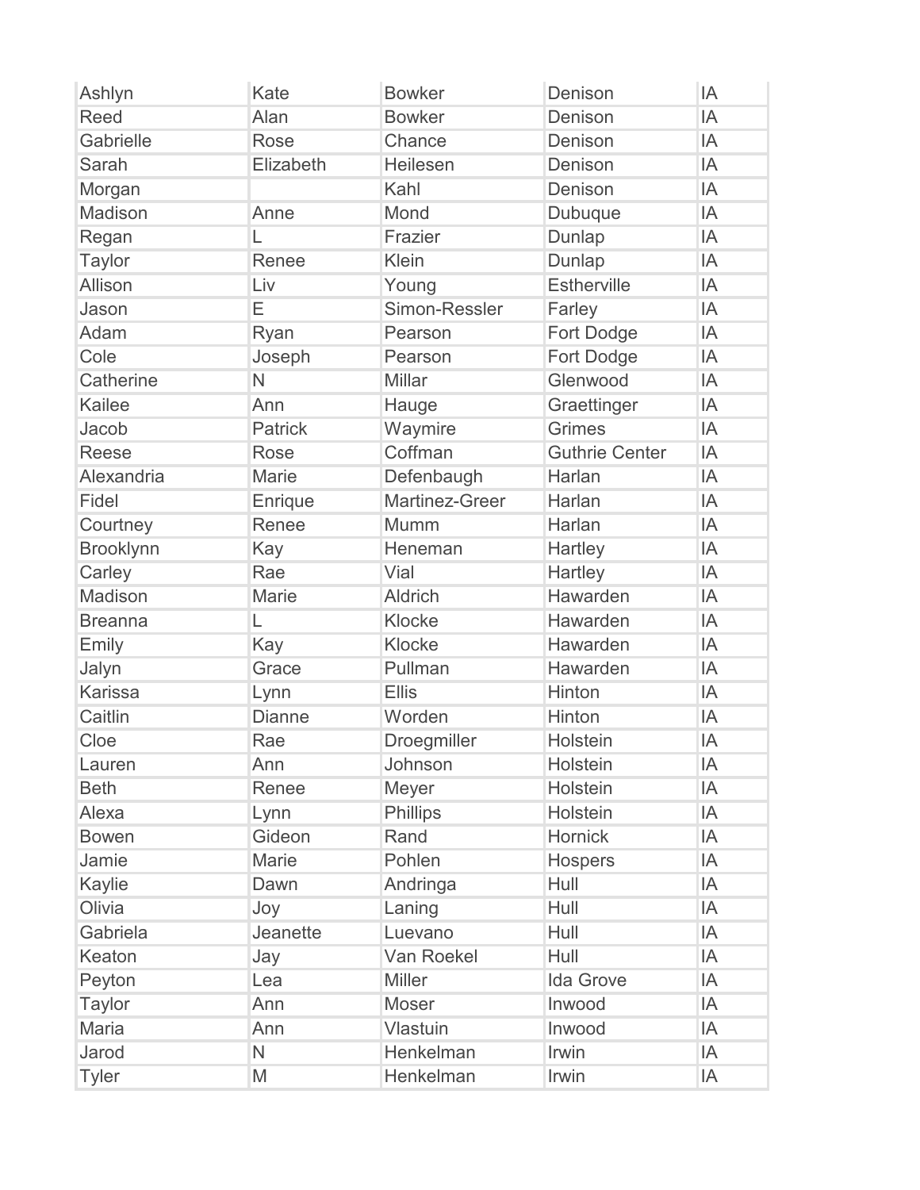| | | | | |
|---|---|---|---|---|
| Ashlyn | Kate | Bowker | Denison | IA |
| Reed | Alan | Bowker | Denison | IA |
| Gabrielle | Rose | Chance | Denison | IA |
| Sarah | Elizabeth | Heilesen | Denison | IA |
| Morgan | | Kahl | Denison | IA |
| Madison | Anne | Mond | Dubuque | IA |
| Regan | L | Frazier | Dunlap | IA |
| Taylor | Renee | Klein | Dunlap | IA |
| Allison | Liv | Young | Estherville | IA |
| Jason | E | Simon-Ressler | Farley | IA |
| Adam | Ryan | Pearson | Fort Dodge | IA |
| Cole | Joseph | Pearson | Fort Dodge | IA |
| Catherine | N | Millar | Glenwood | IA |
| Kailee | Ann | Hauge | Graettinger | IA |
| Jacob | Patrick | Waymire | Grimes | IA |
| Reese | Rose | Coffman | Guthrie Center | IA |
| Alexandria | Marie | Defenbaugh | Harlan | IA |
| Fidel | Enrique | Martinez-Greer | Harlan | IA |
| Courtney | Renee | Mumm | Harlan | IA |
| Brooklynn | Kay | Heneman | Hartley | IA |
| Carley | Rae | Vial | Hartley | IA |
| Madison | Marie | Aldrich | Hawarden | IA |
| Breanna | L | Klocke | Hawarden | IA |
| Emily | Kay | Klocke | Hawarden | IA |
| Jalyn | Grace | Pullman | Hawarden | IA |
| Karissa | Lynn | Ellis | Hinton | IA |
| Caitlin | Dianne | Worden | Hinton | IA |
| Cloe | Rae | Droegmiller | Holstein | IA |
| Lauren | Ann | Johnson | Holstein | IA |
| Beth | Renee | Meyer | Holstein | IA |
| Alexa | Lynn | Phillips | Holstein | IA |
| Bowen | Gideon | Rand | Hornick | IA |
| Jamie | Marie | Pohlen | Hospers | IA |
| Kaylie | Dawn | Andringa | Hull | IA |
| Olivia | Joy | Laning | Hull | IA |
| Gabriela | Jeanette | Luevano | Hull | IA |
| Keaton | Jay | Van Roekel | Hull | IA |
| Peyton | Lea | Miller | Ida Grove | IA |
| Taylor | Ann | Moser | Inwood | IA |
| Maria | Ann | Vlastuin | Inwood | IA |
| Jarod | N | Henkelman | Irwin | IA |
| Tyler | M | Henkelman | Irwin | IA |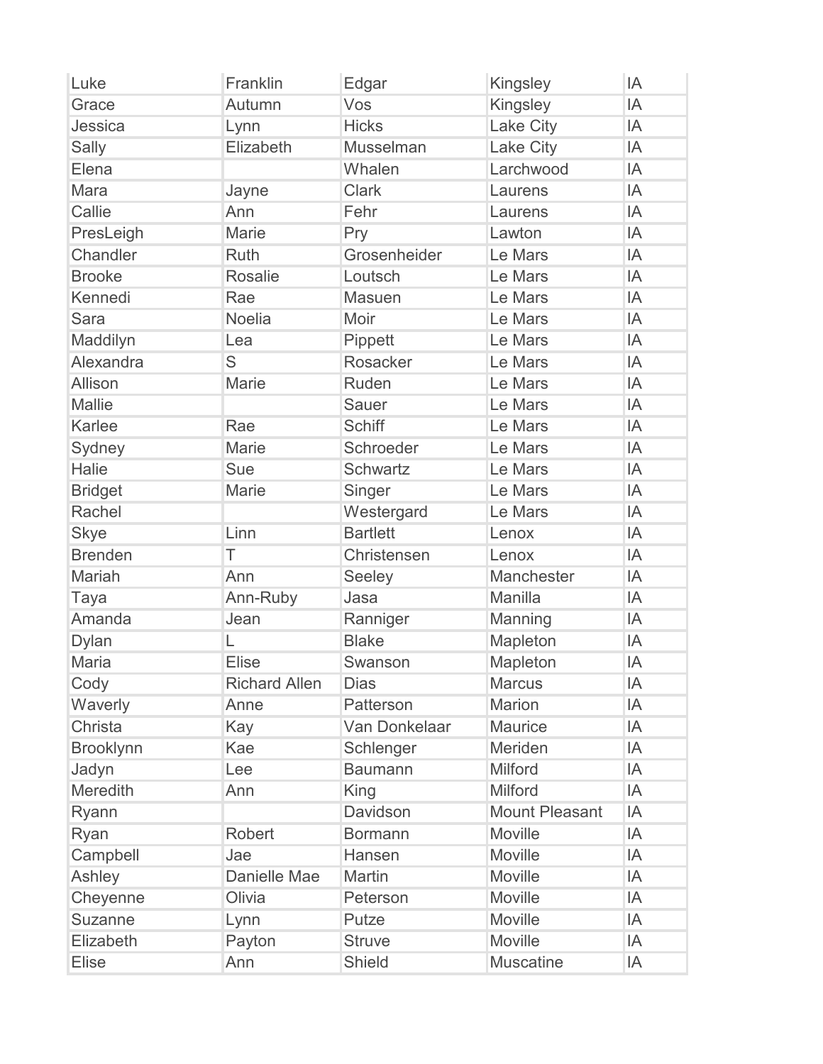| | | | | |
|---|---|---|---|---|
| Luke | Franklin | Edgar | Kingsley | IA |
| Grace | Autumn | Vos | Kingsley | IA |
| Jessica | Lynn | Hicks | Lake City | IA |
| Sally | Elizabeth | Musselman | Lake City | IA |
| Elena | | Whalen | Larchwood | IA |
| Mara | Jayne | Clark | Laurens | IA |
| Callie | Ann | Fehr | Laurens | IA |
| PresLeigh | Marie | Pry | Lawton | IA |
| Chandler | Ruth | Grosenheider | Le Mars | IA |
| Brooke | Rosalie | Loutsch | Le Mars | IA |
| Kennedi | Rae | Masuen | Le Mars | IA |
| Sara | Noelia | Moir | Le Mars | IA |
| Maddilyn | Lea | Pippett | Le Mars | IA |
| Alexandra | S | Rosacker | Le Mars | IA |
| Allison | Marie | Ruden | Le Mars | IA |
| Mallie | | Sauer | Le Mars | IA |
| Karlee | Rae | Schiff | Le Mars | IA |
| Sydney | Marie | Schroeder | Le Mars | IA |
| Halie | Sue | Schwartz | Le Mars | IA |
| Bridget | Marie | Singer | Le Mars | IA |
| Rachel | | Westergard | Le Mars | IA |
| Skye | Linn | Bartlett | Lenox | IA |
| Brenden | T | Christensen | Lenox | IA |
| Mariah | Ann | Seeley | Manchester | IA |
| Taya | Ann-Ruby | Jasa | Manilla | IA |
| Amanda | Jean | Ranniger | Manning | IA |
| Dylan | L | Blake | Mapleton | IA |
| Maria | Elise | Swanson | Mapleton | IA |
| Cody | Richard Allen | Dias | Marcus | IA |
| Waverly | Anne | Patterson | Marion | IA |
| Christa | Kay | Van Donkelaar | Maurice | IA |
| Brooklynn | Kae | Schlenger | Meriden | IA |
| Jadyn | Lee | Baumann | Milford | IA |
| Meredith | Ann | King | Milford | IA |
| Ryann | | Davidson | Mount Pleasant | IA |
| Ryan | Robert | Bormann | Moville | IA |
| Campbell | Jae | Hansen | Moville | IA |
| Ashley | Danielle Mae | Martin | Moville | IA |
| Cheyenne | Olivia | Peterson | Moville | IA |
| Suzanne | Lynn | Putze | Moville | IA |
| Elizabeth | Payton | Struve | Moville | IA |
| Elise | Ann | Shield | Muscatine | IA |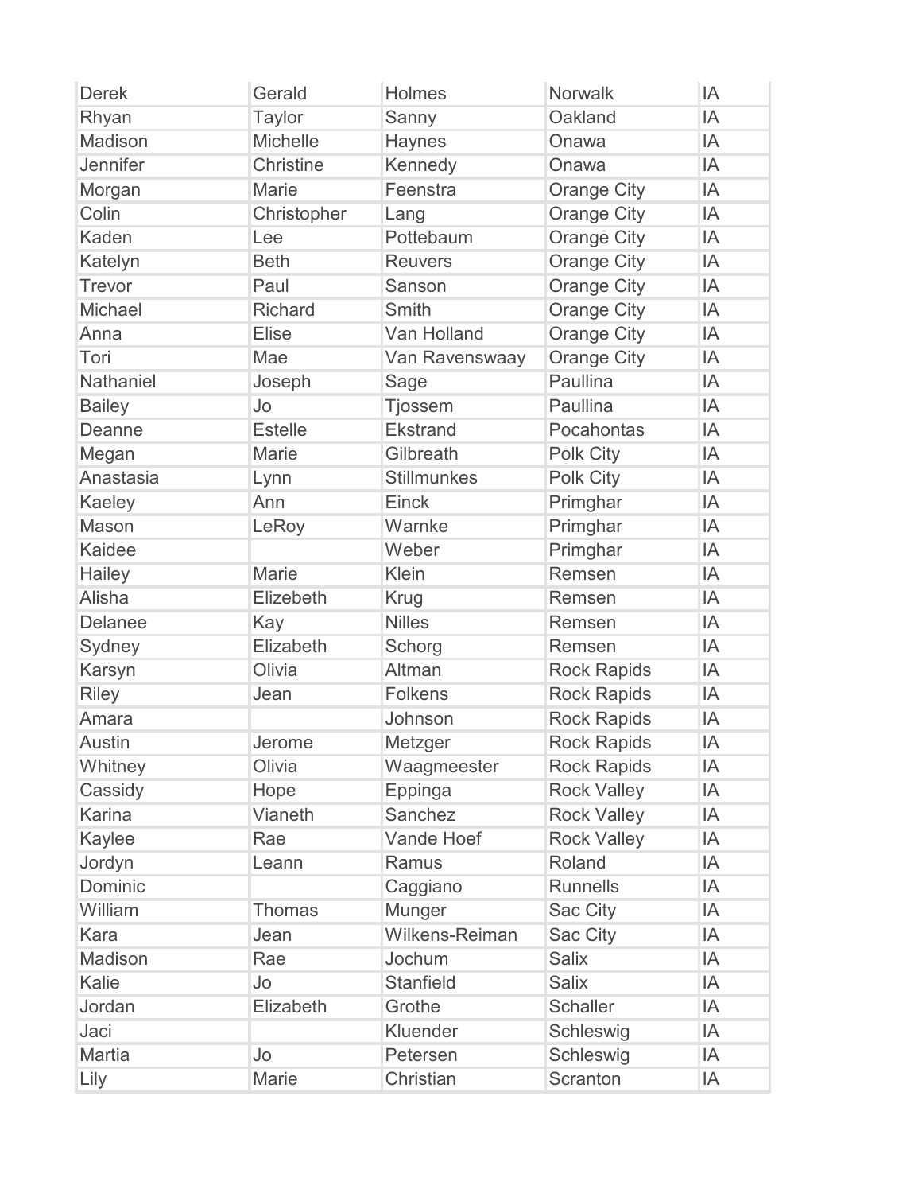| | | | | |
|---|---|---|---|---|
| Derek | Gerald | Holmes | Norwalk | IA |
| Rhyan | Taylor | Sanny | Oakland | IA |
| Madison | Michelle | Haynes | Onawa | IA |
| Jennifer | Christine | Kennedy | Onawa | IA |
| Morgan | Marie | Feenstra | Orange City | IA |
| Colin | Christopher | Lang | Orange City | IA |
| Kaden | Lee | Pottebaum | Orange City | IA |
| Katelyn | Beth | Reuvers | Orange City | IA |
| Trevor | Paul | Sanson | Orange City | IA |
| Michael | Richard | Smith | Orange City | IA |
| Anna | Elise | Van Holland | Orange City | IA |
| Tori | Mae | Van Ravenswaay | Orange City | IA |
| Nathaniel | Joseph | Sage | Paullina | IA |
| Bailey | Jo | Tjossem | Paullina | IA |
| Deanne | Estelle | Ekstrand | Pocahontas | IA |
| Megan | Marie | Gilbreath | Polk City | IA |
| Anastasia | Lynn | Stillmunkes | Polk City | IA |
| Kaeley | Ann | Einck | Primghar | IA |
| Mason | LeRoy | Warnke | Primghar | IA |
| Kaidee | | Weber | Primghar | IA |
| Hailey | Marie | Klein | Remsen | IA |
| Alisha | Elizebeth | Krug | Remsen | IA |
| Delanee | Kay | Nilles | Remsen | IA |
| Sydney | Elizabeth | Schorg | Remsen | IA |
| Karsyn | Olivia | Altman | Rock Rapids | IA |
| Riley | Jean | Folkens | Rock Rapids | IA |
| Amara | | Johnson | Rock Rapids | IA |
| Austin | Jerome | Metzger | Rock Rapids | IA |
| Whitney | Olivia | Waagmeester | Rock Rapids | IA |
| Cassidy | Hope | Eppinga | Rock Valley | IA |
| Karina | Vianeth | Sanchez | Rock Valley | IA |
| Kaylee | Rae | Vande Hoef | Rock Valley | IA |
| Jordyn | Leann | Ramus | Roland | IA |
| Dominic | | Caggiano | Runnells | IA |
| William | Thomas | Munger | Sac City | IA |
| Kara | Jean | Wilkens-Reiman | Sac City | IA |
| Madison | Rae | Jochum | Salix | IA |
| Kalie | Jo | Stanfield | Salix | IA |
| Jordan | Elizabeth | Grothe | Schaller | IA |
| Jaci | | Kluender | Schleswig | IA |
| Martia | Jo | Petersen | Schleswig | IA |
| Lily | Marie | Christian | Scranton | IA |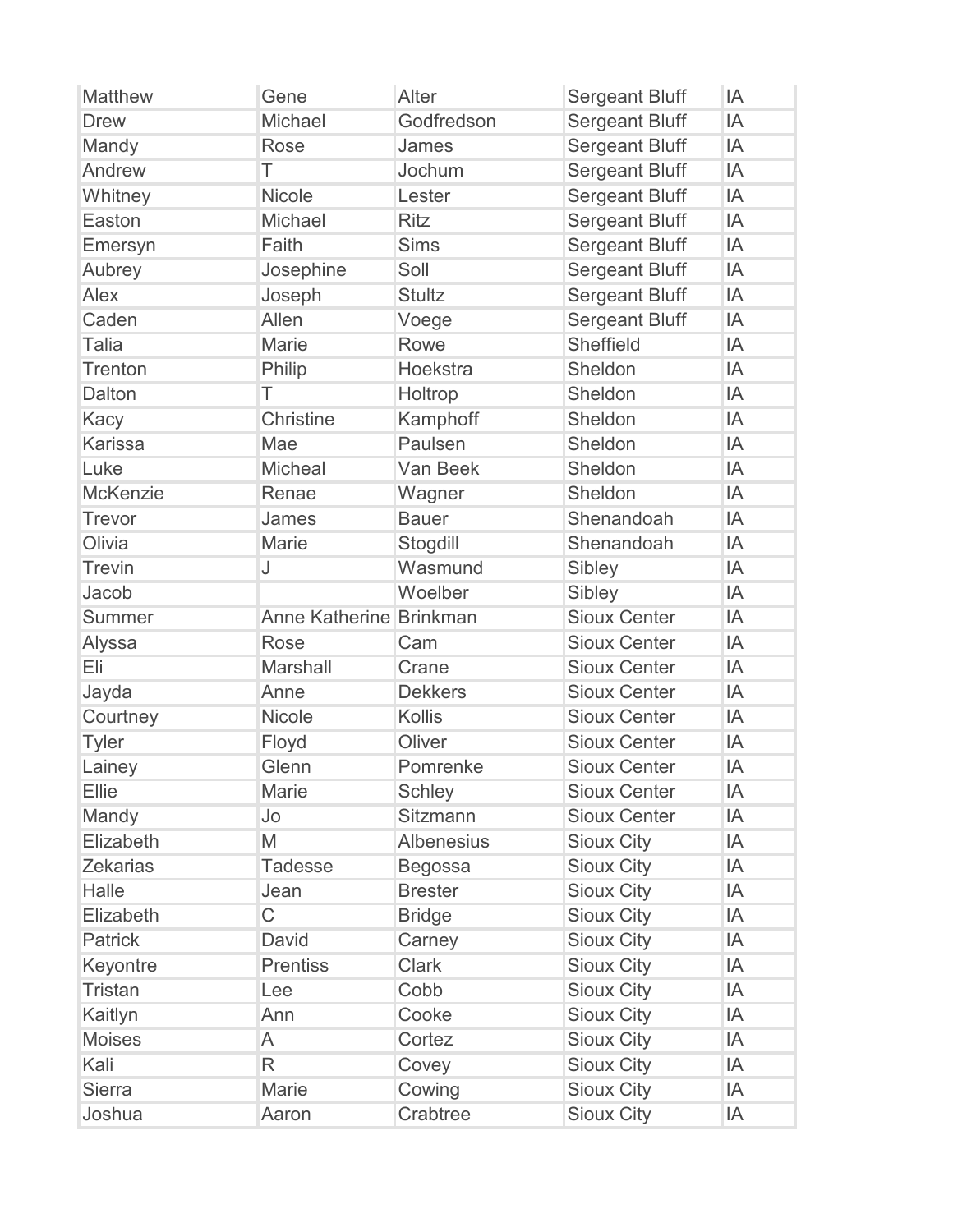| Matthew | Gene | Alter | Sergeant Bluff | IA |
|---|---|---|---|---|
| Drew | Michael | Godfredson | Sergeant Bluff | IA |
| Mandy | Rose | James | Sergeant Bluff | IA |
| Andrew | T | Jochum | Sergeant Bluff | IA |
| Whitney | Nicole | Lester | Sergeant Bluff | IA |
| Easton | Michael | Ritz | Sergeant Bluff | IA |
| Emersyn | Faith | Sims | Sergeant Bluff | IA |
| Aubrey | Josephine | Soll | Sergeant Bluff | IA |
| Alex | Joseph | Stultz | Sergeant Bluff | IA |
| Caden | Allen | Voege | Sergeant Bluff | IA |
| Talia | Marie | Rowe | Sheffield | IA |
| Trenton | Philip | Hoekstra | Sheldon | IA |
| Dalton | T | Holtrop | Sheldon | IA |
| Kacy | Christine | Kamphoff | Sheldon | IA |
| Karissa | Mae | Paulsen | Sheldon | IA |
| Luke | Micheal | Van Beek | Sheldon | IA |
| McKenzie | Renae | Wagner | Sheldon | IA |
| Trevor | James | Bauer | Shenandoah | IA |
| Olivia | Marie | Stogdill | Shenandoah | IA |
| Trevin | J | Wasmund | Sibley | IA |
| Jacob | | Woelber | Sibley | IA |
| Summer | Anne Katherine | Brinkman | Sioux Center | IA |
| Alyssa | Rose | Cam | Sioux Center | IA |
| Eli | Marshall | Crane | Sioux Center | IA |
| Jayda | Anne | Dekkers | Sioux Center | IA |
| Courtney | Nicole | Kollis | Sioux Center | IA |
| Tyler | Floyd | Oliver | Sioux Center | IA |
| Lainey | Glenn | Pomrenke | Sioux Center | IA |
| Ellie | Marie | Schley | Sioux Center | IA |
| Mandy | Jo | Sitzmann | Sioux Center | IA |
| Elizabeth | M | Albenesius | Sioux City | IA |
| Zekarias | Tadesse | Begossa | Sioux City | IA |
| Halle | Jean | Brester | Sioux City | IA |
| Elizabeth | C | Bridge | Sioux City | IA |
| Patrick | David | Carney | Sioux City | IA |
| Keyontre | Prentiss | Clark | Sioux City | IA |
| Tristan | Lee | Cobb | Sioux City | IA |
| Kaitlyn | Ann | Cooke | Sioux City | IA |
| Moises | A | Cortez | Sioux City | IA |
| Kali | R | Covey | Sioux City | IA |
| Sierra | Marie | Cowing | Sioux City | IA |
| Joshua | Aaron | Crabtree | Sioux City | IA |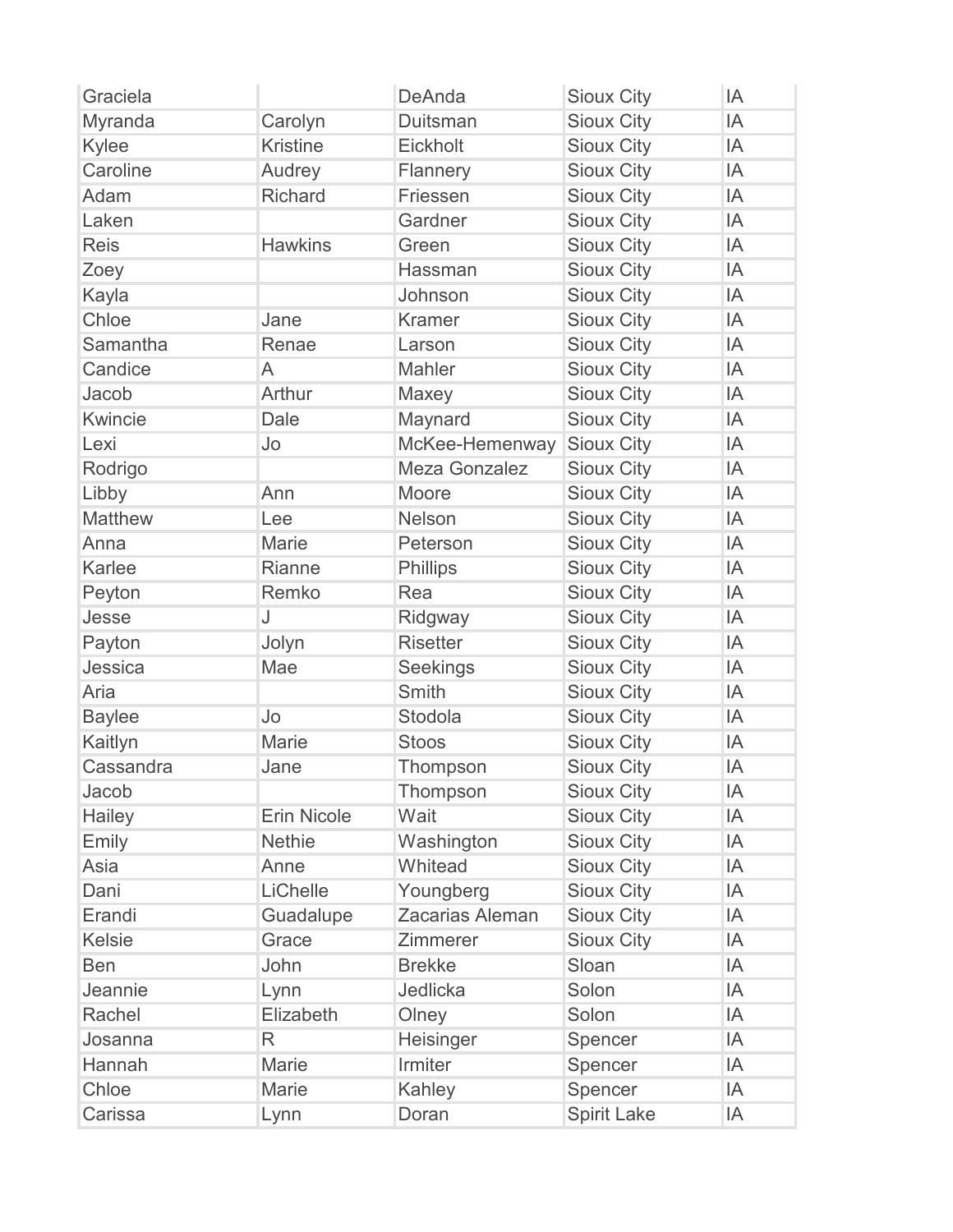| Graciela | | DeAnda | Sioux City | IA |
|---|---|---|---|---|
| Myranda | Carolyn | Duitsman | Sioux City | IA |
| Kylee | Kristine | Eickholt | Sioux City | IA |
| Caroline | Audrey | Flannery | Sioux City | IA |
| Adam | Richard | Friessen | Sioux City | IA |
| Laken | | Gardner | Sioux City | IA |
| Reis | Hawkins | Green | Sioux City | IA |
| Zoey | | Hassman | Sioux City | IA |
| Kayla | | Johnson | Sioux City | IA |
| Chloe | Jane | Kramer | Sioux City | IA |
| Samantha | Renae | Larson | Sioux City | IA |
| Candice | A | Mahler | Sioux City | IA |
| Jacob | Arthur | Maxey | Sioux City | IA |
| Kwincie | Dale | Maynard | Sioux City | IA |
| Lexi | Jo | McKee-Hemenway | Sioux City | IA |
| Rodrigo | | Meza Gonzalez | Sioux City | IA |
| Libby | Ann | Moore | Sioux City | IA |
| Matthew | Lee | Nelson | Sioux City | IA |
| Anna | Marie | Peterson | Sioux City | IA |
| Karlee | Rianne | Phillips | Sioux City | IA |
| Peyton | Remko | Rea | Sioux City | IA |
| Jesse | J | Ridgway | Sioux City | IA |
| Payton | Jolyn | Risetter | Sioux City | IA |
| Jessica | Mae | Seekings | Sioux City | IA |
| Aria | | Smith | Sioux City | IA |
| Baylee | Jo | Stodola | Sioux City | IA |
| Kaitlyn | Marie | Stoos | Sioux City | IA |
| Cassandra | Jane | Thompson | Sioux City | IA |
| Jacob | | Thompson | Sioux City | IA |
| Hailey | Erin Nicole | Wait | Sioux City | IA |
| Emily | Nethie | Washington | Sioux City | IA |
| Asia | Anne | Whitead | Sioux City | IA |
| Dani | LiChelle | Youngberg | Sioux City | IA |
| Erandi | Guadalupe | Zacarias Aleman | Sioux City | IA |
| Kelsie | Grace | Zimmerer | Sioux City | IA |
| Ben | John | Brekke | Sloan | IA |
| Jeannie | Lynn | Jedlicka | Solon | IA |
| Rachel | Elizabeth | Olney | Solon | IA |
| Josanna | R | Heisinger | Spencer | IA |
| Hannah | Marie | Irmiter | Spencer | IA |
| Chloe | Marie | Kahley | Spencer | IA |
| Carissa | Lynn | Doran | Spirit Lake | IA |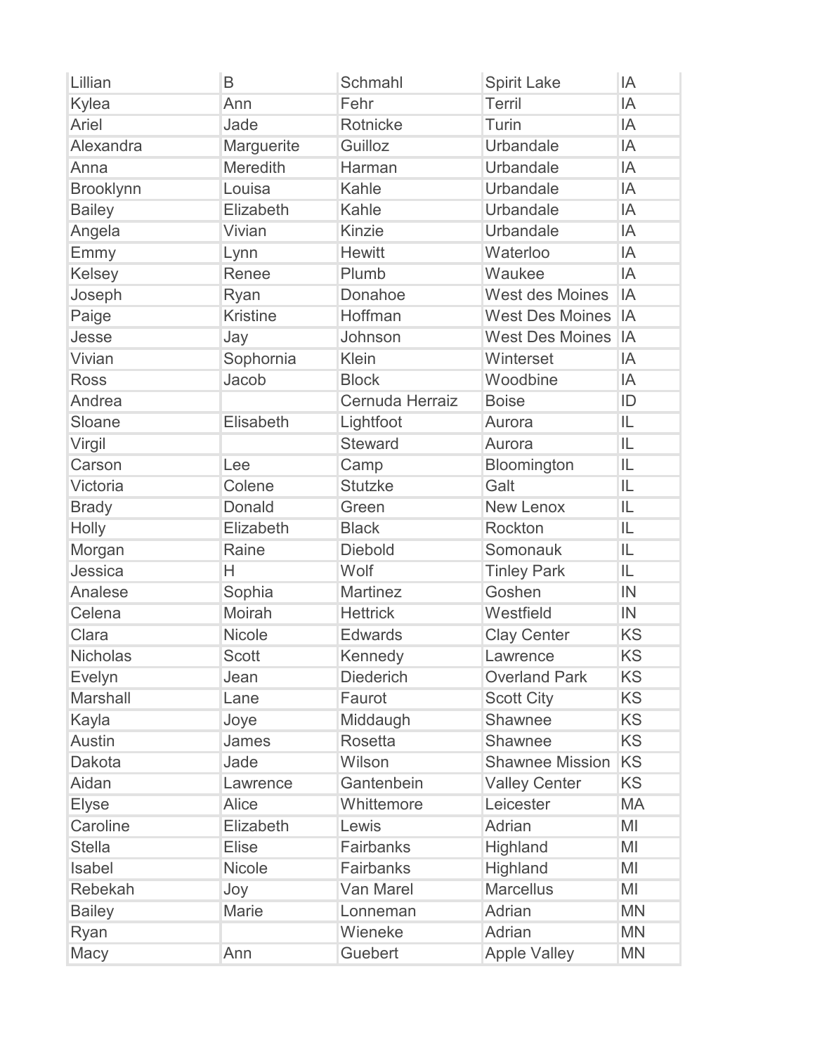| | | | | |
|---|---|---|---|---|
| Lillian | B | Schmahl | Spirit Lake | IA |
| Kylea | Ann | Fehr | Terril | IA |
| Ariel | Jade | Rotnicke | Turin | IA |
| Alexandra | Marguerite | Guilloz | Urbandale | IA |
| Anna | Meredith | Harman | Urbandale | IA |
| Brooklynn | Louisa | Kahle | Urbandale | IA |
| Bailey | Elizabeth | Kahle | Urbandale | IA |
| Angela | Vivian | Kinzie | Urbandale | IA |
| Emmy | Lynn | Hewitt | Waterloo | IA |
| Kelsey | Renee | Plumb | Waukee | IA |
| Joseph | Ryan | Donahoe | West des Moines | IA |
| Paige | Kristine | Hoffman | West Des Moines | IA |
| Jesse | Jay | Johnson | West Des Moines | IA |
| Vivian | Sophornia | Klein | Winterset | IA |
| Ross | Jacob | Block | Woodbine | IA |
| Andrea | | Cernuda Herraiz | Boise | ID |
| Sloane | Elisabeth | Lightfoot | Aurora | IL |
| Virgil | | Steward | Aurora | IL |
| Carson | Lee | Camp | Bloomington | IL |
| Victoria | Colene | Stutzke | Galt | IL |
| Brady | Donald | Green | New Lenox | IL |
| Holly | Elizabeth | Black | Rockton | IL |
| Morgan | Raine | Diebold | Somonauk | IL |
| Jessica | H | Wolf | Tinley Park | IL |
| Analese | Sophia | Martinez | Goshen | IN |
| Celena | Moirah | Hettrick | Westfield | IN |
| Clara | Nicole | Edwards | Clay Center | KS |
| Nicholas | Scott | Kennedy | Lawrence | KS |
| Evelyn | Jean | Diederich | Overland Park | KS |
| Marshall | Lane | Faurot | Scott City | KS |
| Kayla | Joye | Middaugh | Shawnee | KS |
| Austin | James | Rosetta | Shawnee | KS |
| Dakota | Jade | Wilson | Shawnee Mission | KS |
| Aidan | Lawrence | Gantenbein | Valley Center | KS |
| Elyse | Alice | Whittemore | Leicester | MA |
| Caroline | Elizabeth | Lewis | Adrian | MI |
| Stella | Elise | Fairbanks | Highland | MI |
| Isabel | Nicole | Fairbanks | Highland | MI |
| Rebekah | Joy | Van Marel | Marcellus | MI |
| Bailey | Marie | Lonneman | Adrian | MN |
| Ryan | | Wieneke | Adrian | MN |
| Macy | Ann | Guebert | Apple Valley | MN |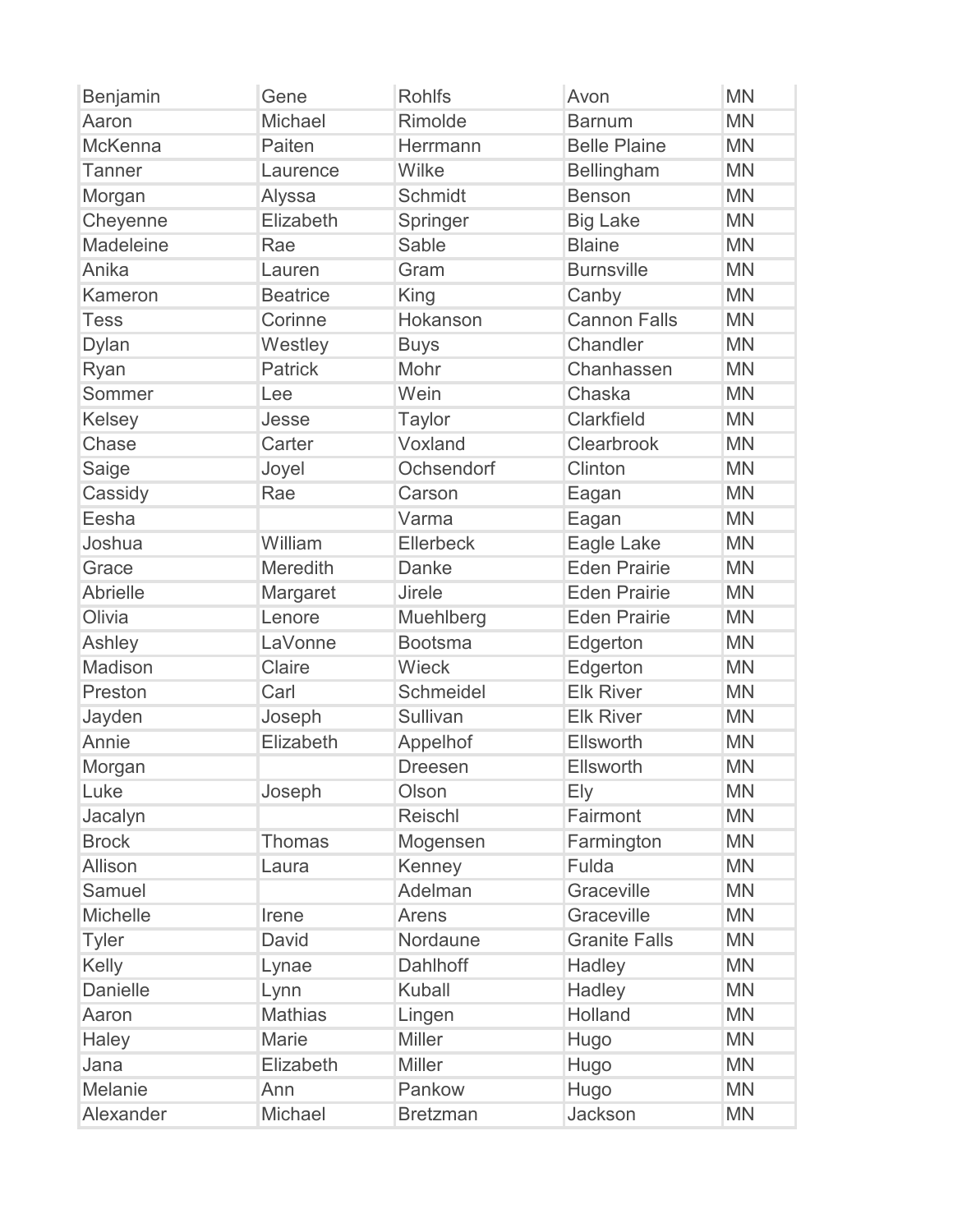| | | | | |
|---|---|---|---|---|
| Benjamin | Gene | Rohlfs | Avon | MN |
| Aaron | Michael | Rimolde | Barnum | MN |
| McKenna | Paiten | Herrmann | Belle Plaine | MN |
| Tanner | Laurence | Wilke | Bellingham | MN |
| Morgan | Alyssa | Schmidt | Benson | MN |
| Cheyenne | Elizabeth | Springer | Big Lake | MN |
| Madeleine | Rae | Sable | Blaine | MN |
| Anika | Lauren | Gram | Burnsville | MN |
| Kameron | Beatrice | King | Canby | MN |
| Tess | Corinne | Hokanson | Cannon Falls | MN |
| Dylan | Westley | Buys | Chandler | MN |
| Ryan | Patrick | Mohr | Chanhassen | MN |
| Sommer | Lee | Wein | Chaska | MN |
| Kelsey | Jesse | Taylor | Clarkfield | MN |
| Chase | Carter | Voxland | Clearbrook | MN |
| Saige | Joyel | Ochsendorf | Clinton | MN |
| Cassidy | Rae | Carson | Eagan | MN |
| Eesha | | Varma | Eagan | MN |
| Joshua | William | Ellerbeck | Eagle Lake | MN |
| Grace | Meredith | Danke | Eden Prairie | MN |
| Abrielle | Margaret | Jirele | Eden Prairie | MN |
| Olivia | Lenore | Muehlberg | Eden Prairie | MN |
| Ashley | LaVonne | Bootsma | Edgerton | MN |
| Madison | Claire | Wieck | Edgerton | MN |
| Preston | Carl | Schmeidel | Elk River | MN |
| Jayden | Joseph | Sullivan | Elk River | MN |
| Annie | Elizabeth | Appelhof | Ellsworth | MN |
| Morgan | | Dreesen | Ellsworth | MN |
| Luke | Joseph | Olson | Ely | MN |
| Jacalyn | | Reischl | Fairmont | MN |
| Brock | Thomas | Mogensen | Farmington | MN |
| Allison | Laura | Kenney | Fulda | MN |
| Samuel | | Adelman | Graceville | MN |
| Michelle | Irene | Arens | Graceville | MN |
| Tyler | David | Nordaune | Granite Falls | MN |
| Kelly | Lynae | Dahlhoff | Hadley | MN |
| Danielle | Lynn | Kuball | Hadley | MN |
| Aaron | Mathias | Lingen | Holland | MN |
| Haley | Marie | Miller | Hugo | MN |
| Jana | Elizabeth | Miller | Hugo | MN |
| Melanie | Ann | Pankow | Hugo | MN |
| Alexander | Michael | Bretzman | Jackson | MN |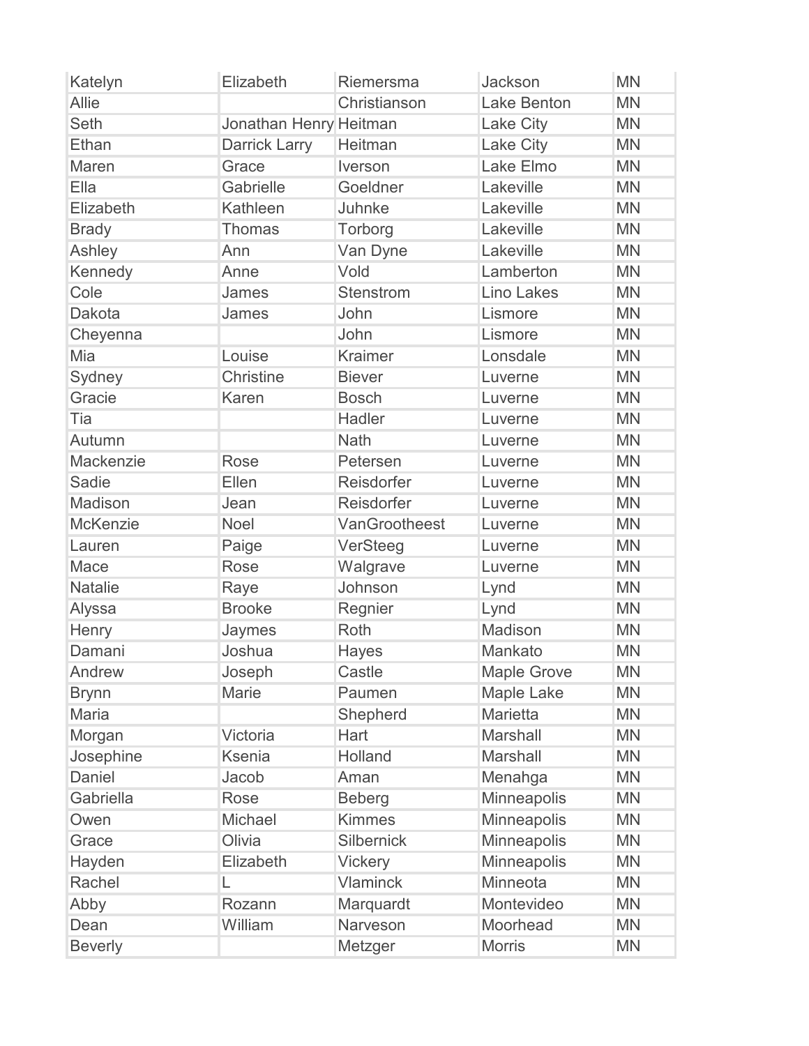| | | | | |
|---|---|---|---|---|
| Katelyn | Elizabeth | Riemersma | Jackson | MN |
| Allie | | Christianson | Lake Benton | MN |
| Seth | Jonathan Henry | Heitman | Lake City | MN |
| Ethan | Darrick Larry | Heitman | Lake City | MN |
| Maren | Grace | Iverson | Lake Elmo | MN |
| Ella | Gabrielle | Goeldner | Lakeville | MN |
| Elizabeth | Kathleen | Juhnke | Lakeville | MN |
| Brady | Thomas | Torborg | Lakeville | MN |
| Ashley | Ann | Van Dyne | Lakeville | MN |
| Kennedy | Anne | Vold | Lamberton | MN |
| Cole | James | Stenstrom | Lino Lakes | MN |
| Dakota | James | John | Lismore | MN |
| Cheyenna | | John | Lismore | MN |
| Mia | Louise | Kraimer | Lonsdale | MN |
| Sydney | Christine | Biever | Luverne | MN |
| Gracie | Karen | Bosch | Luverne | MN |
| Tia | | Hadler | Luverne | MN |
| Autumn | | Nath | Luverne | MN |
| Mackenzie | Rose | Petersen | Luverne | MN |
| Sadie | Ellen | Reisdorfer | Luverne | MN |
| Madison | Jean | Reisdorfer | Luverne | MN |
| McKenzie | Noel | VanGrootheest | Luverne | MN |
| Lauren | Paige | VerSteeg | Luverne | MN |
| Mace | Rose | Walgrave | Luverne | MN |
| Natalie | Raye | Johnson | Lynd | MN |
| Alyssa | Brooke | Regnier | Lynd | MN |
| Henry | Jaymes | Roth | Madison | MN |
| Damani | Joshua | Hayes | Mankato | MN |
| Andrew | Joseph | Castle | Maple Grove | MN |
| Brynn | Marie | Paumen | Maple Lake | MN |
| Maria | | Shepherd | Marietta | MN |
| Morgan | Victoria | Hart | Marshall | MN |
| Josephine | Ksenia | Holland | Marshall | MN |
| Daniel | Jacob | Aman | Menahga | MN |
| Gabriella | Rose | Beberg | Minneapolis | MN |
| Owen | Michael | Kimmes | Minneapolis | MN |
| Grace | Olivia | Silbernick | Minneapolis | MN |
| Hayden | Elizabeth | Vickery | Minneapolis | MN |
| Rachel | L | Vlaminck | Minneota | MN |
| Abby | Rozann | Marquardt | Montevideo | MN |
| Dean | William | Narveson | Moorhead | MN |
| Beverly | | Metzger | Morris | MN |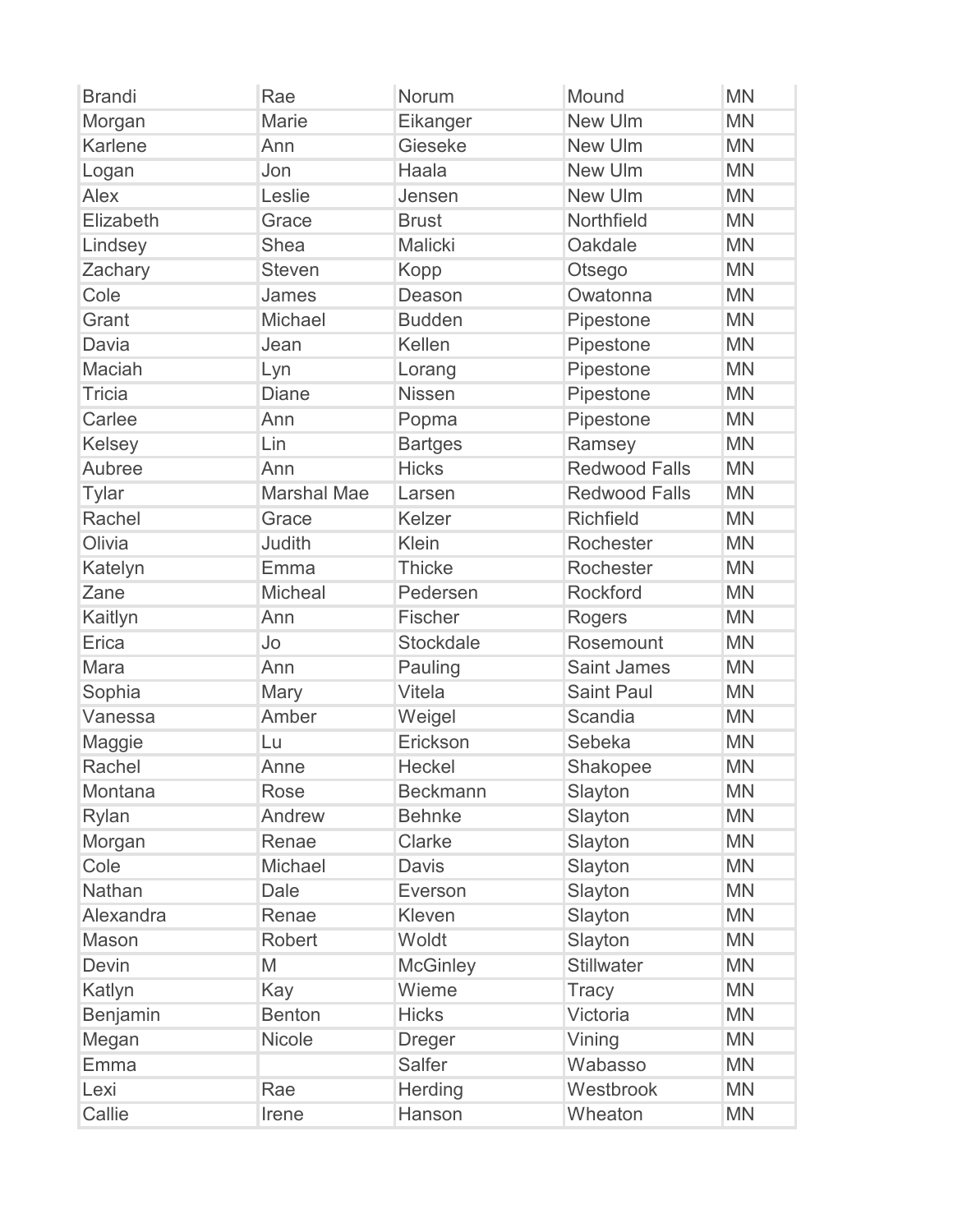| Brandi | Rae | Norum | Mound | MN |
|---|---|---|---|---|
| Morgan | Marie | Eikanger | New Ulm | MN |
| Karlene | Ann | Gieseke | New Ulm | MN |
| Logan | Jon | Haala | New Ulm | MN |
| Alex | Leslie | Jensen | New Ulm | MN |
| Elizabeth | Grace | Brust | Northfield | MN |
| Lindsey | Shea | Malicki | Oakdale | MN |
| Zachary | Steven | Kopp | Otsego | MN |
| Cole | James | Deason | Owatonna | MN |
| Grant | Michael | Budden | Pipestone | MN |
| Davia | Jean | Kellen | Pipestone | MN |
| Maciah | Lyn | Lorang | Pipestone | MN |
| Tricia | Diane | Nissen | Pipestone | MN |
| Carlee | Ann | Popma | Pipestone | MN |
| Kelsey | Lin | Bartges | Ramsey | MN |
| Aubree | Ann | Hicks | Redwood Falls | MN |
| Tylar | Marshal Mae | Larsen | Redwood Falls | MN |
| Rachel | Grace | Kelzer | Richfield | MN |
| Olivia | Judith | Klein | Rochester | MN |
| Katelyn | Emma | Thicke | Rochester | MN |
| Zane | Micheal | Pedersen | Rockford | MN |
| Kaitlyn | Ann | Fischer | Rogers | MN |
| Erica | Jo | Stockdale | Rosemount | MN |
| Mara | Ann | Pauling | Saint James | MN |
| Sophia | Mary | Vitela | Saint Paul | MN |
| Vanessa | Amber | Weigel | Scandia | MN |
| Maggie | Lu | Erickson | Sebeka | MN |
| Rachel | Anne | Heckel | Shakopee | MN |
| Montana | Rose | Beckmann | Slayton | MN |
| Rylan | Andrew | Behnke | Slayton | MN |
| Morgan | Renae | Clarke | Slayton | MN |
| Cole | Michael | Davis | Slayton | MN |
| Nathan | Dale | Everson | Slayton | MN |
| Alexandra | Renae | Kleven | Slayton | MN |
| Mason | Robert | Woldt | Slayton | MN |
| Devin | M | McGinley | Stillwater | MN |
| Katlyn | Kay | Wieme | Tracy | MN |
| Benjamin | Benton | Hicks | Victoria | MN |
| Megan | Nicole | Dreger | Vining | MN |
| Emma | | Salfer | Wabasso | MN |
| Lexi | Rae | Herding | Westbrook | MN |
| Callie | Irene | Hanson | Wheaton | MN |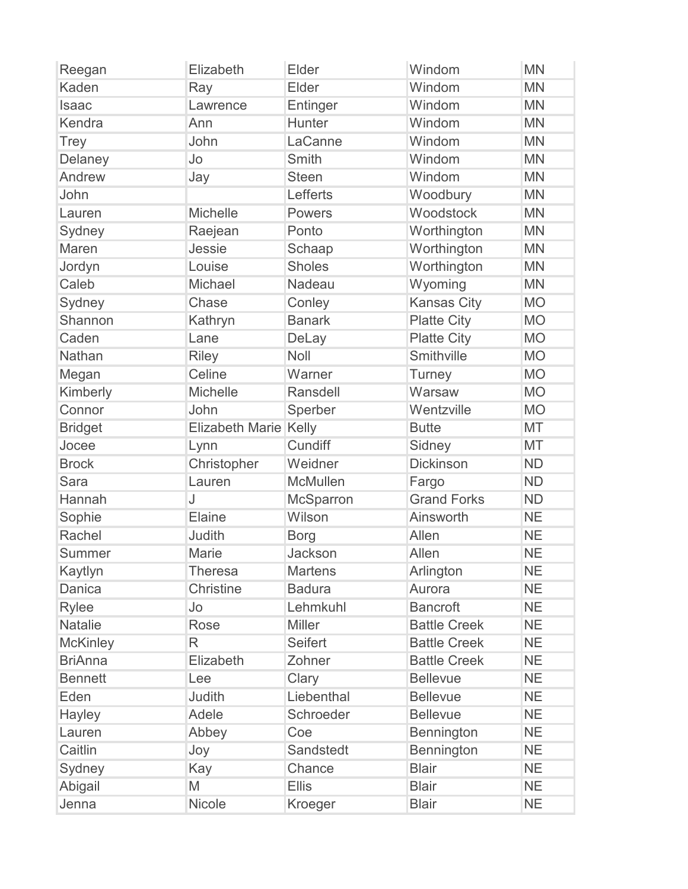| | | | | |
|---|---|---|---|---|
| Reegan | Elizabeth | Elder | Windom | MN |
| Kaden | Ray | Elder | Windom | MN |
| Isaac | Lawrence | Entinger | Windom | MN |
| Kendra | Ann | Hunter | Windom | MN |
| Trey | John | LaCanne | Windom | MN |
| Delaney | Jo | Smith | Windom | MN |
| Andrew | Jay | Steen | Windom | MN |
| John | | Lefferts | Woodbury | MN |
| Lauren | Michelle | Powers | Woodstock | MN |
| Sydney | Raejean | Ponto | Worthington | MN |
| Maren | Jessie | Schaap | Worthington | MN |
| Jordyn | Louise | Sholes | Worthington | MN |
| Caleb | Michael | Nadeau | Wyoming | MN |
| Sydney | Chase | Conley | Kansas City | MO |
| Shannon | Kathryn | Banark | Platte City | MO |
| Caden | Lane | DeLay | Platte City | MO |
| Nathan | Riley | Noll | Smithville | MO |
| Megan | Celine | Warner | Turney | MO |
| Kimberly | Michelle | Ransdell | Warsaw | MO |
| Connor | John | Sperber | Wentzville | MO |
| Bridget | Elizabeth Marie | Kelly | Butte | MT |
| Jocee | Lynn | Cundiff | Sidney | MT |
| Brock | Christopher | Weidner | Dickinson | ND |
| Sara | Lauren | McMullen | Fargo | ND |
| Hannah | J | McSparron | Grand Forks | ND |
| Sophie | Elaine | Wilson | Ainsworth | NE |
| Rachel | Judith | Borg | Allen | NE |
| Summer | Marie | Jackson | Allen | NE |
| Kaytlyn | Theresa | Martens | Arlington | NE |
| Danica | Christine | Badura | Aurora | NE |
| Rylee | Jo | Lehmkuhl | Bancroft | NE |
| Natalie | Rose | Miller | Battle Creek | NE |
| McKinley | R | Seifert | Battle Creek | NE |
| BriAnna | Elizabeth | Zohner | Battle Creek | NE |
| Bennett | Lee | Clary | Bellevue | NE |
| Eden | Judith | Liebenthal | Bellevue | NE |
| Hayley | Adele | Schroeder | Bellevue | NE |
| Lauren | Abbey | Coe | Bennington | NE |
| Caitlin | Joy | Sandstedt | Bennington | NE |
| Sydney | Kay | Chance | Blair | NE |
| Abigail | M | Ellis | Blair | NE |
| Jenna | Nicole | Kroeger | Blair | NE |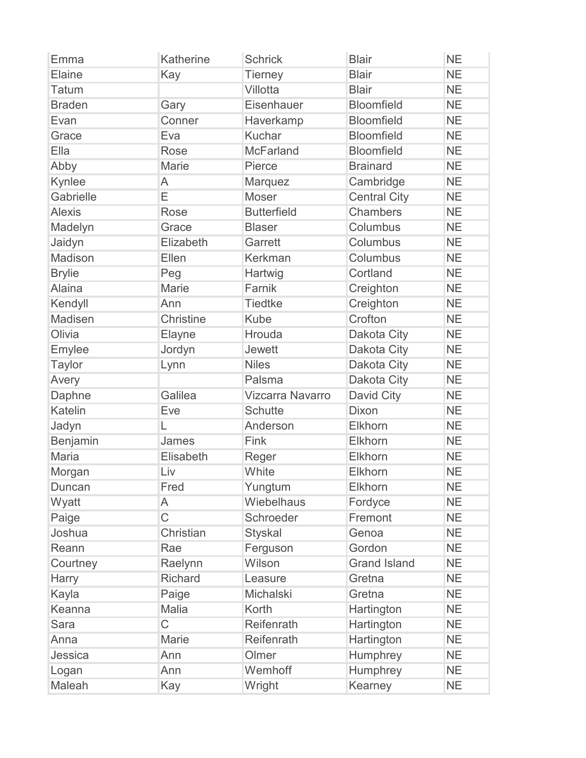| Emma | Katherine | Schrick | Blair | NE |
|---|---|---|---|---|
| Elaine | Kay | Tierney | Blair | NE |
| Tatum | | Villotta | Blair | NE |
| Braden | Gary | Eisenhauer | Bloomfield | NE |
| Evan | Conner | Haverkamp | Bloomfield | NE |
| Grace | Eva | Kuchar | Bloomfield | NE |
| Ella | Rose | McFarland | Bloomfield | NE |
| Abby | Marie | Pierce | Brainard | NE |
| Kynlee | A | Marquez | Cambridge | NE |
| Gabrielle | E | Moser | Central City | NE |
| Alexis | Rose | Butterfield | Chambers | NE |
| Madelyn | Grace | Blaser | Columbus | NE |
| Jaidyn | Elizabeth | Garrett | Columbus | NE |
| Madison | Ellen | Kerkman | Columbus | NE |
| Brylie | Peg | Hartwig | Cortland | NE |
| Alaina | Marie | Farnik | Creighton | NE |
| Kendyll | Ann | Tiedtke | Creighton | NE |
| Madisen | Christine | Kube | Crofton | NE |
| Olivia | Elayne | Hrouda | Dakota City | NE |
| Emylee | Jordyn | Jewett | Dakota City | NE |
| Taylor | Lynn | Niles | Dakota City | NE |
| Avery | | Palsma | Dakota City | NE |
| Daphne | Galilea | Vizcarra Navarro | David City | NE |
| Katelin | Eve | Schutte | Dixon | NE |
| Jadyn | L | Anderson | Elkhorn | NE |
| Benjamin | James | Fink | Elkhorn | NE |
| Maria | Elisabeth | Reger | Elkhorn | NE |
| Morgan | Liv | White | Elkhorn | NE |
| Duncan | Fred | Yungtum | Elkhorn | NE |
| Wyatt | A | Wiebelhaus | Fordyce | NE |
| Paige | C | Schroeder | Fremont | NE |
| Joshua | Christian | Styskal | Genoa | NE |
| Reann | Rae | Ferguson | Gordon | NE |
| Courtney | Raelynn | Wilson | Grand Island | NE |
| Harry | Richard | Leasure | Gretna | NE |
| Kayla | Paige | Michalski | Gretna | NE |
| Keanna | Malia | Korth | Hartington | NE |
| Sara | C | Reifenrath | Hartington | NE |
| Anna | Marie | Reifenrath | Hartington | NE |
| Jessica | Ann | Olmer | Humphrey | NE |
| Logan | Ann | Wemhoff | Humphrey | NE |
| Maleah | Kay | Wright | Kearney | NE |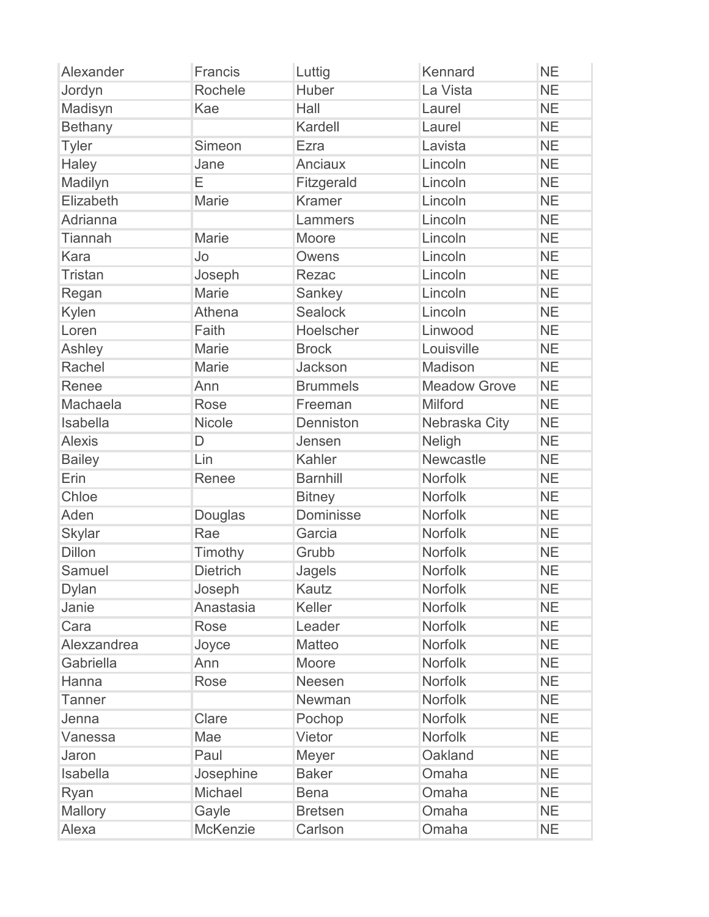| | | | | |
|---|---|---|---|---|
| Alexander | Francis | Luttig | Kennard | NE |
| Jordyn | Rochele | Huber | La Vista | NE |
| Madisyn | Kae | Hall | Laurel | NE |
| Bethany | | Kardell | Laurel | NE |
| Tyler | Simeon | Ezra | Lavista | NE |
| Haley | Jane | Anciaux | Lincoln | NE |
| Madilyn | E | Fitzgerald | Lincoln | NE |
| Elizabeth | Marie | Kramer | Lincoln | NE |
| Adrianna | | Lammers | Lincoln | NE |
| Tiannah | Marie | Moore | Lincoln | NE |
| Kara | Jo | Owens | Lincoln | NE |
| Tristan | Joseph | Rezac | Lincoln | NE |
| Regan | Marie | Sankey | Lincoln | NE |
| Kylen | Athena | Sealock | Lincoln | NE |
| Loren | Faith | Hoelscher | Linwood | NE |
| Ashley | Marie | Brock | Louisville | NE |
| Rachel | Marie | Jackson | Madison | NE |
| Renee | Ann | Brummels | Meadow Grove | NE |
| Machaela | Rose | Freeman | Milford | NE |
| Isabella | Nicole | Denniston | Nebraska City | NE |
| Alexis | D | Jensen | Neligh | NE |
| Bailey | Lin | Kahler | Newcastle | NE |
| Erin | Renee | Barnhill | Norfolk | NE |
| Chloe | | Bitney | Norfolk | NE |
| Aden | Douglas | Dominisse | Norfolk | NE |
| Skylar | Rae | Garcia | Norfolk | NE |
| Dillon | Timothy | Grubb | Norfolk | NE |
| Samuel | Dietrich | Jagels | Norfolk | NE |
| Dylan | Joseph | Kautz | Norfolk | NE |
| Janie | Anastasia | Keller | Norfolk | NE |
| Cara | Rose | Leader | Norfolk | NE |
| Alexzandrea | Joyce | Matteo | Norfolk | NE |
| Gabriella | Ann | Moore | Norfolk | NE |
| Hanna | Rose | Neesen | Norfolk | NE |
| Tanner | | Newman | Norfolk | NE |
| Jenna | Clare | Pochop | Norfolk | NE |
| Vanessa | Mae | Vietor | Norfolk | NE |
| Jaron | Paul | Meyer | Oakland | NE |
| Isabella | Josephine | Baker | Omaha | NE |
| Ryan | Michael | Bena | Omaha | NE |
| Mallory | Gayle | Bretsen | Omaha | NE |
| Alexa | McKenzie | Carlson | Omaha | NE |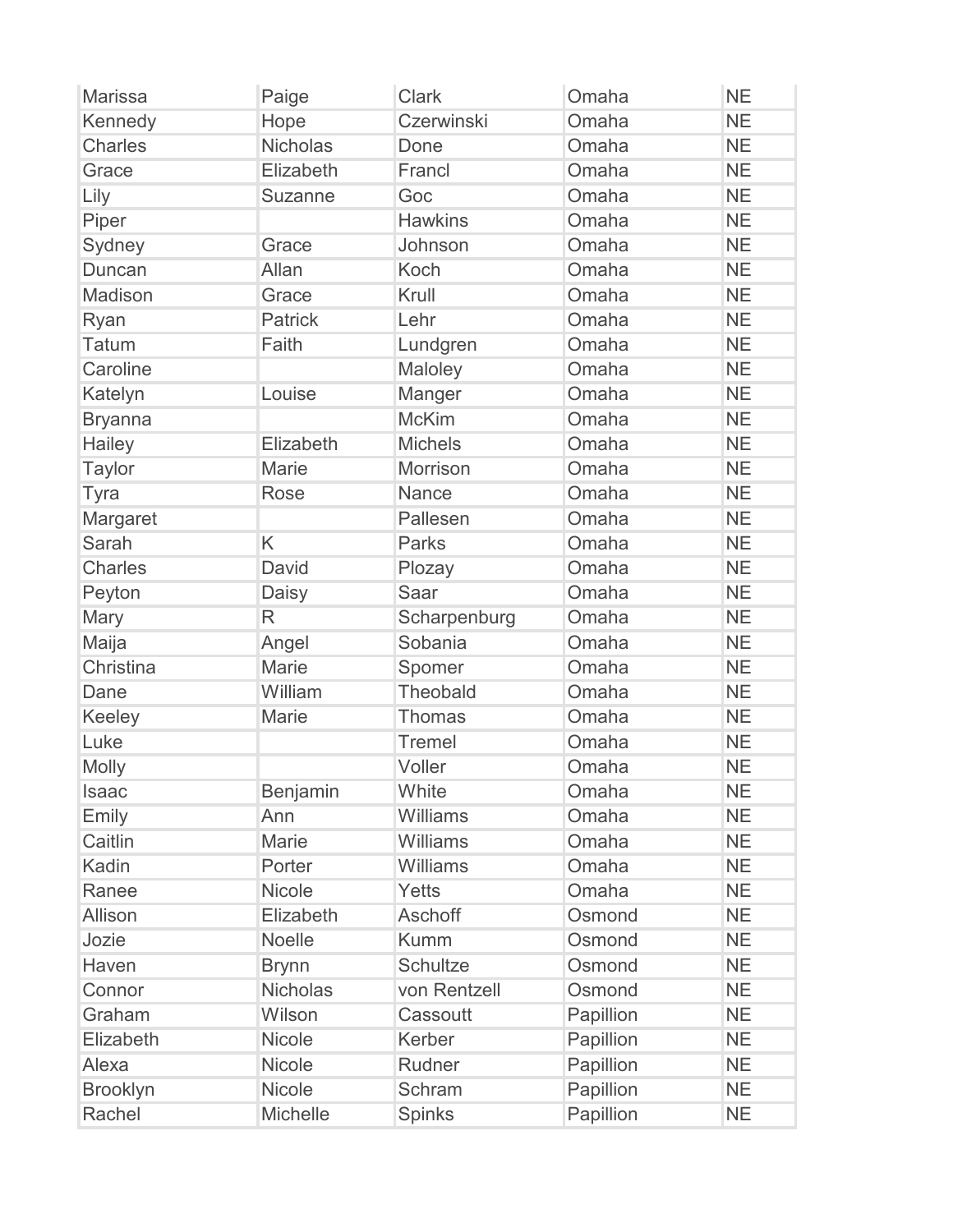| | | | | |
|---|---|---|---|---|
| Marissa | Paige | Clark | Omaha | NE |
| Kennedy | Hope | Czerwinski | Omaha | NE |
| Charles | Nicholas | Done | Omaha | NE |
| Grace | Elizabeth | Francl | Omaha | NE |
| Lily | Suzanne | Goc | Omaha | NE |
| Piper | | Hawkins | Omaha | NE |
| Sydney | Grace | Johnson | Omaha | NE |
| Duncan | Allan | Koch | Omaha | NE |
| Madison | Grace | Krull | Omaha | NE |
| Ryan | Patrick | Lehr | Omaha | NE |
| Tatum | Faith | Lundgren | Omaha | NE |
| Caroline | | Maloley | Omaha | NE |
| Katelyn | Louise | Manger | Omaha | NE |
| Bryanna | | McKim | Omaha | NE |
| Hailey | Elizabeth | Michels | Omaha | NE |
| Taylor | Marie | Morrison | Omaha | NE |
| Tyra | Rose | Nance | Omaha | NE |
| Margaret | | Pallesen | Omaha | NE |
| Sarah | K | Parks | Omaha | NE |
| Charles | David | Plozay | Omaha | NE |
| Peyton | Daisy | Saar | Omaha | NE |
| Mary | R | Scharpenburg | Omaha | NE |
| Maija | Angel | Sobania | Omaha | NE |
| Christina | Marie | Spomer | Omaha | NE |
| Dane | William | Theobald | Omaha | NE |
| Keeley | Marie | Thomas | Omaha | NE |
| Luke | | Tremel | Omaha | NE |
| Molly | | Voller | Omaha | NE |
| Isaac | Benjamin | White | Omaha | NE |
| Emily | Ann | Williams | Omaha | NE |
| Caitlin | Marie | Williams | Omaha | NE |
| Kadin | Porter | Williams | Omaha | NE |
| Ranee | Nicole | Yetts | Omaha | NE |
| Allison | Elizabeth | Aschoff | Osmond | NE |
| Jozie | Noelle | Kumm | Osmond | NE |
| Haven | Brynn | Schultze | Osmond | NE |
| Connor | Nicholas | von Rentzell | Osmond | NE |
| Graham | Wilson | Cassoutt | Papillion | NE |
| Elizabeth | Nicole | Kerber | Papillion | NE |
| Alexa | Nicole | Rudner | Papillion | NE |
| Brooklyn | Nicole | Schram | Papillion | NE |
| Rachel | Michelle | Spinks | Papillion | NE |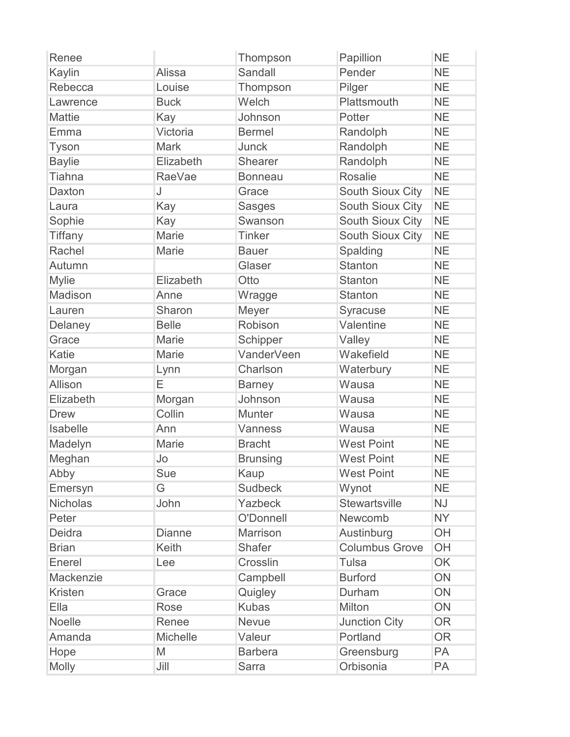| Renee | | Thompson | Papillion | NE |
|---|---|---|---|---|
| Kaylin | Alissa | Sandall | Pender | NE |
| Rebecca | Louise | Thompson | Pilger | NE |
| Lawrence | Buck | Welch | Plattsmouth | NE |
| Mattie | Kay | Johnson | Potter | NE |
| Emma | Victoria | Bermel | Randolph | NE |
| Tyson | Mark | Junck | Randolph | NE |
| Baylie | Elizabeth | Shearer | Randolph | NE |
| Tiahna | RaeVae | Bonneau | Rosalie | NE |
| Daxton | J | Grace | South Sioux City | NE |
| Laura | Kay | Sasges | South Sioux City | NE |
| Sophie | Kay | Swanson | South Sioux City | NE |
| Tiffany | Marie | Tinker | South Sioux City | NE |
| Rachel | Marie | Bauer | Spalding | NE |
| Autumn | | Glaser | Stanton | NE |
| Mylie | Elizabeth | Otto | Stanton | NE |
| Madison | Anne | Wragge | Stanton | NE |
| Lauren | Sharon | Meyer | Syracuse | NE |
| Delaney | Belle | Robison | Valentine | NE |
| Grace | Marie | Schipper | Valley | NE |
| Katie | Marie | VanderVeen | Wakefield | NE |
| Morgan | Lynn | Charlson | Waterbury | NE |
| Allison | E | Barney | Wausa | NE |
| Elizabeth | Morgan | Johnson | Wausa | NE |
| Drew | Collin | Munter | Wausa | NE |
| Isabelle | Ann | Vanness | Wausa | NE |
| Madelyn | Marie | Bracht | West Point | NE |
| Meghan | Jo | Brunsing | West Point | NE |
| Abby | Sue | Kaup | West Point | NE |
| Emersyn | G | Sudbeck | Wynot | NE |
| Nicholas | John | Yazbeck | Stewartsville | NJ |
| Peter | | O'Donnell | Newcomb | NY |
| Deidra | Dianne | Marrison | Austinburg | OH |
| Brian | Keith | Shafer | Columbus Grove | OH |
| Enerel | Lee | Crosslin | Tulsa | OK |
| Mackenzie | | Campbell | Burford | ON |
| Kristen | Grace | Quigley | Durham | ON |
| Ella | Rose | Kubas | Milton | ON |
| Noelle | Renee | Nevue | Junction City | OR |
| Amanda | Michelle | Valeur | Portland | OR |
| Hope | M | Barbera | Greensburg | PA |
| Molly | Jill | Sarra | Orbisonia | PA |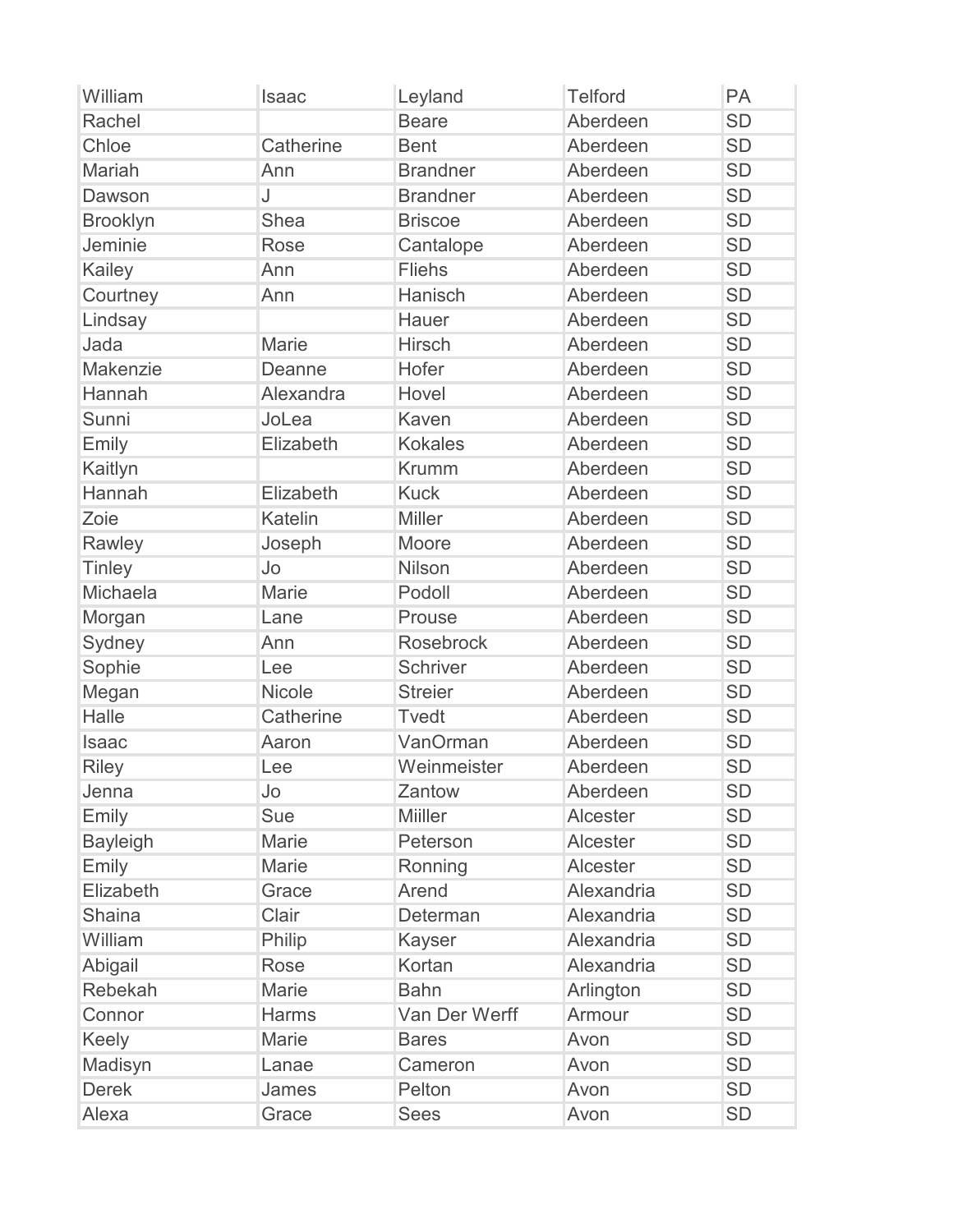| William | Isaac | Leyland | Telford | PA |
|---|---|---|---|---|
| Rachel | | Beare | Aberdeen | SD |
| Chloe | Catherine | Bent | Aberdeen | SD |
| Mariah | Ann | Brandner | Aberdeen | SD |
| Dawson | J | Brandner | Aberdeen | SD |
| Brooklyn | Shea | Briscoe | Aberdeen | SD |
| Jeminie | Rose | Cantalope | Aberdeen | SD |
| Kailey | Ann | Fliehs | Aberdeen | SD |
| Courtney | Ann | Hanisch | Aberdeen | SD |
| Lindsay | | Hauer | Aberdeen | SD |
| Jada | Marie | Hirsch | Aberdeen | SD |
| Makenzie | Deanne | Hofer | Aberdeen | SD |
| Hannah | Alexandra | Hovel | Aberdeen | SD |
| Sunni | JoLea | Kaven | Aberdeen | SD |
| Emily | Elizabeth | Kokales | Aberdeen | SD |
| Kaitlyn | | Krumm | Aberdeen | SD |
| Hannah | Elizabeth | Kuck | Aberdeen | SD |
| Zoie | Katelin | Miller | Aberdeen | SD |
| Rawley | Joseph | Moore | Aberdeen | SD |
| Tinley | Jo | Nilson | Aberdeen | SD |
| Michaela | Marie | Podoll | Aberdeen | SD |
| Morgan | Lane | Prouse | Aberdeen | SD |
| Sydney | Ann | Rosebrock | Aberdeen | SD |
| Sophie | Lee | Schriver | Aberdeen | SD |
| Megan | Nicole | Streier | Aberdeen | SD |
| Halle | Catherine | Tvedt | Aberdeen | SD |
| Isaac | Aaron | VanOrman | Aberdeen | SD |
| Riley | Lee | Weinmeister | Aberdeen | SD |
| Jenna | Jo | Zantow | Aberdeen | SD |
| Emily | Sue | Miiller | Alcester | SD |
| Bayleigh | Marie | Peterson | Alcester | SD |
| Emily | Marie | Ronning | Alcester | SD |
| Elizabeth | Grace | Arend | Alexandria | SD |
| Shaina | Clair | Determan | Alexandria | SD |
| William | Philip | Kayser | Alexandria | SD |
| Abigail | Rose | Kortan | Alexandria | SD |
| Rebekah | Marie | Bahn | Arlington | SD |
| Connor | Harms | Van Der Werff | Armour | SD |
| Keely | Marie | Bares | Avon | SD |
| Madisyn | Lanae | Cameron | Avon | SD |
| Derek | James | Pelton | Avon | SD |
| Alexa | Grace | Sees | Avon | SD |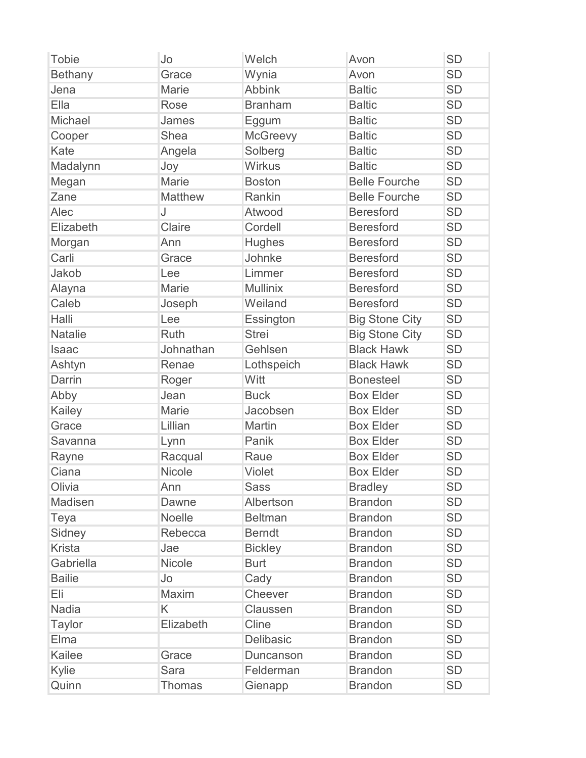| | | | | |
|---|---|---|---|---|
| Tobie | Jo | Welch | Avon | SD |
| Bethany | Grace | Wynia | Avon | SD |
| Jena | Marie | Abbink | Baltic | SD |
| Ella | Rose | Branham | Baltic | SD |
| Michael | James | Eggum | Baltic | SD |
| Cooper | Shea | McGreevy | Baltic | SD |
| Kate | Angela | Solberg | Baltic | SD |
| Madalynn | Joy | Wirkus | Baltic | SD |
| Megan | Marie | Boston | Belle Fourche | SD |
| Zane | Matthew | Rankin | Belle Fourche | SD |
| Alec | J | Atwood | Beresford | SD |
| Elizabeth | Claire | Cordell | Beresford | SD |
| Morgan | Ann | Hughes | Beresford | SD |
| Carli | Grace | Johnke | Beresford | SD |
| Jakob | Lee | Limmer | Beresford | SD |
| Alayna | Marie | Mullinix | Beresford | SD |
| Caleb | Joseph | Weiland | Beresford | SD |
| Halli | Lee | Essington | Big Stone City | SD |
| Natalie | Ruth | Strei | Big Stone City | SD |
| Isaac | Johnathan | Gehlsen | Black Hawk | SD |
| Ashtyn | Renae | Lothspeich | Black Hawk | SD |
| Darrin | Roger | Witt | Bonesteel | SD |
| Abby | Jean | Buck | Box Elder | SD |
| Kailey | Marie | Jacobsen | Box Elder | SD |
| Grace | Lillian | Martin | Box Elder | SD |
| Savanna | Lynn | Panik | Box Elder | SD |
| Rayne | Racqual | Raue | Box Elder | SD |
| Ciana | Nicole | Violet | Box Elder | SD |
| Olivia | Ann | Sass | Bradley | SD |
| Madisen | Dawne | Albertson | Brandon | SD |
| Teya | Noelle | Beltman | Brandon | SD |
| Sidney | Rebecca | Berndt | Brandon | SD |
| Krista | Jae | Bickley | Brandon | SD |
| Gabriella | Nicole | Burt | Brandon | SD |
| Bailie | Jo | Cady | Brandon | SD |
| Eli | Maxim | Cheever | Brandon | SD |
| Nadia | K | Claussen | Brandon | SD |
| Taylor | Elizabeth | Cline | Brandon | SD |
| Elma | | Delibasic | Brandon | SD |
| Kailee | Grace | Duncanson | Brandon | SD |
| Kylie | Sara | Felderman | Brandon | SD |
| Quinn | Thomas | Gienapp | Brandon | SD |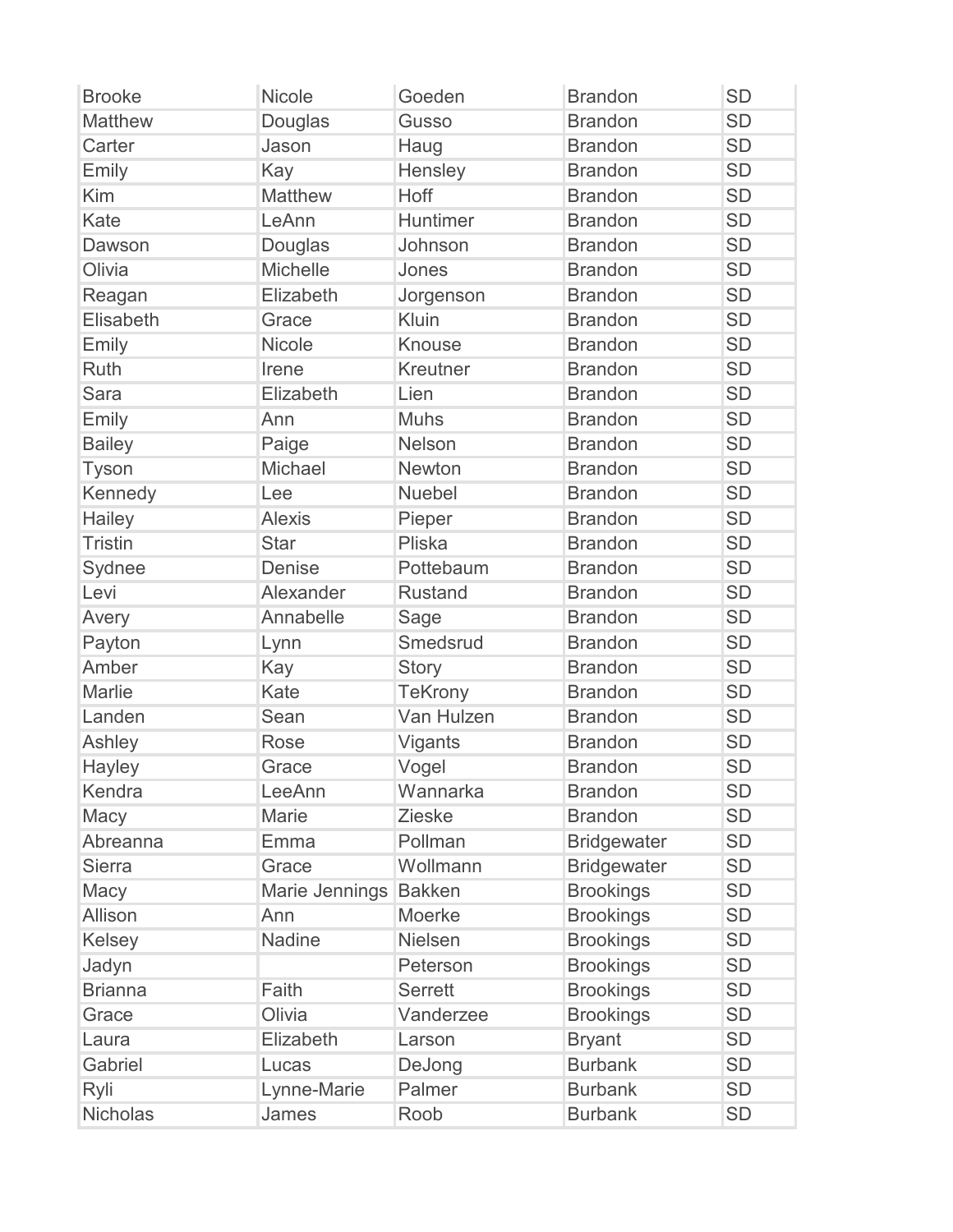| | | | | |
|---|---|---|---|---|
| Brooke | Nicole | Goeden | Brandon | SD |
| Matthew | Douglas | Gusso | Brandon | SD |
| Carter | Jason | Haug | Brandon | SD |
| Emily | Kay | Hensley | Brandon | SD |
| Kim | Matthew | Hoff | Brandon | SD |
| Kate | LeAnn | Huntimer | Brandon | SD |
| Dawson | Douglas | Johnson | Brandon | SD |
| Olivia | Michelle | Jones | Brandon | SD |
| Reagan | Elizabeth | Jorgenson | Brandon | SD |
| Elisabeth | Grace | Kluin | Brandon | SD |
| Emily | Nicole | Knouse | Brandon | SD |
| Ruth | Irene | Kreutner | Brandon | SD |
| Sara | Elizabeth | Lien | Brandon | SD |
| Emily | Ann | Muhs | Brandon | SD |
| Bailey | Paige | Nelson | Brandon | SD |
| Tyson | Michael | Newton | Brandon | SD |
| Kennedy | Lee | Nuebel | Brandon | SD |
| Hailey | Alexis | Pieper | Brandon | SD |
| Tristin | Star | Pliska | Brandon | SD |
| Sydnee | Denise | Pottebaum | Brandon | SD |
| Levi | Alexander | Rustand | Brandon | SD |
| Avery | Annabelle | Sage | Brandon | SD |
| Payton | Lynn | Smedsrud | Brandon | SD |
| Amber | Kay | Story | Brandon | SD |
| Marlie | Kate | TeKrony | Brandon | SD |
| Landen | Sean | Van Hulzen | Brandon | SD |
| Ashley | Rose | Vigants | Brandon | SD |
| Hayley | Grace | Vogel | Brandon | SD |
| Kendra | LeeAnn | Wannarka | Brandon | SD |
| Macy | Marie | Zieske | Brandon | SD |
| Abreanna | Emma | Pollman | Bridgewater | SD |
| Sierra | Grace | Wollmann | Bridgewater | SD |
| Macy | Marie Jennings | Bakken | Brookings | SD |
| Allison | Ann | Moerke | Brookings | SD |
| Kelsey | Nadine | Nielsen | Brookings | SD |
| Jadyn | | Peterson | Brookings | SD |
| Brianna | Faith | Serrett | Brookings | SD |
| Grace | Olivia | Vanderzee | Brookings | SD |
| Laura | Elizabeth | Larson | Bryant | SD |
| Gabriel | Lucas | DeJong | Burbank | SD |
| Ryli | Lynne-Marie | Palmer | Burbank | SD |
| Nicholas | James | Roob | Burbank | SD |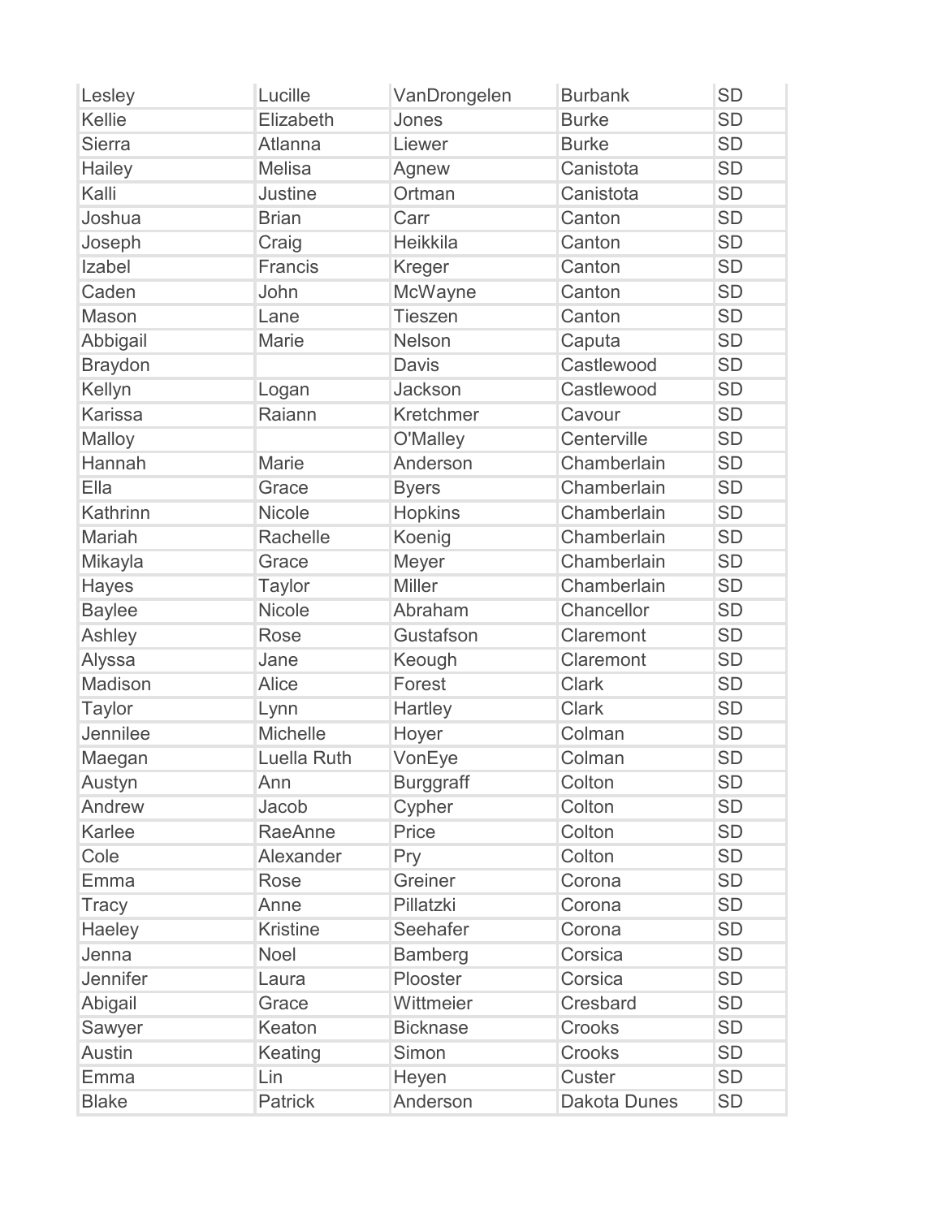| | | | | |
|---|---|---|---|---|
| Lesley | Lucille | VanDrongelen | Burbank | SD |
| Kellie | Elizabeth | Jones | Burke | SD |
| Sierra | Atlanna | Liewer | Burke | SD |
| Hailey | Melisa | Agnew | Canistota | SD |
| Kalli | Justine | Ortman | Canistota | SD |
| Joshua | Brian | Carr | Canton | SD |
| Joseph | Craig | Heikkila | Canton | SD |
| Izabel | Francis | Kreger | Canton | SD |
| Caden | John | McWayne | Canton | SD |
| Mason | Lane | Tieszen | Canton | SD |
| Abbigail | Marie | Nelson | Caputa | SD |
| Braydon | | Davis | Castlewood | SD |
| Kellyn | Logan | Jackson | Castlewood | SD |
| Karissa | Raiann | Kretchmer | Cavour | SD |
| Malloy | | O'Malley | Centerville | SD |
| Hannah | Marie | Anderson | Chamberlain | SD |
| Ella | Grace | Byers | Chamberlain | SD |
| Kathrinn | Nicole | Hopkins | Chamberlain | SD |
| Mariah | Rachelle | Koenig | Chamberlain | SD |
| Mikayla | Grace | Meyer | Chamberlain | SD |
| Hayes | Taylor | Miller | Chamberlain | SD |
| Baylee | Nicole | Abraham | Chancellor | SD |
| Ashley | Rose | Gustafson | Claremont | SD |
| Alyssa | Jane | Keough | Claremont | SD |
| Madison | Alice | Forest | Clark | SD |
| Taylor | Lynn | Hartley | Clark | SD |
| Jennilee | Michelle | Hoyer | Colman | SD |
| Maegan | Luella Ruth | VonEye | Colman | SD |
| Austyn | Ann | Burggraff | Colton | SD |
| Andrew | Jacob | Cypher | Colton | SD |
| Karlee | RaeAnne | Price | Colton | SD |
| Cole | Alexander | Pry | Colton | SD |
| Emma | Rose | Greiner | Corona | SD |
| Tracy | Anne | Pillatzki | Corona | SD |
| Haeley | Kristine | Seehafer | Corona | SD |
| Jenna | Noel | Bamberg | Corsica | SD |
| Jennifer | Laura | Plooster | Corsica | SD |
| Abigail | Grace | Wittmeier | Cresbard | SD |
| Sawyer | Keaton | Bicknase | Crooks | SD |
| Austin | Keating | Simon | Crooks | SD |
| Emma | Lin | Heyen | Custer | SD |
| Blake | Patrick | Anderson | Dakota Dunes | SD |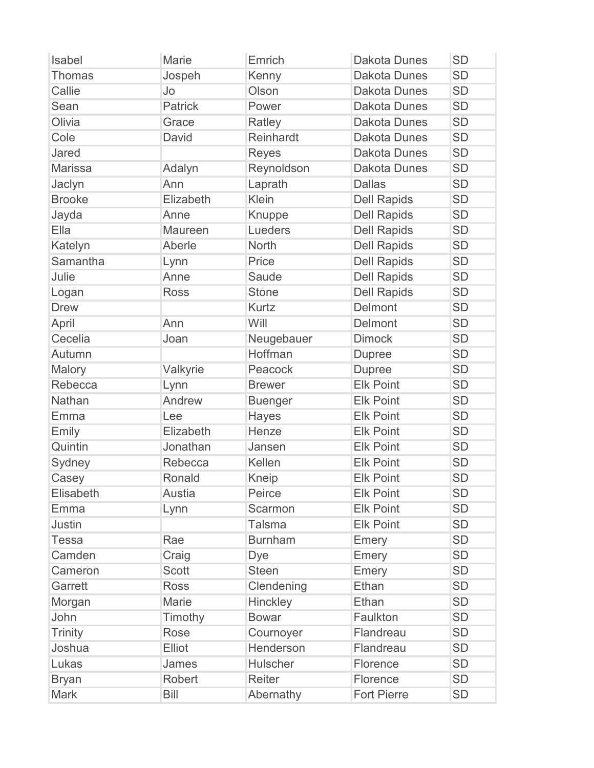| | | | | |
|---|---|---|---|---|
| Isabel | Marie | Emrich | Dakota Dunes | SD |
| Thomas | Jospeh | Kenny | Dakota Dunes | SD |
| Callie | Jo | Olson | Dakota Dunes | SD |
| Sean | Patrick | Power | Dakota Dunes | SD |
| Olivia | Grace | Ratley | Dakota Dunes | SD |
| Cole | David | Reinhardt | Dakota Dunes | SD |
| Jared | | Reyes | Dakota Dunes | SD |
| Marissa | Adalyn | Reynoldson | Dakota Dunes | SD |
| Jaclyn | Ann | Laprath | Dallas | SD |
| Brooke | Elizabeth | Klein | Dell Rapids | SD |
| Jayda | Anne | Knuppe | Dell Rapids | SD |
| Ella | Maureen | Lueders | Dell Rapids | SD |
| Katelyn | Aberle | North | Dell Rapids | SD |
| Samantha | Lynn | Price | Dell Rapids | SD |
| Julie | Anne | Saude | Dell Rapids | SD |
| Logan | Ross | Stone | Dell Rapids | SD |
| Drew | | Kurtz | Delmont | SD |
| April | Ann | Will | Delmont | SD |
| Cecelia | Joan | Neugebauer | Dimock | SD |
| Autumn | | Hoffman | Dupree | SD |
| Malory | Valkyrie | Peacock | Dupree | SD |
| Rebecca | Lynn | Brewer | Elk Point | SD |
| Nathan | Andrew | Buenger | Elk Point | SD |
| Emma | Lee | Hayes | Elk Point | SD |
| Emily | Elizabeth | Henze | Elk Point | SD |
| Quintin | Jonathan | Jansen | Elk Point | SD |
| Sydney | Rebecca | Kellen | Elk Point | SD |
| Casey | Ronald | Kneip | Elk Point | SD |
| Elisabeth | Austia | Peirce | Elk Point | SD |
| Emma | Lynn | Scarmon | Elk Point | SD |
| Justin | | Talsma | Elk Point | SD |
| Tessa | Rae | Burnham | Emery | SD |
| Camden | Craig | Dye | Emery | SD |
| Cameron | Scott | Steen | Emery | SD |
| Garrett | Ross | Clendening | Ethan | SD |
| Morgan | Marie | Hinckley | Ethan | SD |
| John | Timothy | Bowar | Faulkton | SD |
| Trinity | Rose | Cournoyer | Flandreau | SD |
| Joshua | Elliot | Henderson | Flandreau | SD |
| Lukas | James | Hulscher | Florence | SD |
| Bryan | Robert | Reiter | Florence | SD |
| Mark | Bill | Abernathy | Fort Pierre | SD |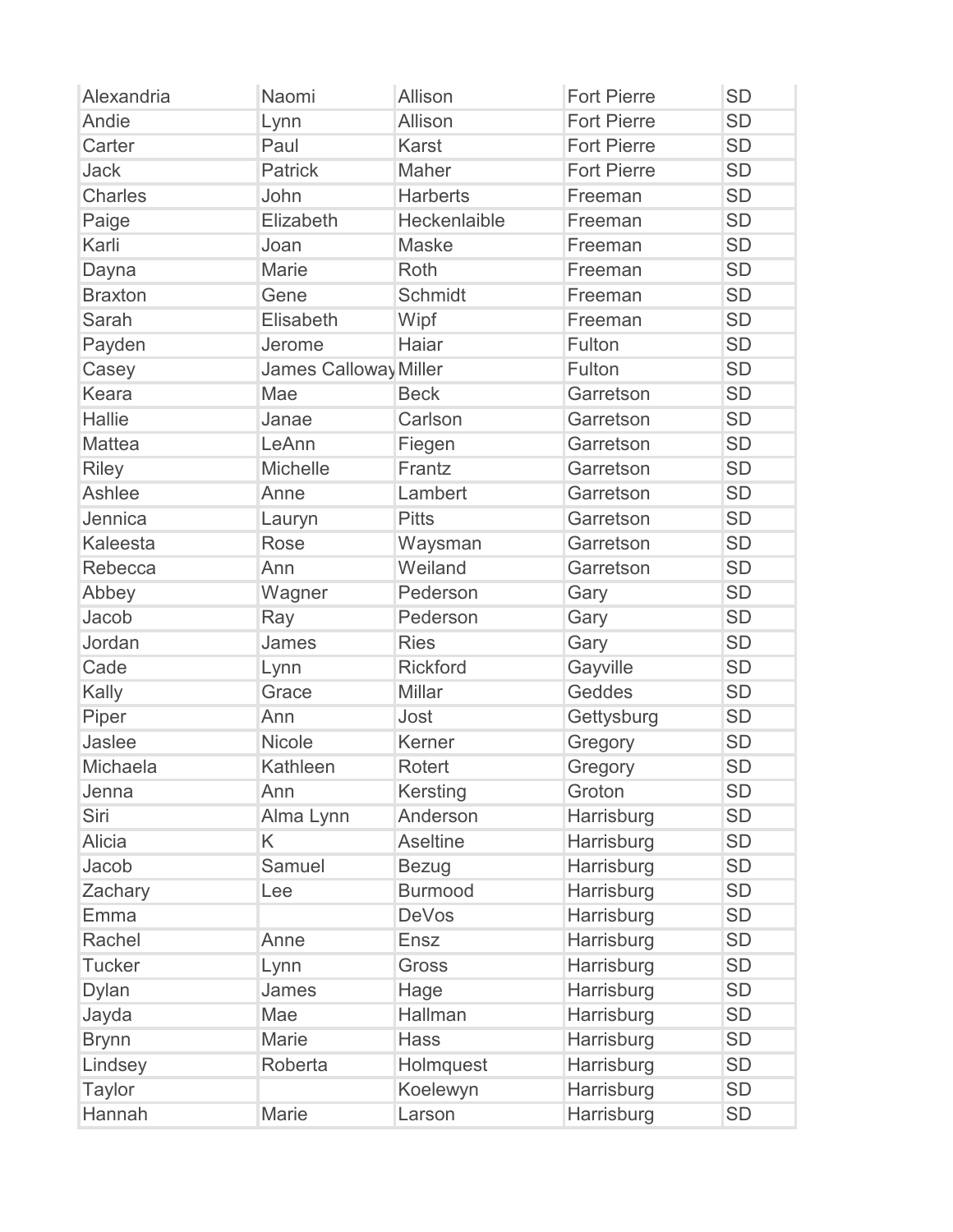| | | | | |
|---|---|---|---|---|
| Alexandria | Naomi | Allison | Fort Pierre | SD |
| Andie | Lynn | Allison | Fort Pierre | SD |
| Carter | Paul | Karst | Fort Pierre | SD |
| Jack | Patrick | Maher | Fort Pierre | SD |
| Charles | John | Harberts | Freeman | SD |
| Paige | Elizabeth | Heckenlaible | Freeman | SD |
| Karli | Joan | Maske | Freeman | SD |
| Dayna | Marie | Roth | Freeman | SD |
| Braxton | Gene | Schmidt | Freeman | SD |
| Sarah | Elisabeth | Wipf | Freeman | SD |
| Payden | Jerome | Haiar | Fulton | SD |
| Casey | James Calloway | Miller | Fulton | SD |
| Keara | Mae | Beck | Garretson | SD |
| Hallie | Janae | Carlson | Garretson | SD |
| Mattea | LeAnn | Fiegen | Garretson | SD |
| Riley | Michelle | Frantz | Garretson | SD |
| Ashlee | Anne | Lambert | Garretson | SD |
| Jennica | Lauryn | Pitts | Garretson | SD |
| Kaleesta | Rose | Waysman | Garretson | SD |
| Rebecca | Ann | Weiland | Garretson | SD |
| Abbey | Wagner | Pederson | Gary | SD |
| Jacob | Ray | Pederson | Gary | SD |
| Jordan | James | Ries | Gary | SD |
| Cade | Lynn | Rickford | Gayville | SD |
| Kally | Grace | Millar | Geddes | SD |
| Piper | Ann | Jost | Gettysburg | SD |
| Jaslee | Nicole | Kerner | Gregory | SD |
| Michaela | Kathleen | Rotert | Gregory | SD |
| Jenna | Ann | Kersting | Groton | SD |
| Siri | Alma Lynn | Anderson | Harrisburg | SD |
| Alicia | K | Aseltine | Harrisburg | SD |
| Jacob | Samuel | Bezug | Harrisburg | SD |
| Zachary | Lee | Burmood | Harrisburg | SD |
| Emma | | DeVos | Harrisburg | SD |
| Rachel | Anne | Ensz | Harrisburg | SD |
| Tucker | Lynn | Gross | Harrisburg | SD |
| Dylan | James | Hage | Harrisburg | SD |
| Jayda | Mae | Hallman | Harrisburg | SD |
| Brynn | Marie | Hass | Harrisburg | SD |
| Lindsey | Roberta | Holmquest | Harrisburg | SD |
| Taylor | | Koelewyn | Harrisburg | SD |
| Hannah | Marie | Larson | Harrisburg | SD |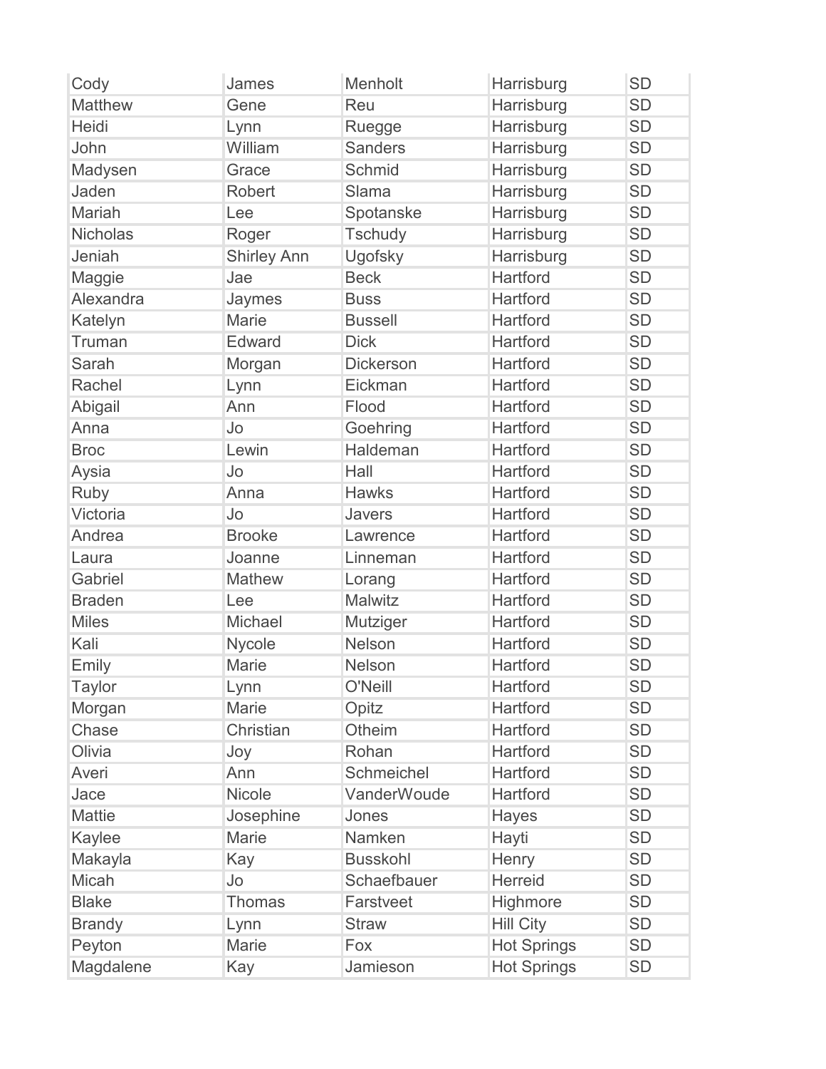| | | | | |
|---|---|---|---|---|
| Cody | James | Menholt | Harrisburg | SD |
| Matthew | Gene | Reu | Harrisburg | SD |
| Heidi | Lynn | Ruegge | Harrisburg | SD |
| John | William | Sanders | Harrisburg | SD |
| Madysen | Grace | Schmid | Harrisburg | SD |
| Jaden | Robert | Slama | Harrisburg | SD |
| Mariah | Lee | Spotanske | Harrisburg | SD |
| Nicholas | Roger | Tschudy | Harrisburg | SD |
| Jeniah | Shirley Ann | Ugofsky | Harrisburg | SD |
| Maggie | Jae | Beck | Hartford | SD |
| Alexandra | Jaymes | Buss | Hartford | SD |
| Katelyn | Marie | Bussell | Hartford | SD |
| Truman | Edward | Dick | Hartford | SD |
| Sarah | Morgan | Dickerson | Hartford | SD |
| Rachel | Lynn | Eickman | Hartford | SD |
| Abigail | Ann | Flood | Hartford | SD |
| Anna | Jo | Goehring | Hartford | SD |
| Broc | Lewin | Haldeman | Hartford | SD |
| Aysia | Jo | Hall | Hartford | SD |
| Ruby | Anna | Hawks | Hartford | SD |
| Victoria | Jo | Javers | Hartford | SD |
| Andrea | Brooke | Lawrence | Hartford | SD |
| Laura | Joanne | Linneman | Hartford | SD |
| Gabriel | Mathew | Lorang | Hartford | SD |
| Braden | Lee | Malwitz | Hartford | SD |
| Miles | Michael | Mutziger | Hartford | SD |
| Kali | Nycole | Nelson | Hartford | SD |
| Emily | Marie | Nelson | Hartford | SD |
| Taylor | Lynn | O'Neill | Hartford | SD |
| Morgan | Marie | Opitz | Hartford | SD |
| Chase | Christian | Otheim | Hartford | SD |
| Olivia | Joy | Rohan | Hartford | SD |
| Averi | Ann | Schmeichel | Hartford | SD |
| Jace | Nicole | VanderWoude | Hartford | SD |
| Mattie | Josephine | Jones | Hayes | SD |
| Kaylee | Marie | Namken | Hayti | SD |
| Makayla | Kay | Busskohl | Henry | SD |
| Micah | Jo | Schaefbauer | Herreid | SD |
| Blake | Thomas | Farstveet | Highmore | SD |
| Brandy | Lynn | Straw | Hill City | SD |
| Peyton | Marie | Fox | Hot Springs | SD |
| Magdalene | Kay | Jamieson | Hot Springs | SD |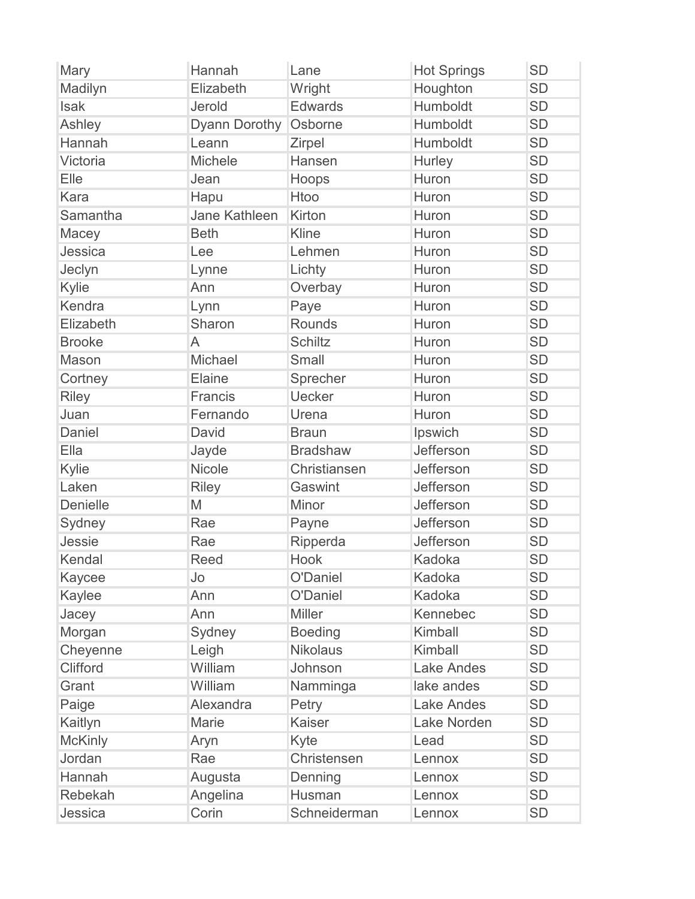| | | | | |
|---|---|---|---|---|
| Mary | Hannah | Lane | Hot Springs | SD |
| Madilyn | Elizabeth | Wright | Houghton | SD |
| Isak | Jerold | Edwards | Humboldt | SD |
| Ashley | Dyann Dorothy | Osborne | Humboldt | SD |
| Hannah | Leann | Zirpel | Humboldt | SD |
| Victoria | Michele | Hansen | Hurley | SD |
| Elle | Jean | Hoops | Huron | SD |
| Kara | Hapu | Htoo | Huron | SD |
| Samantha | Jane Kathleen | Kirton | Huron | SD |
| Macey | Beth | Kline | Huron | SD |
| Jessica | Lee | Lehmen | Huron | SD |
| Jeclyn | Lynne | Lichty | Huron | SD |
| Kylie | Ann | Overbay | Huron | SD |
| Kendra | Lynn | Paye | Huron | SD |
| Elizabeth | Sharon | Rounds | Huron | SD |
| Brooke | A | Schiltz | Huron | SD |
| Mason | Michael | Small | Huron | SD |
| Cortney | Elaine | Sprecher | Huron | SD |
| Riley | Francis | Uecker | Huron | SD |
| Juan | Fernando | Urena | Huron | SD |
| Daniel | David | Braun | Ipswich | SD |
| Ella | Jayde | Bradshaw | Jefferson | SD |
| Kylie | Nicole | Christiansen | Jefferson | SD |
| Laken | Riley | Gaswint | Jefferson | SD |
| Denielle | M | Minor | Jefferson | SD |
| Sydney | Rae | Payne | Jefferson | SD |
| Jessie | Rae | Ripperda | Jefferson | SD |
| Kendal | Reed | Hook | Kadoka | SD |
| Kaycee | Jo | O'Daniel | Kadoka | SD |
| Kaylee | Ann | O'Daniel | Kadoka | SD |
| Jacey | Ann | Miller | Kennebec | SD |
| Morgan | Sydney | Boeding | Kimball | SD |
| Cheyenne | Leigh | Nikolaus | Kimball | SD |
| Clifford | William | Johnson | Lake Andes | SD |
| Grant | William | Namminga | lake andes | SD |
| Paige | Alexandra | Petry | Lake Andes | SD |
| Kaitlyn | Marie | Kaiser | Lake Norden | SD |
| McKinly | Aryn | Kyte | Lead | SD |
| Jordan | Rae | Christensen | Lennox | SD |
| Hannah | Augusta | Denning | Lennox | SD |
| Rebekah | Angelina | Husman | Lennox | SD |
| Jessica | Corin | Schneiderman | Lennox | SD |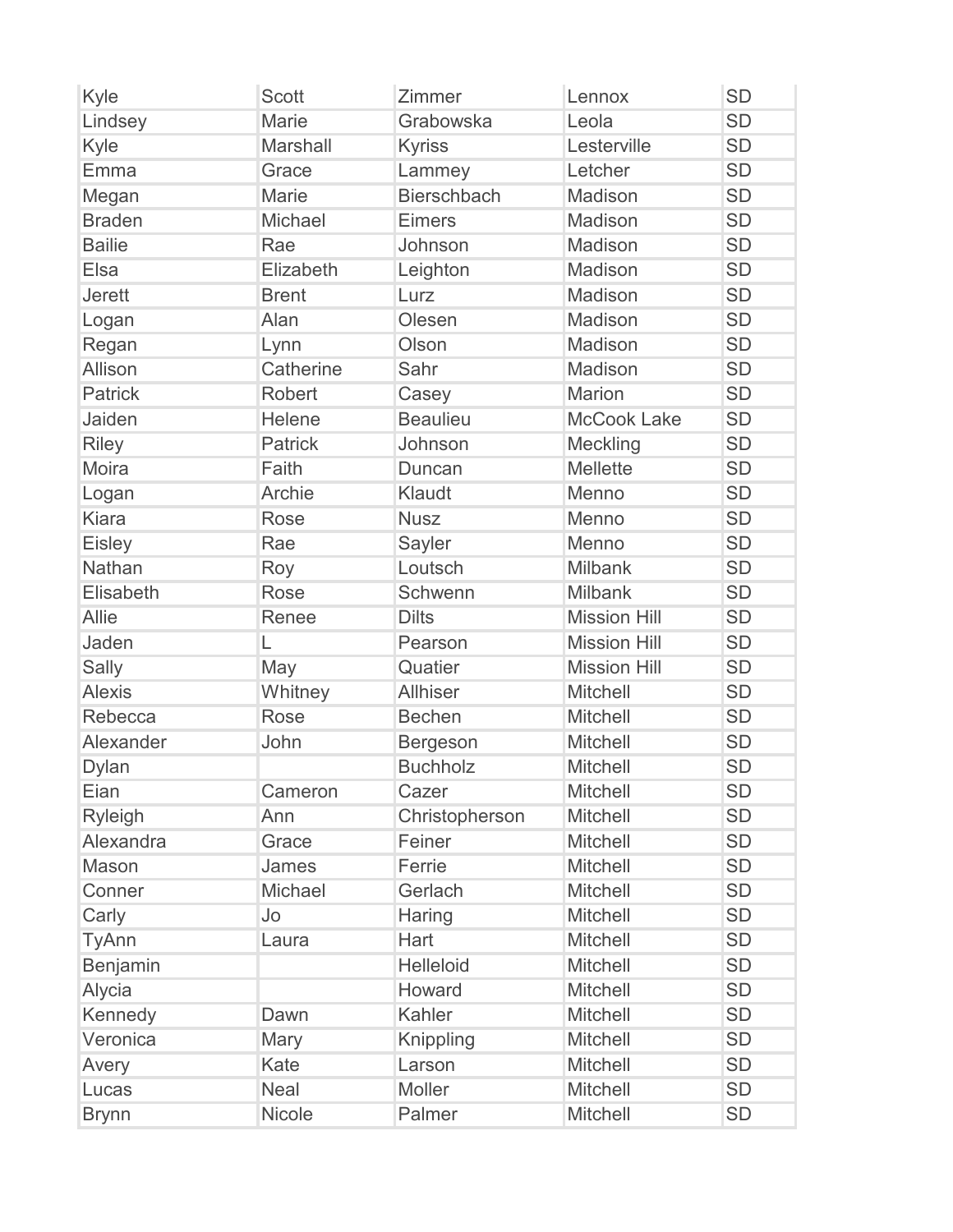| Kyle | Scott | Zimmer | Lennox | SD |
|---|---|---|---|---|
| Lindsey | Marie | Grabowska | Leola | SD |
| Kyle | Marshall | Kyriss | Lesterville | SD |
| Emma | Grace | Lammey | Letcher | SD |
| Megan | Marie | Bierschbach | Madison | SD |
| Braden | Michael | Eimers | Madison | SD |
| Bailie | Rae | Johnson | Madison | SD |
| Elsa | Elizabeth | Leighton | Madison | SD |
| Jerett | Brent | Lurz | Madison | SD |
| Logan | Alan | Olesen | Madison | SD |
| Regan | Lynn | Olson | Madison | SD |
| Allison | Catherine | Sahr | Madison | SD |
| Patrick | Robert | Casey | Marion | SD |
| Jaiden | Helene | Beaulieu | McCook Lake | SD |
| Riley | Patrick | Johnson | Meckling | SD |
| Moira | Faith | Duncan | Mellette | SD |
| Logan | Archie | Klaudt | Menno | SD |
| Kiara | Rose | Nusz | Menno | SD |
| Eisley | Rae | Sayler | Menno | SD |
| Nathan | Roy | Loutsch | Milbank | SD |
| Elisabeth | Rose | Schwenn | Milbank | SD |
| Allie | Renee | Dilts | Mission Hill | SD |
| Jaden | L | Pearson | Mission Hill | SD |
| Sally | May | Quatier | Mission Hill | SD |
| Alexis | Whitney | Allhiser | Mitchell | SD |
| Rebecca | Rose | Bechen | Mitchell | SD |
| Alexander | John | Bergeson | Mitchell | SD |
| Dylan | | Buchholz | Mitchell | SD |
| Eian | Cameron | Cazer | Mitchell | SD |
| Ryleigh | Ann | Christopherson | Mitchell | SD |
| Alexandra | Grace | Feiner | Mitchell | SD |
| Mason | James | Ferrie | Mitchell | SD |
| Conner | Michael | Gerlach | Mitchell | SD |
| Carly | Jo | Haring | Mitchell | SD |
| TyAnn | Laura | Hart | Mitchell | SD |
| Benjamin | | Helleloid | Mitchell | SD |
| Alycia | | Howard | Mitchell | SD |
| Kennedy | Dawn | Kahler | Mitchell | SD |
| Veronica | Mary | Knippling | Mitchell | SD |
| Avery | Kate | Larson | Mitchell | SD |
| Lucas | Neal | Moller | Mitchell | SD |
| Brynn | Nicole | Palmer | Mitchell | SD |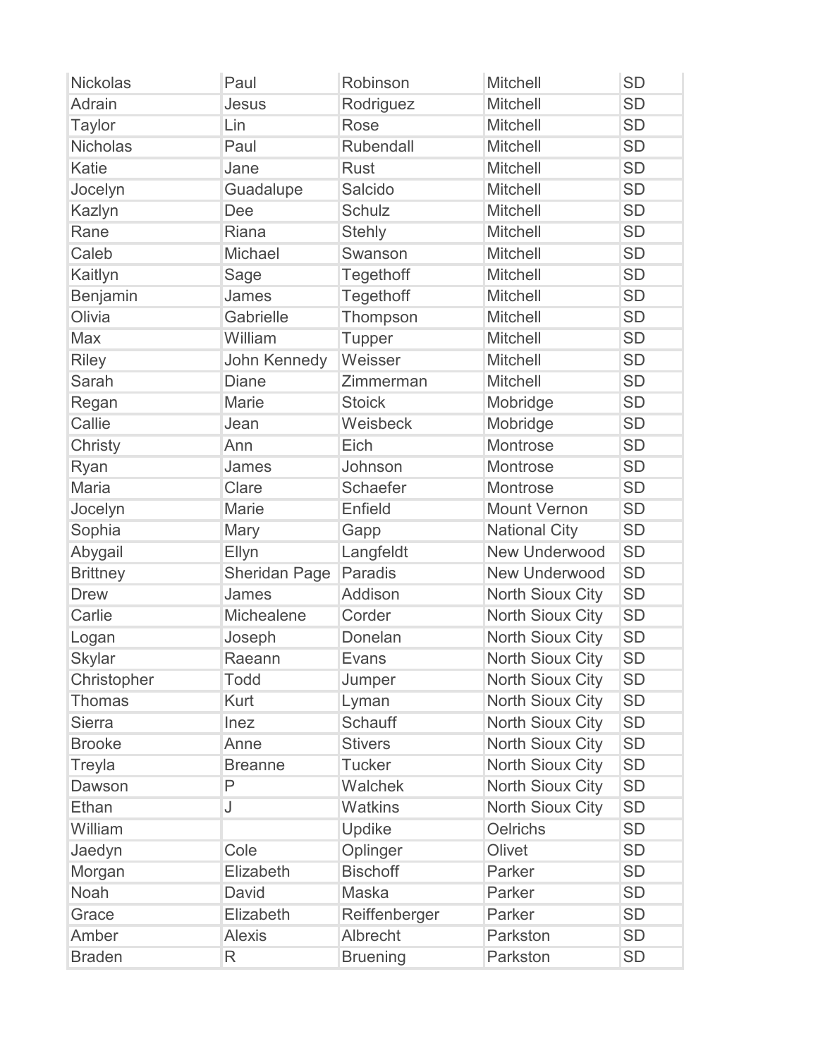| Nickolas | Paul | Robinson | Mitchell | SD |
|---|---|---|---|---|
| Adrain | Jesus | Rodriguez | Mitchell | SD |
| Taylor | Lin | Rose | Mitchell | SD |
| Nicholas | Paul | Rubendall | Mitchell | SD |
| Katie | Jane | Rust | Mitchell | SD |
| Jocelyn | Guadalupe | Salcido | Mitchell | SD |
| Kazlyn | Dee | Schulz | Mitchell | SD |
| Rane | Riana | Stehly | Mitchell | SD |
| Caleb | Michael | Swanson | Mitchell | SD |
| Kaitlyn | Sage | Tegethoff | Mitchell | SD |
| Benjamin | James | Tegethoff | Mitchell | SD |
| Olivia | Gabrielle | Thompson | Mitchell | SD |
| Max | William | Tupper | Mitchell | SD |
| Riley | John Kennedy | Weisser | Mitchell | SD |
| Sarah | Diane | Zimmerman | Mitchell | SD |
| Regan | Marie | Stoick | Mobridge | SD |
| Callie | Jean | Weisbeck | Mobridge | SD |
| Christy | Ann | Eich | Montrose | SD |
| Ryan | James | Johnson | Montrose | SD |
| Maria | Clare | Schaefer | Montrose | SD |
| Jocelyn | Marie | Enfield | Mount Vernon | SD |
| Sophia | Mary | Gapp | National City | SD |
| Abygail | Ellyn | Langfeldt | New Underwood | SD |
| Brittney | Sheridan Page | Paradis | New Underwood | SD |
| Drew | James | Addison | North Sioux City | SD |
| Carlie | Michealene | Corder | North Sioux City | SD |
| Logan | Joseph | Donelan | North Sioux City | SD |
| Skylar | Raeann | Evans | North Sioux City | SD |
| Christopher | Todd | Jumper | North Sioux City | SD |
| Thomas | Kurt | Lyman | North Sioux City | SD |
| Sierra | Inez | Schauff | North Sioux City | SD |
| Brooke | Anne | Stivers | North Sioux City | SD |
| Treyla | Breanne | Tucker | North Sioux City | SD |
| Dawson | P | Walchek | North Sioux City | SD |
| Ethan | J | Watkins | North Sioux City | SD |
| William | | Updike | Oelrichs | SD |
| Jaedyn | Cole | Oplinger | Olivet | SD |
| Morgan | Elizabeth | Bischoff | Parker | SD |
| Noah | David | Maska | Parker | SD |
| Grace | Elizabeth | Reiffenberger | Parker | SD |
| Amber | Alexis | Albrecht | Parkston | SD |
| Braden | R | Bruening | Parkston | SD |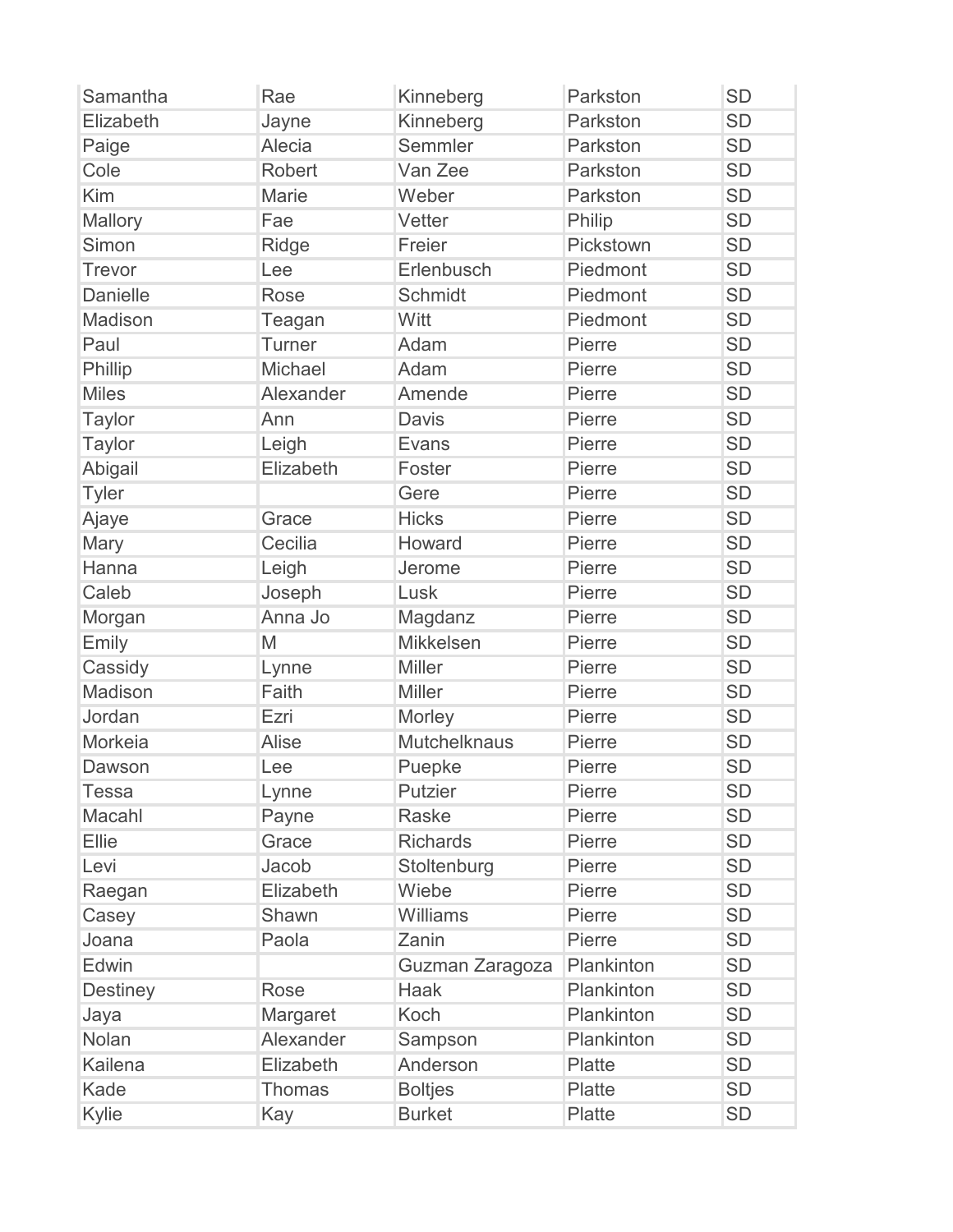| | | | | |
|---|---|---|---|---|
| Samantha | Rae | Kinneberg | Parkston | SD |
| Elizabeth | Jayne | Kinneberg | Parkston | SD |
| Paige | Alecia | Semmler | Parkston | SD |
| Cole | Robert | Van Zee | Parkston | SD |
| Kim | Marie | Weber | Parkston | SD |
| Mallory | Fae | Vetter | Philip | SD |
| Simon | Ridge | Freier | Pickstown | SD |
| Trevor | Lee | Erlenbusch | Piedmont | SD |
| Danielle | Rose | Schmidt | Piedmont | SD |
| Madison | Teagan | Witt | Piedmont | SD |
| Paul | Turner | Adam | Pierre | SD |
| Phillip | Michael | Adam | Pierre | SD |
| Miles | Alexander | Amende | Pierre | SD |
| Taylor | Ann | Davis | Pierre | SD |
| Taylor | Leigh | Evans | Pierre | SD |
| Abigail | Elizabeth | Foster | Pierre | SD |
| Tyler | | Gere | Pierre | SD |
| Ajaye | Grace | Hicks | Pierre | SD |
| Mary | Cecilia | Howard | Pierre | SD |
| Hanna | Leigh | Jerome | Pierre | SD |
| Caleb | Joseph | Lusk | Pierre | SD |
| Morgan | Anna Jo | Magdanz | Pierre | SD |
| Emily | M | Mikkelsen | Pierre | SD |
| Cassidy | Lynne | Miller | Pierre | SD |
| Madison | Faith | Miller | Pierre | SD |
| Jordan | Ezri | Morley | Pierre | SD |
| Morkeia | Alise | Mutchelknaus | Pierre | SD |
| Dawson | Lee | Puepke | Pierre | SD |
| Tessa | Lynne | Putzier | Pierre | SD |
| Macahl | Payne | Raske | Pierre | SD |
| Ellie | Grace | Richards | Pierre | SD |
| Levi | Jacob | Stoltenburg | Pierre | SD |
| Raegan | Elizabeth | Wiebe | Pierre | SD |
| Casey | Shawn | Williams | Pierre | SD |
| Joana | Paola | Zanin | Pierre | SD |
| Edwin | | Guzman Zaragoza | Plankinton | SD |
| Destiney | Rose | Haak | Plankinton | SD |
| Jaya | Margaret | Koch | Plankinton | SD |
| Nolan | Alexander | Sampson | Plankinton | SD |
| Kailena | Elizabeth | Anderson | Platte | SD |
| Kade | Thomas | Boltjes | Platte | SD |
| Kylie | Kay | Burket | Platte | SD |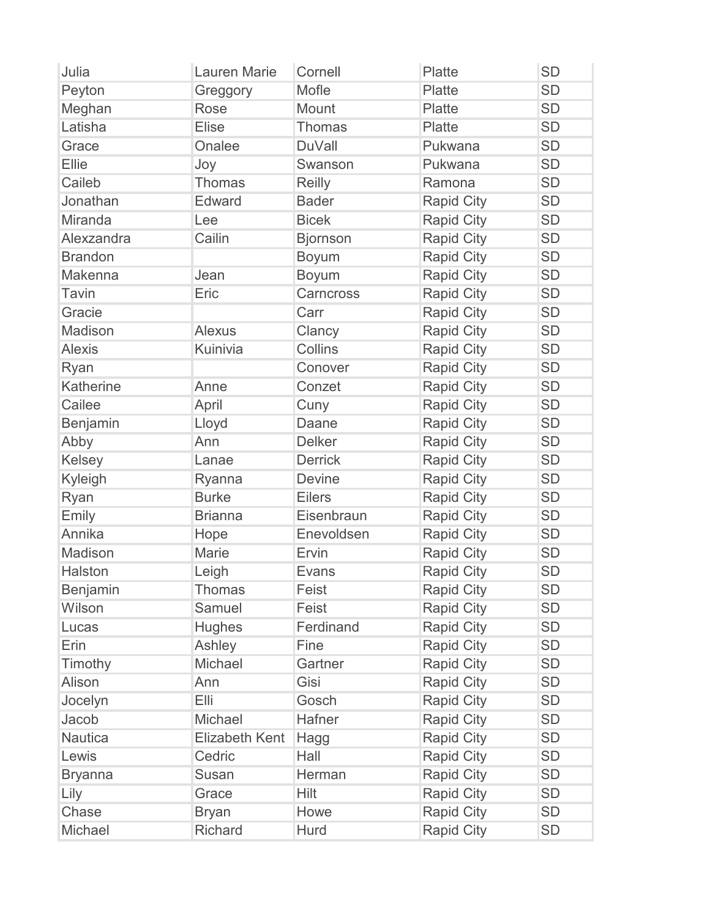| Julia | Lauren Marie | Cornell | Platte | SD |
|---|---|---|---|---|
| Peyton | Greggory | Mofle | Platte | SD |
| Meghan | Rose | Mount | Platte | SD |
| Latisha | Elise | Thomas | Platte | SD |
| Grace | Onalee | DuVall | Pukwana | SD |
| Ellie | Joy | Swanson | Pukwana | SD |
| Caileb | Thomas | Reilly | Ramona | SD |
| Jonathan | Edward | Bader | Rapid City | SD |
| Miranda | Lee | Bicek | Rapid City | SD |
| Alexzandra | Cailin | Bjornson | Rapid City | SD |
| Brandon | | Boyum | Rapid City | SD |
| Makenna | Jean | Boyum | Rapid City | SD |
| Tavin | Eric | Carncross | Rapid City | SD |
| Gracie | | Carr | Rapid City | SD |
| Madison | Alexus | Clancy | Rapid City | SD |
| Alexis | Kuinivia | Collins | Rapid City | SD |
| Ryan | | Conover | Rapid City | SD |
| Katherine | Anne | Conzet | Rapid City | SD |
| Cailee | April | Cuny | Rapid City | SD |
| Benjamin | Lloyd | Daane | Rapid City | SD |
| Abby | Ann | Delker | Rapid City | SD |
| Kelsey | Lanae | Derrick | Rapid City | SD |
| Kyleigh | Ryanna | Devine | Rapid City | SD |
| Ryan | Burke | Eilers | Rapid City | SD |
| Emily | Brianna | Eisenbraun | Rapid City | SD |
| Annika | Hope | Enevoldsen | Rapid City | SD |
| Madison | Marie | Ervin | Rapid City | SD |
| Halston | Leigh | Evans | Rapid City | SD |
| Benjamin | Thomas | Feist | Rapid City | SD |
| Wilson | Samuel | Feist | Rapid City | SD |
| Lucas | Hughes | Ferdinand | Rapid City | SD |
| Erin | Ashley | Fine | Rapid City | SD |
| Timothy | Michael | Gartner | Rapid City | SD |
| Alison | Ann | Gisi | Rapid City | SD |
| Jocelyn | Elli | Gosch | Rapid City | SD |
| Jacob | Michael | Hafner | Rapid City | SD |
| Nautica | Elizabeth Kent | Hagg | Rapid City | SD |
| Lewis | Cedric | Hall | Rapid City | SD |
| Bryanna | Susan | Herman | Rapid City | SD |
| Lily | Grace | Hilt | Rapid City | SD |
| Chase | Bryan | Howe | Rapid City | SD |
| Michael | Richard | Hurd | Rapid City | SD |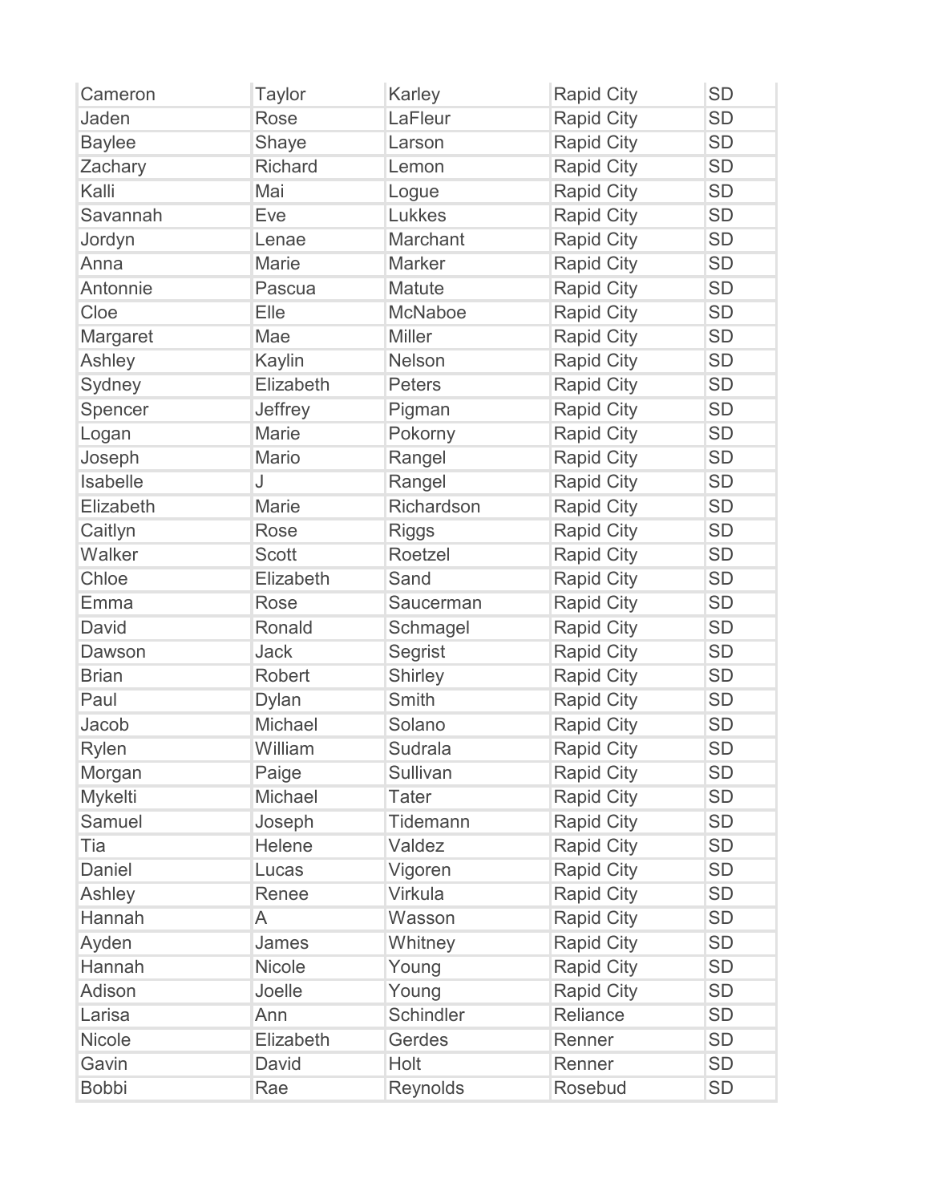| | | | | |
|---|---|---|---|---|
| Cameron | Taylor | Karley | Rapid City | SD |
| Jaden | Rose | LaFleur | Rapid City | SD |
| Baylee | Shaye | Larson | Rapid City | SD |
| Zachary | Richard | Lemon | Rapid City | SD |
| Kalli | Mai | Logue | Rapid City | SD |
| Savannah | Eve | Lukkes | Rapid City | SD |
| Jordyn | Lenae | Marchant | Rapid City | SD |
| Anna | Marie | Marker | Rapid City | SD |
| Antonnie | Pascua | Matute | Rapid City | SD |
| Cloe | Elle | McNaboe | Rapid City | SD |
| Margaret | Mae | Miller | Rapid City | SD |
| Ashley | Kaylin | Nelson | Rapid City | SD |
| Sydney | Elizabeth | Peters | Rapid City | SD |
| Spencer | Jeffrey | Pigman | Rapid City | SD |
| Logan | Marie | Pokorny | Rapid City | SD |
| Joseph | Mario | Rangel | Rapid City | SD |
| Isabelle | J | Rangel | Rapid City | SD |
| Elizabeth | Marie | Richardson | Rapid City | SD |
| Caitlyn | Rose | Riggs | Rapid City | SD |
| Walker | Scott | Roetzel | Rapid City | SD |
| Chloe | Elizabeth | Sand | Rapid City | SD |
| Emma | Rose | Saucerman | Rapid City | SD |
| David | Ronald | Schmagel | Rapid City | SD |
| Dawson | Jack | Segrist | Rapid City | SD |
| Brian | Robert | Shirley | Rapid City | SD |
| Paul | Dylan | Smith | Rapid City | SD |
| Jacob | Michael | Solano | Rapid City | SD |
| Rylen | William | Sudrala | Rapid City | SD |
| Morgan | Paige | Sullivan | Rapid City | SD |
| Mykelti | Michael | Tater | Rapid City | SD |
| Samuel | Joseph | Tidemann | Rapid City | SD |
| Tia | Helene | Valdez | Rapid City | SD |
| Daniel | Lucas | Vigoren | Rapid City | SD |
| Ashley | Renee | Virkula | Rapid City | SD |
| Hannah | A | Wasson | Rapid City | SD |
| Ayden | James | Whitney | Rapid City | SD |
| Hannah | Nicole | Young | Rapid City | SD |
| Adison | Joelle | Young | Rapid City | SD |
| Larisa | Ann | Schindler | Reliance | SD |
| Nicole | Elizabeth | Gerdes | Renner | SD |
| Gavin | David | Holt | Renner | SD |
| Bobbi | Rae | Reynolds | Rosebud | SD |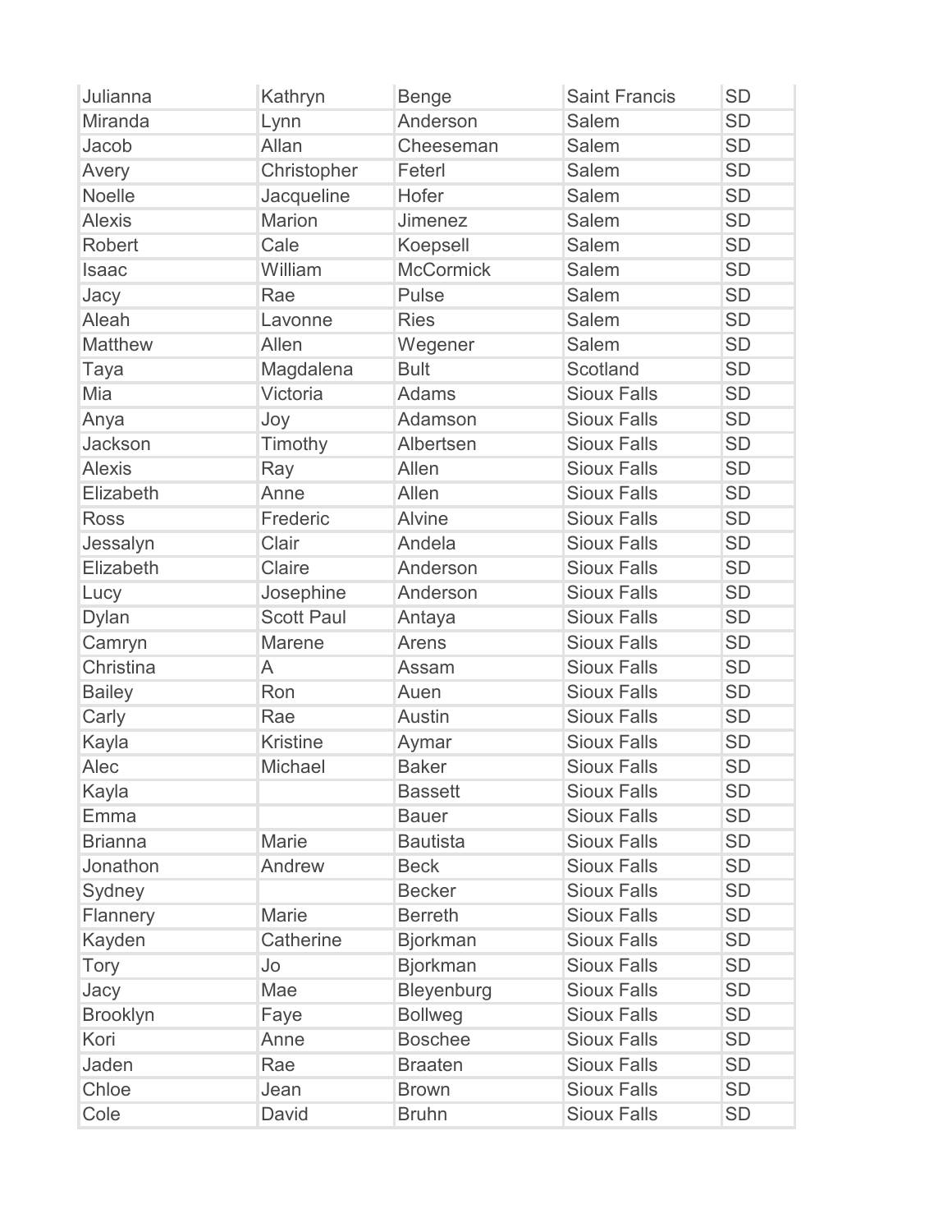| | | | | |
|---|---|---|---|---|
| Julianna | Kathryn | Benge | Saint Francis | SD |
| Miranda | Lynn | Anderson | Salem | SD |
| Jacob | Allan | Cheeseman | Salem | SD |
| Avery | Christopher | Feterl | Salem | SD |
| Noelle | Jacqueline | Hofer | Salem | SD |
| Alexis | Marion | Jimenez | Salem | SD |
| Robert | Cale | Koepsell | Salem | SD |
| Isaac | William | McCormick | Salem | SD |
| Jacy | Rae | Pulse | Salem | SD |
| Aleah | Lavonne | Ries | Salem | SD |
| Matthew | Allen | Wegener | Salem | SD |
| Taya | Magdalena | Bult | Scotland | SD |
| Mia | Victoria | Adams | Sioux Falls | SD |
| Anya | Joy | Adamson | Sioux Falls | SD |
| Jackson | Timothy | Albertsen | Sioux Falls | SD |
| Alexis | Ray | Allen | Sioux Falls | SD |
| Elizabeth | Anne | Allen | Sioux Falls | SD |
| Ross | Frederic | Alvine | Sioux Falls | SD |
| Jessalyn | Clair | Andela | Sioux Falls | SD |
| Elizabeth | Claire | Anderson | Sioux Falls | SD |
| Lucy | Josephine | Anderson | Sioux Falls | SD |
| Dylan | Scott Paul | Antaya | Sioux Falls | SD |
| Camryn | Marene | Arens | Sioux Falls | SD |
| Christina | A | Assam | Sioux Falls | SD |
| Bailey | Ron | Auen | Sioux Falls | SD |
| Carly | Rae | Austin | Sioux Falls | SD |
| Kayla | Kristine | Aymar | Sioux Falls | SD |
| Alec | Michael | Baker | Sioux Falls | SD |
| Kayla | | Bassett | Sioux Falls | SD |
| Emma | | Bauer | Sioux Falls | SD |
| Brianna | Marie | Bautista | Sioux Falls | SD |
| Jonathon | Andrew | Beck | Sioux Falls | SD |
| Sydney | | Becker | Sioux Falls | SD |
| Flannery | Marie | Berreth | Sioux Falls | SD |
| Kayden | Catherine | Bjorkman | Sioux Falls | SD |
| Tory | Jo | Bjorkman | Sioux Falls | SD |
| Jacy | Mae | Bleyenburg | Sioux Falls | SD |
| Brooklyn | Faye | Bollweg | Sioux Falls | SD |
| Kori | Anne | Boschee | Sioux Falls | SD |
| Jaden | Rae | Braaten | Sioux Falls | SD |
| Chloe | Jean | Brown | Sioux Falls | SD |
| Cole | David | Bruhn | Sioux Falls | SD |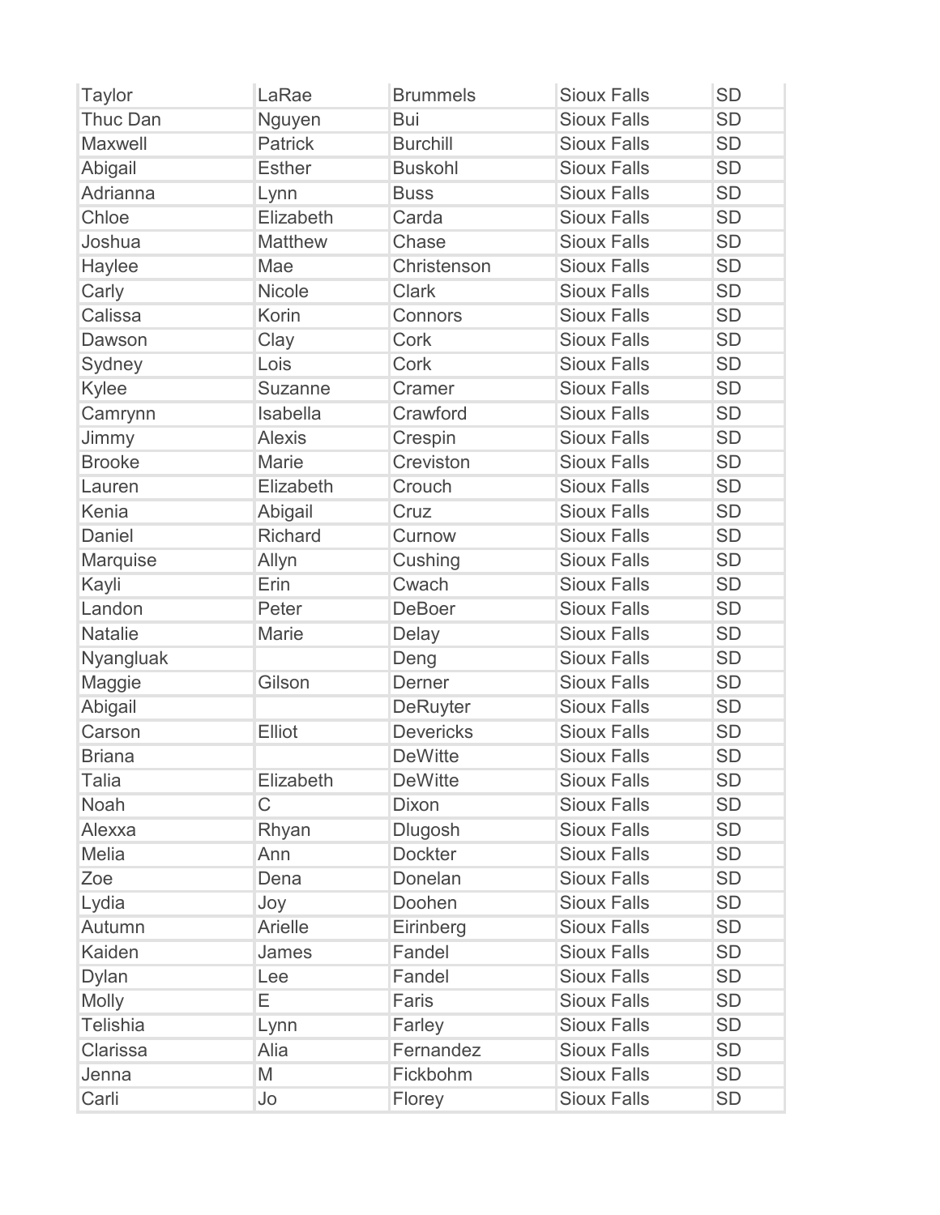| Taylor | LaRae | Brummels | Sioux Falls | SD |
|---|---|---|---|---|
| Thuc Dan | Nguyen | Bui | Sioux Falls | SD |
| Maxwell | Patrick | Burchill | Sioux Falls | SD |
| Abigail | Esther | Buskohl | Sioux Falls | SD |
| Adrianna | Lynn | Buss | Sioux Falls | SD |
| Chloe | Elizabeth | Carda | Sioux Falls | SD |
| Joshua | Matthew | Chase | Sioux Falls | SD |
| Haylee | Mae | Christenson | Sioux Falls | SD |
| Carly | Nicole | Clark | Sioux Falls | SD |
| Calissa | Korin | Connors | Sioux Falls | SD |
| Dawson | Clay | Cork | Sioux Falls | SD |
| Sydney | Lois | Cork | Sioux Falls | SD |
| Kylee | Suzanne | Cramer | Sioux Falls | SD |
| Camrynn | Isabella | Crawford | Sioux Falls | SD |
| Jimmy | Alexis | Crespin | Sioux Falls | SD |
| Brooke | Marie | Creviston | Sioux Falls | SD |
| Lauren | Elizabeth | Crouch | Sioux Falls | SD |
| Kenia | Abigail | Cruz | Sioux Falls | SD |
| Daniel | Richard | Curnow | Sioux Falls | SD |
| Marquise | Allyn | Cushing | Sioux Falls | SD |
| Kayli | Erin | Cwach | Sioux Falls | SD |
| Landon | Peter | DeBoer | Sioux Falls | SD |
| Natalie | Marie | Delay | Sioux Falls | SD |
| Nyangluak | | Deng | Sioux Falls | SD |
| Maggie | Gilson | Derner | Sioux Falls | SD |
| Abigail | | DeRuyter | Sioux Falls | SD |
| Carson | Elliot | Devericks | Sioux Falls | SD |
| Briana | | DeWitte | Sioux Falls | SD |
| Talia | Elizabeth | DeWitte | Sioux Falls | SD |
| Noah | C | Dixon | Sioux Falls | SD |
| Alexxa | Rhyan | Dlugosh | Sioux Falls | SD |
| Melia | Ann | Dockter | Sioux Falls | SD |
| Zoe | Dena | Donelan | Sioux Falls | SD |
| Lydia | Joy | Doohen | Sioux Falls | SD |
| Autumn | Arielle | Eirinberg | Sioux Falls | SD |
| Kaiden | James | Fandel | Sioux Falls | SD |
| Dylan | Lee | Fandel | Sioux Falls | SD |
| Molly | E | Faris | Sioux Falls | SD |
| Telishia | Lynn | Farley | Sioux Falls | SD |
| Clarissa | Alia | Fernandez | Sioux Falls | SD |
| Jenna | M | Fickbohm | Sioux Falls | SD |
| Carli | Jo | Florey | Sioux Falls | SD |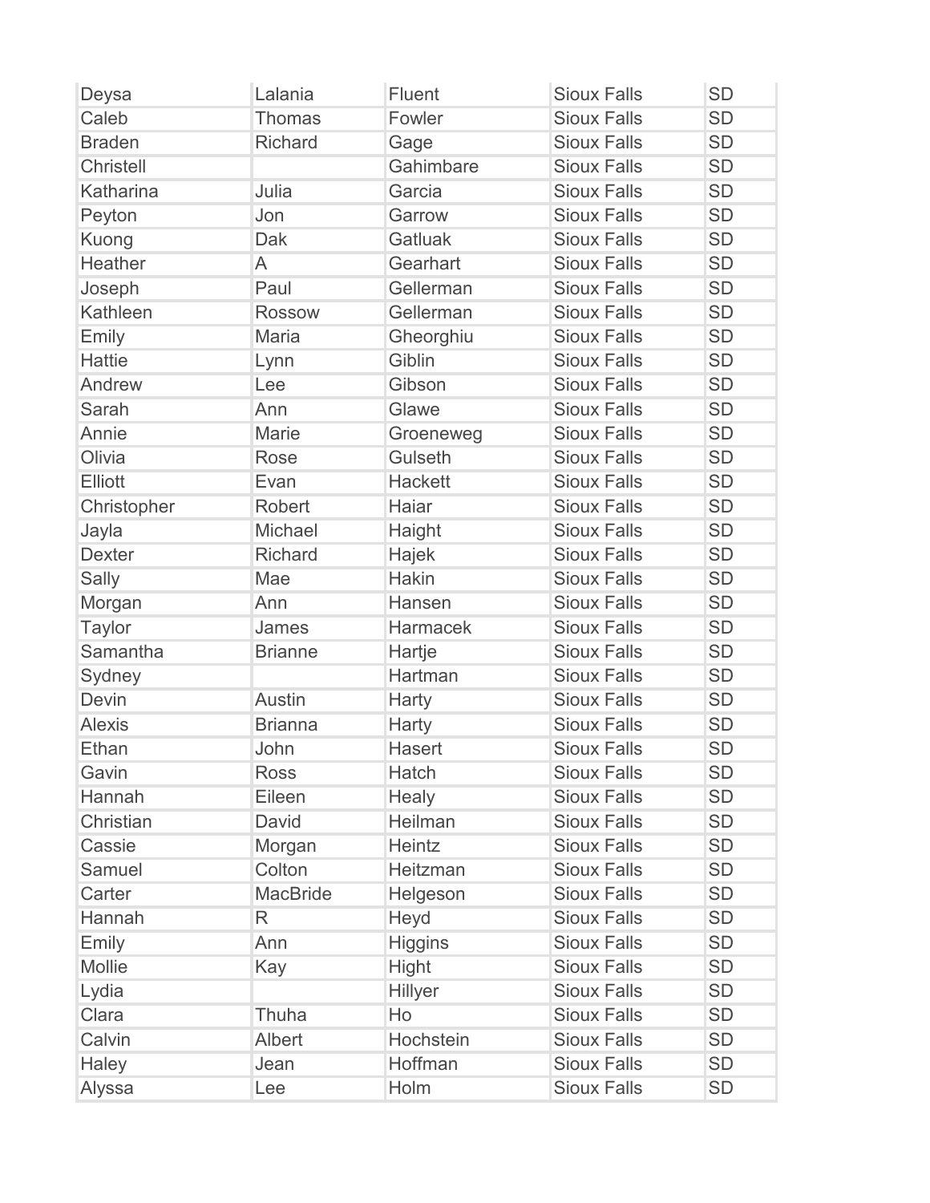| | | | | |
|---|---|---|---|---|
| Deysa | Lalania | Fluent | Sioux Falls | SD |
| Caleb | Thomas | Fowler | Sioux Falls | SD |
| Braden | Richard | Gage | Sioux Falls | SD |
| Christell | | Gahimbare | Sioux Falls | SD |
| Katharina | Julia | Garcia | Sioux Falls | SD |
| Peyton | Jon | Garrow | Sioux Falls | SD |
| Kuong | Dak | Gatluak | Sioux Falls | SD |
| Heather | A | Gearhart | Sioux Falls | SD |
| Joseph | Paul | Gellerman | Sioux Falls | SD |
| Kathleen | Rossow | Gellerman | Sioux Falls | SD |
| Emily | Maria | Gheorghiu | Sioux Falls | SD |
| Hattie | Lynn | Giblin | Sioux Falls | SD |
| Andrew | Lee | Gibson | Sioux Falls | SD |
| Sarah | Ann | Glawe | Sioux Falls | SD |
| Annie | Marie | Groeneweg | Sioux Falls | SD |
| Olivia | Rose | Gulseth | Sioux Falls | SD |
| Elliott | Evan | Hackett | Sioux Falls | SD |
| Christopher | Robert | Haiar | Sioux Falls | SD |
| Jayla | Michael | Haight | Sioux Falls | SD |
| Dexter | Richard | Hajek | Sioux Falls | SD |
| Sally | Mae | Hakin | Sioux Falls | SD |
| Morgan | Ann | Hansen | Sioux Falls | SD |
| Taylor | James | Harmacek | Sioux Falls | SD |
| Samantha | Brianne | Hartje | Sioux Falls | SD |
| Sydney | | Hartman | Sioux Falls | SD |
| Devin | Austin | Harty | Sioux Falls | SD |
| Alexis | Brianna | Harty | Sioux Falls | SD |
| Ethan | John | Hasert | Sioux Falls | SD |
| Gavin | Ross | Hatch | Sioux Falls | SD |
| Hannah | Eileen | Healy | Sioux Falls | SD |
| Christian | David | Heilman | Sioux Falls | SD |
| Cassie | Morgan | Heintz | Sioux Falls | SD |
| Samuel | Colton | Heitzman | Sioux Falls | SD |
| Carter | MacBride | Helgeson | Sioux Falls | SD |
| Hannah | R | Heyd | Sioux Falls | SD |
| Emily | Ann | Higgins | Sioux Falls | SD |
| Mollie | Kay | Hight | Sioux Falls | SD |
| Lydia | | Hillyer | Sioux Falls | SD |
| Clara | Thuha | Ho | Sioux Falls | SD |
| Calvin | Albert | Hochstein | Sioux Falls | SD |
| Haley | Jean | Hoffman | Sioux Falls | SD |
| Alyssa | Lee | Holm | Sioux Falls | SD |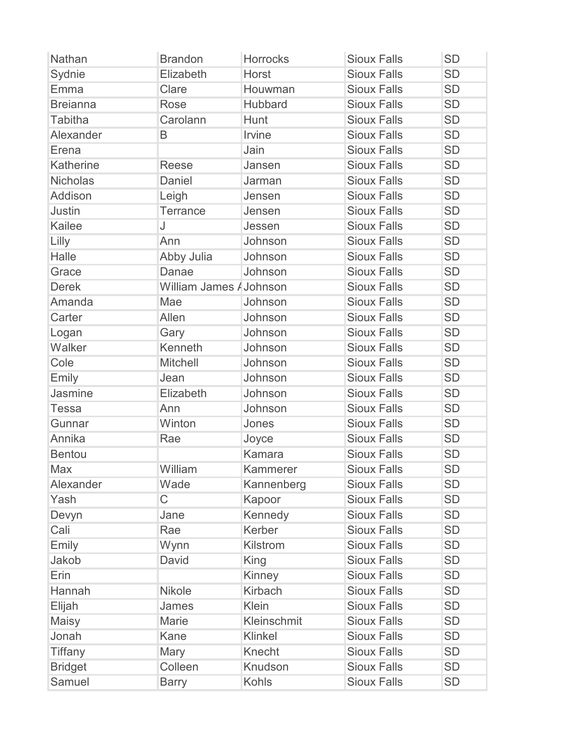| Nathan | Brandon | Horrocks | Sioux Falls | SD |
|---|---|---|---|---|
| Sydnie | Elizabeth | Horst | Sioux Falls | SD |
| Emma | Clare | Houwman | Sioux Falls | SD |
| Breianna | Rose | Hubbard | Sioux Falls | SD |
| Tabitha | Carolann | Hunt | Sioux Falls | SD |
| Alexander | B | Irvine | Sioux Falls | SD |
| Erena | | Jain | Sioux Falls | SD |
| Katherine | Reese | Jansen | Sioux Falls | SD |
| Nicholas | Daniel | Jarman | Sioux Falls | SD |
| Addison | Leigh | Jensen | Sioux Falls | SD |
| Justin | Terrance | Jensen | Sioux Falls | SD |
| Kailee | J | Jessen | Sioux Falls | SD |
| Lilly | Ann | Johnson | Sioux Falls | SD |
| Halle | Abby Julia | Johnson | Sioux Falls | SD |
| Grace | Danae | Johnson | Sioux Falls | SD |
| Derek | William James A | Johnson | Sioux Falls | SD |
| Amanda | Mae | Johnson | Sioux Falls | SD |
| Carter | Allen | Johnson | Sioux Falls | SD |
| Logan | Gary | Johnson | Sioux Falls | SD |
| Walker | Kenneth | Johnson | Sioux Falls | SD |
| Cole | Mitchell | Johnson | Sioux Falls | SD |
| Emily | Jean | Johnson | Sioux Falls | SD |
| Jasmine | Elizabeth | Johnson | Sioux Falls | SD |
| Tessa | Ann | Johnson | Sioux Falls | SD |
| Gunnar | Winton | Jones | Sioux Falls | SD |
| Annika | Rae | Joyce | Sioux Falls | SD |
| Bentou | | Kamara | Sioux Falls | SD |
| Max | William | Kammerer | Sioux Falls | SD |
| Alexander | Wade | Kannenberg | Sioux Falls | SD |
| Yash | C | Kapoor | Sioux Falls | SD |
| Devyn | Jane | Kennedy | Sioux Falls | SD |
| Cali | Rae | Kerber | Sioux Falls | SD |
| Emily | Wynn | Kilstrom | Sioux Falls | SD |
| Jakob | David | King | Sioux Falls | SD |
| Erin | | Kinney | Sioux Falls | SD |
| Hannah | Nikole | Kirbach | Sioux Falls | SD |
| Elijah | James | Klein | Sioux Falls | SD |
| Maisy | Marie | Kleinschmit | Sioux Falls | SD |
| Jonah | Kane | Klinkel | Sioux Falls | SD |
| Tiffany | Mary | Knecht | Sioux Falls | SD |
| Bridget | Colleen | Knudson | Sioux Falls | SD |
| Samuel | Barry | Kohls | Sioux Falls | SD |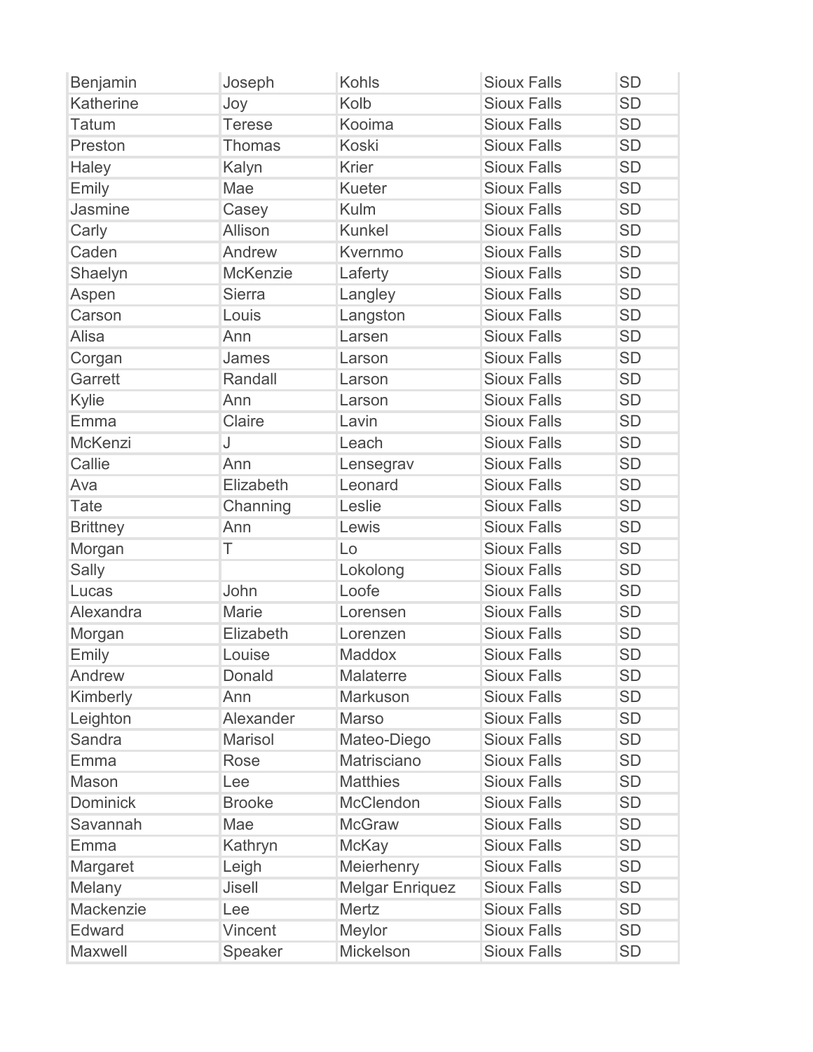| | | | | |
|---|---|---|---|---|
| Benjamin | Joseph | Kohls | Sioux Falls | SD |
| Katherine | Joy | Kolb | Sioux Falls | SD |
| Tatum | Terese | Kooima | Sioux Falls | SD |
| Preston | Thomas | Koski | Sioux Falls | SD |
| Haley | Kalyn | Krier | Sioux Falls | SD |
| Emily | Mae | Kueter | Sioux Falls | SD |
| Jasmine | Casey | Kulm | Sioux Falls | SD |
| Carly | Allison | Kunkel | Sioux Falls | SD |
| Caden | Andrew | Kvernmo | Sioux Falls | SD |
| Shaelyn | McKenzie | Laferty | Sioux Falls | SD |
| Aspen | Sierra | Langley | Sioux Falls | SD |
| Carson | Louis | Langston | Sioux Falls | SD |
| Alisa | Ann | Larsen | Sioux Falls | SD |
| Corgan | James | Larson | Sioux Falls | SD |
| Garrett | Randall | Larson | Sioux Falls | SD |
| Kylie | Ann | Larson | Sioux Falls | SD |
| Emma | Claire | Lavin | Sioux Falls | SD |
| McKenzi | J | Leach | Sioux Falls | SD |
| Callie | Ann | Lensegrav | Sioux Falls | SD |
| Ava | Elizabeth | Leonard | Sioux Falls | SD |
| Tate | Channing | Leslie | Sioux Falls | SD |
| Brittney | Ann | Lewis | Sioux Falls | SD |
| Morgan | T | Lo | Sioux Falls | SD |
| Sally | | Lokolong | Sioux Falls | SD |
| Lucas | John | Loofe | Sioux Falls | SD |
| Alexandra | Marie | Lorensen | Sioux Falls | SD |
| Morgan | Elizabeth | Lorenzen | Sioux Falls | SD |
| Emily | Louise | Maddox | Sioux Falls | SD |
| Andrew | Donald | Malaterre | Sioux Falls | SD |
| Kimberly | Ann | Markuson | Sioux Falls | SD |
| Leighton | Alexander | Marso | Sioux Falls | SD |
| Sandra | Marisol | Mateo-Diego | Sioux Falls | SD |
| Emma | Rose | Matrisciano | Sioux Falls | SD |
| Mason | Lee | Matthies | Sioux Falls | SD |
| Dominick | Brooke | McClendon | Sioux Falls | SD |
| Savannah | Mae | McGraw | Sioux Falls | SD |
| Emma | Kathryn | McKay | Sioux Falls | SD |
| Margaret | Leigh | Meierhenry | Sioux Falls | SD |
| Melany | Jisell | Melgar Enriquez | Sioux Falls | SD |
| Mackenzie | Lee | Mertz | Sioux Falls | SD |
| Edward | Vincent | Meylor | Sioux Falls | SD |
| Maxwell | Speaker | Mickelson | Sioux Falls | SD |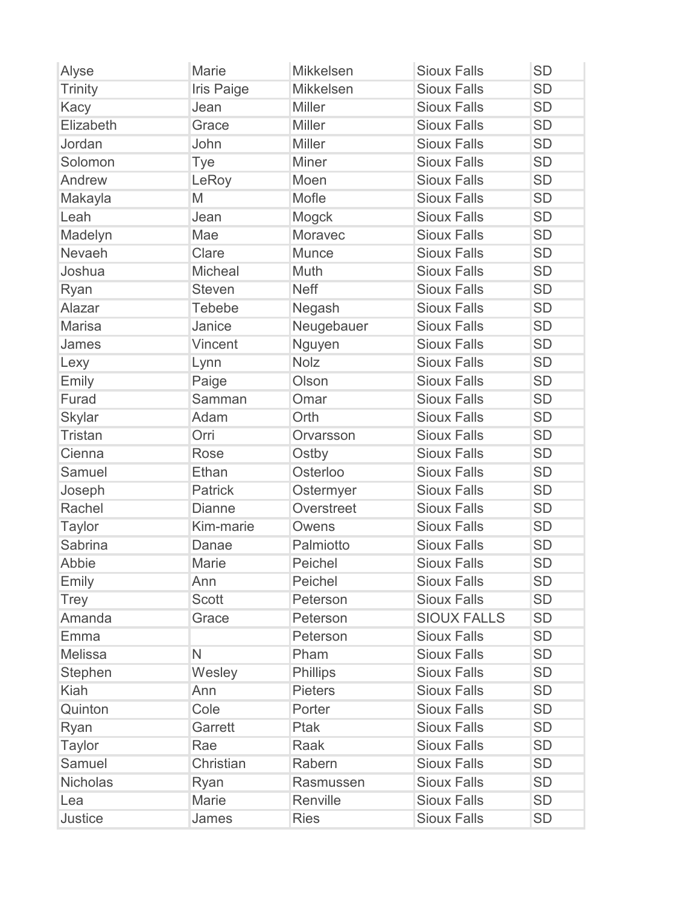| | | | | |
|---|---|---|---|---|
| Alyse | Marie | Mikkelsen | Sioux Falls | SD |
| Trinity | Iris Paige | Mikkelsen | Sioux Falls | SD |
| Kacy | Jean | Miller | Sioux Falls | SD |
| Elizabeth | Grace | Miller | Sioux Falls | SD |
| Jordan | John | Miller | Sioux Falls | SD |
| Solomon | Tye | Miner | Sioux Falls | SD |
| Andrew | LeRoy | Moen | Sioux Falls | SD |
| Makayla | M | Mofle | Sioux Falls | SD |
| Leah | Jean | Mogck | Sioux Falls | SD |
| Madelyn | Mae | Moravec | Sioux Falls | SD |
| Nevaeh | Clare | Munce | Sioux Falls | SD |
| Joshua | Micheal | Muth | Sioux Falls | SD |
| Ryan | Steven | Neff | Sioux Falls | SD |
| Alazar | Tebebe | Negash | Sioux Falls | SD |
| Marisa | Janice | Neugebauer | Sioux Falls | SD |
| James | Vincent | Nguyen | Sioux Falls | SD |
| Lexy | Lynn | Nolz | Sioux Falls | SD |
| Emily | Paige | Olson | Sioux Falls | SD |
| Furad | Samman | Omar | Sioux Falls | SD |
| Skylar | Adam | Orth | Sioux Falls | SD |
| Tristan | Orri | Orvarsson | Sioux Falls | SD |
| Cienna | Rose | Ostby | Sioux Falls | SD |
| Samuel | Ethan | Osterloo | Sioux Falls | SD |
| Joseph | Patrick | Ostermyer | Sioux Falls | SD |
| Rachel | Dianne | Overstreet | Sioux Falls | SD |
| Taylor | Kim-marie | Owens | Sioux Falls | SD |
| Sabrina | Danae | Palmiotto | Sioux Falls | SD |
| Abbie | Marie | Peichel | Sioux Falls | SD |
| Emily | Ann | Peichel | Sioux Falls | SD |
| Trey | Scott | Peterson | Sioux Falls | SD |
| Amanda | Grace | Peterson | SIOUX FALLS | SD |
| Emma | | Peterson | Sioux Falls | SD |
| Melissa | N | Pham | Sioux Falls | SD |
| Stephen | Wesley | Phillips | Sioux Falls | SD |
| Kiah | Ann | Pieters | Sioux Falls | SD |
| Quinton | Cole | Porter | Sioux Falls | SD |
| Ryan | Garrett | Ptak | Sioux Falls | SD |
| Taylor | Rae | Raak | Sioux Falls | SD |
| Samuel | Christian | Rabern | Sioux Falls | SD |
| Nicholas | Ryan | Rasmussen | Sioux Falls | SD |
| Lea | Marie | Renville | Sioux Falls | SD |
| Justice | James | Ries | Sioux Falls | SD |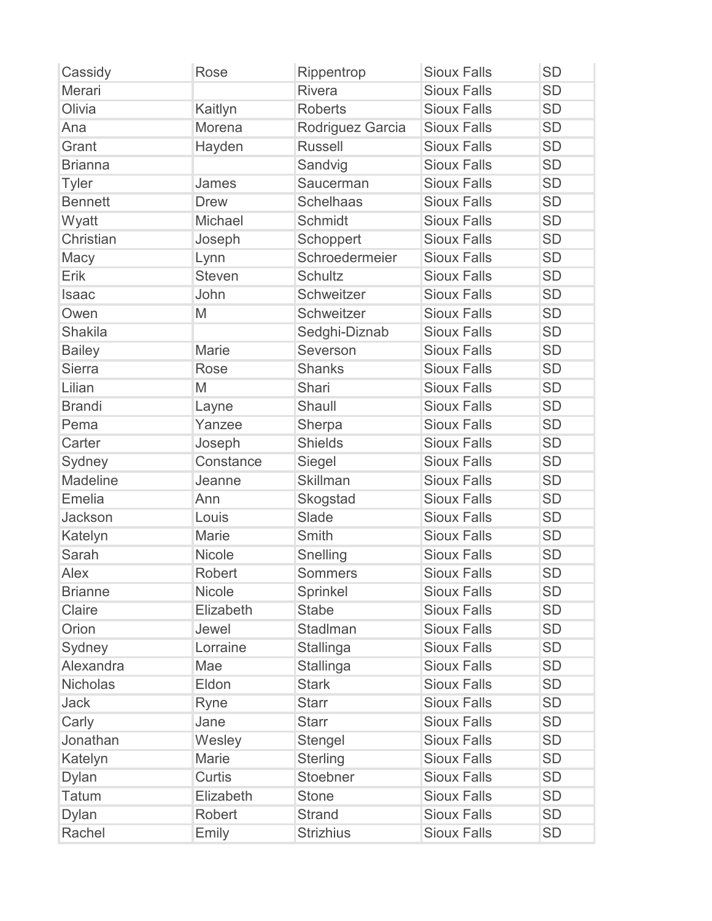| | | | | |
|---|---|---|---|---|
| Cassidy | Rose | Rippentrop | Sioux Falls | SD |
| Merari | | Rivera | Sioux Falls | SD |
| Olivia | Kaitlyn | Roberts | Sioux Falls | SD |
| Ana | Morena | Rodriguez Garcia | Sioux Falls | SD |
| Grant | Hayden | Russell | Sioux Falls | SD |
| Brianna | | Sandvig | Sioux Falls | SD |
| Tyler | James | Saucerman | Sioux Falls | SD |
| Bennett | Drew | Schelhaas | Sioux Falls | SD |
| Wyatt | Michael | Schmidt | Sioux Falls | SD |
| Christian | Joseph | Schoppert | Sioux Falls | SD |
| Macy | Lynn | Schroedermeier | Sioux Falls | SD |
| Erik | Steven | Schultz | Sioux Falls | SD |
| Isaac | John | Schweitzer | Sioux Falls | SD |
| Owen | M | Schweitzer | Sioux Falls | SD |
| Shakila | | Sedghi-Diznab | Sioux Falls | SD |
| Bailey | Marie | Severson | Sioux Falls | SD |
| Sierra | Rose | Shanks | Sioux Falls | SD |
| Lilian | M | Shari | Sioux Falls | SD |
| Brandi | Layne | Shaull | Sioux Falls | SD |
| Pema | Yanzee | Sherpa | Sioux Falls | SD |
| Carter | Joseph | Shields | Sioux Falls | SD |
| Sydney | Constance | Siegel | Sioux Falls | SD |
| Madeline | Jeanne | Skillman | Sioux Falls | SD |
| Emelia | Ann | Skogstad | Sioux Falls | SD |
| Jackson | Louis | Slade | Sioux Falls | SD |
| Katelyn | Marie | Smith | Sioux Falls | SD |
| Sarah | Nicole | Snelling | Sioux Falls | SD |
| Alex | Robert | Sommers | Sioux Falls | SD |
| Brianne | Nicole | Sprinkel | Sioux Falls | SD |
| Claire | Elizabeth | Stabe | Sioux Falls | SD |
| Orion | Jewel | Stadlman | Sioux Falls | SD |
| Sydney | Lorraine | Stallinga | Sioux Falls | SD |
| Alexandra | Mae | Stallinga | Sioux Falls | SD |
| Nicholas | Eldon | Stark | Sioux Falls | SD |
| Jack | Ryne | Starr | Sioux Falls | SD |
| Carly | Jane | Starr | Sioux Falls | SD |
| Jonathan | Wesley | Stengel | Sioux Falls | SD |
| Katelyn | Marie | Sterling | Sioux Falls | SD |
| Dylan | Curtis | Stoebner | Sioux Falls | SD |
| Tatum | Elizabeth | Stone | Sioux Falls | SD |
| Dylan | Robert | Strand | Sioux Falls | SD |
| Rachel | Emily | Strizhius | Sioux Falls | SD |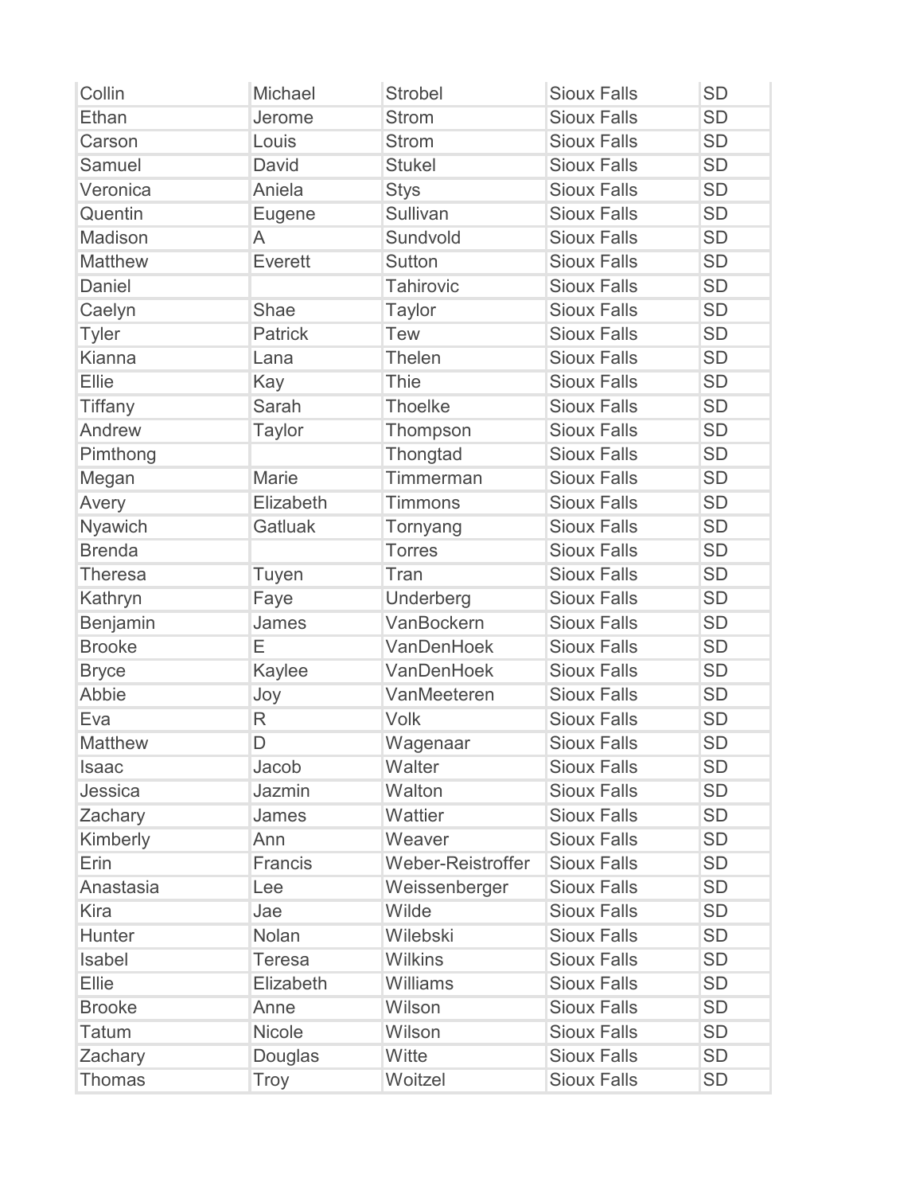| | | | | |
|---|---|---|---|---|
| Collin | Michael | Strobel | Sioux Falls | SD |
| Ethan | Jerome | Strom | Sioux Falls | SD |
| Carson | Louis | Strom | Sioux Falls | SD |
| Samuel | David | Stukel | Sioux Falls | SD |
| Veronica | Aniela | Stys | Sioux Falls | SD |
| Quentin | Eugene | Sullivan | Sioux Falls | SD |
| Madison | A | Sundvold | Sioux Falls | SD |
| Matthew | Everett | Sutton | Sioux Falls | SD |
| Daniel | | Tahirovic | Sioux Falls | SD |
| Caelyn | Shae | Taylor | Sioux Falls | SD |
| Tyler | Patrick | Tew | Sioux Falls | SD |
| Kianna | Lana | Thelen | Sioux Falls | SD |
| Ellie | Kay | Thie | Sioux Falls | SD |
| Tiffany | Sarah | Thoelke | Sioux Falls | SD |
| Andrew | Taylor | Thompson | Sioux Falls | SD |
| Pimthong | | Thongtad | Sioux Falls | SD |
| Megan | Marie | Timmerman | Sioux Falls | SD |
| Avery | Elizabeth | Timmons | Sioux Falls | SD |
| Nyawich | Gatluak | Tornyang | Sioux Falls | SD |
| Brenda | | Torres | Sioux Falls | SD |
| Theresa | Tuyen | Tran | Sioux Falls | SD |
| Kathryn | Faye | Underberg | Sioux Falls | SD |
| Benjamin | James | VanBockern | Sioux Falls | SD |
| Brooke | E | VanDenHoek | Sioux Falls | SD |
| Bryce | Kaylee | VanDenHoek | Sioux Falls | SD |
| Abbie | Joy | VanMeeteren | Sioux Falls | SD |
| Eva | R | Volk | Sioux Falls | SD |
| Matthew | D | Wagenaar | Sioux Falls | SD |
| Isaac | Jacob | Walter | Sioux Falls | SD |
| Jessica | Jazmin | Walton | Sioux Falls | SD |
| Zachary | James | Wattier | Sioux Falls | SD |
| Kimberly | Ann | Weaver | Sioux Falls | SD |
| Erin | Francis | Weber-Reistroffer | Sioux Falls | SD |
| Anastasia | Lee | Weissenberger | Sioux Falls | SD |
| Kira | Jae | Wilde | Sioux Falls | SD |
| Hunter | Nolan | Wilebski | Sioux Falls | SD |
| Isabel | Teresa | Wilkins | Sioux Falls | SD |
| Ellie | Elizabeth | Williams | Sioux Falls | SD |
| Brooke | Anne | Wilson | Sioux Falls | SD |
| Tatum | Nicole | Wilson | Sioux Falls | SD |
| Zachary | Douglas | Witte | Sioux Falls | SD |
| Thomas | Troy | Woitzel | Sioux Falls | SD |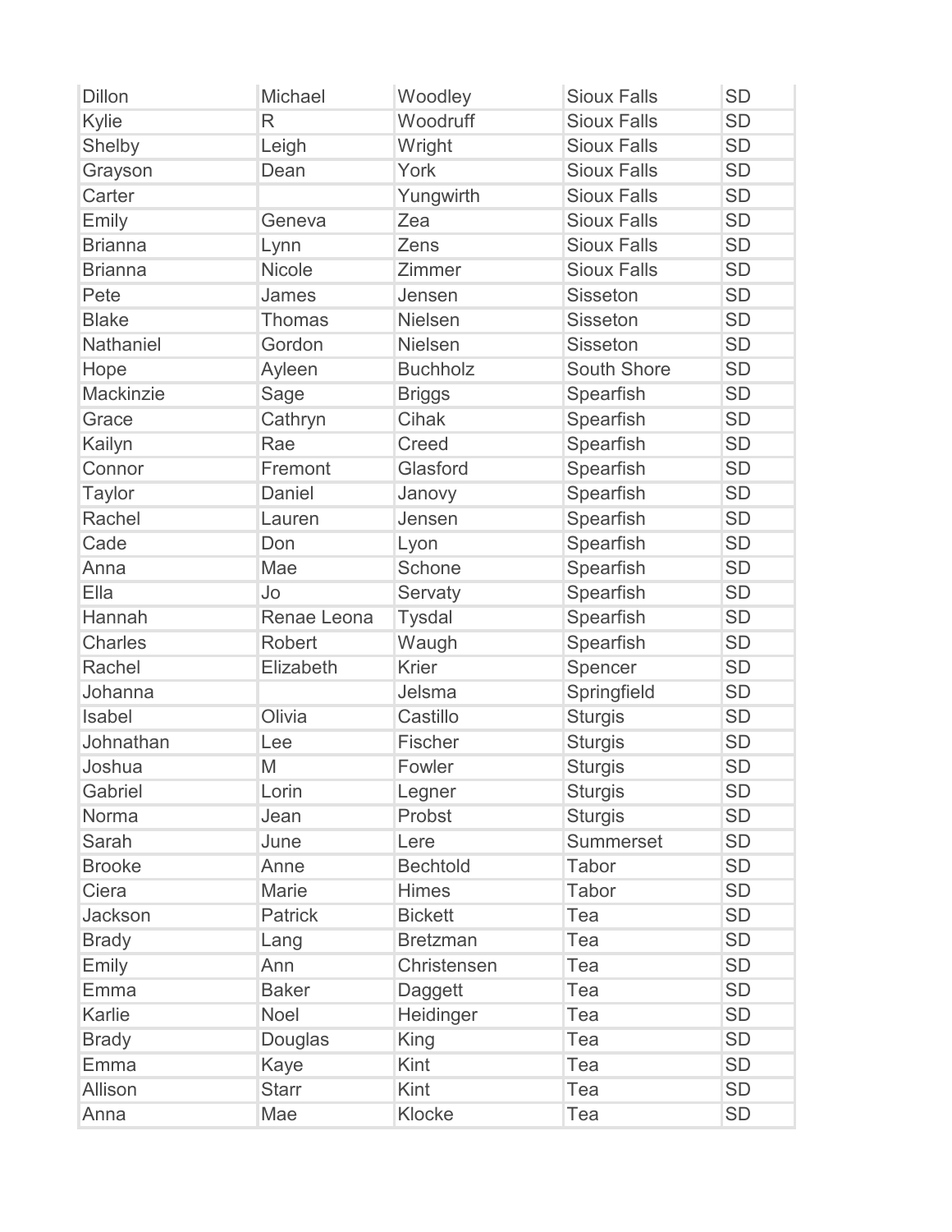| | | | | |
|---|---|---|---|---|
| Dillon | Michael | Woodley | Sioux Falls | SD |
| Kylie | R | Woodruff | Sioux Falls | SD |
| Shelby | Leigh | Wright | Sioux Falls | SD |
| Grayson | Dean | York | Sioux Falls | SD |
| Carter | | Yungwirth | Sioux Falls | SD |
| Emily | Geneva | Zea | Sioux Falls | SD |
| Brianna | Lynn | Zens | Sioux Falls | SD |
| Brianna | Nicole | Zimmer | Sioux Falls | SD |
| Pete | James | Jensen | Sisseton | SD |
| Blake | Thomas | Nielsen | Sisseton | SD |
| Nathaniel | Gordon | Nielsen | Sisseton | SD |
| Hope | Ayleen | Buchholz | South Shore | SD |
| Mackinzie | Sage | Briggs | Spearfish | SD |
| Grace | Cathryn | Cihak | Spearfish | SD |
| Kailyn | Rae | Creed | Spearfish | SD |
| Connor | Fremont | Glasford | Spearfish | SD |
| Taylor | Daniel | Janovy | Spearfish | SD |
| Rachel | Lauren | Jensen | Spearfish | SD |
| Cade | Don | Lyon | Spearfish | SD |
| Anna | Mae | Schone | Spearfish | SD |
| Ella | Jo | Servaty | Spearfish | SD |
| Hannah | Renae Leona | Tysdal | Spearfish | SD |
| Charles | Robert | Waugh | Spearfish | SD |
| Rachel | Elizabeth | Krier | Spencer | SD |
| Johanna | | Jelsma | Springfield | SD |
| Isabel | Olivia | Castillo | Sturgis | SD |
| Johnathan | Lee | Fischer | Sturgis | SD |
| Joshua | M | Fowler | Sturgis | SD |
| Gabriel | Lorin | Legner | Sturgis | SD |
| Norma | Jean | Probst | Sturgis | SD |
| Sarah | June | Lere | Summerset | SD |
| Brooke | Anne | Bechtold | Tabor | SD |
| Ciera | Marie | Himes | Tabor | SD |
| Jackson | Patrick | Bickett | Tea | SD |
| Brady | Lang | Bretzman | Tea | SD |
| Emily | Ann | Christensen | Tea | SD |
| Emma | Baker | Daggett | Tea | SD |
| Karlie | Noel | Heidinger | Tea | SD |
| Brady | Douglas | King | Tea | SD |
| Emma | Kaye | Kint | Tea | SD |
| Allison | Starr | Kint | Tea | SD |
| Anna | Mae | Klocke | Tea | SD |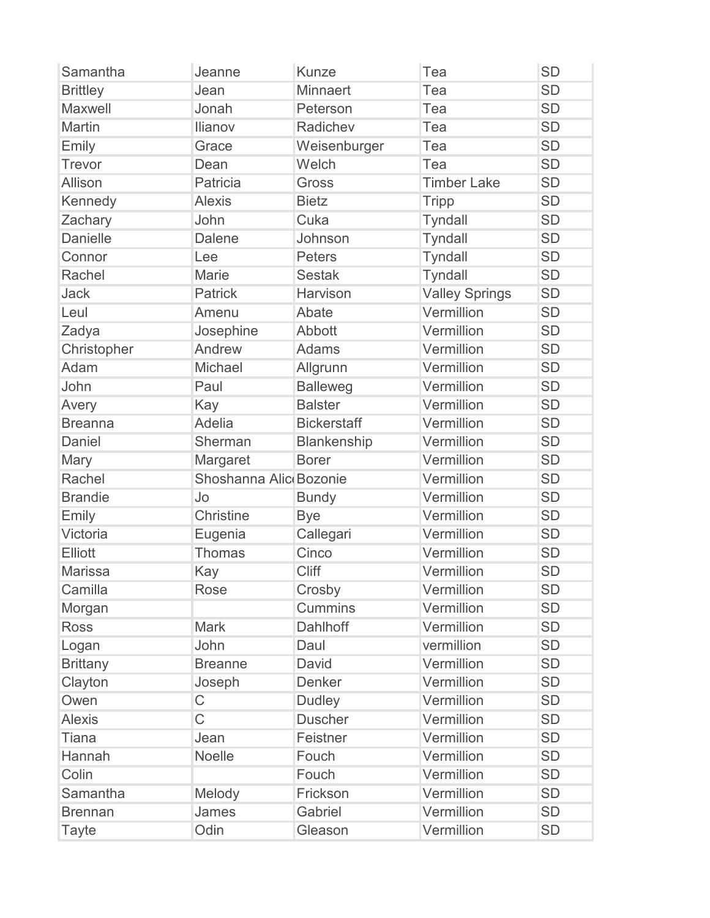| Samantha | Jeanne | Kunze | Tea | SD |
|---|---|---|---|---|
| Brittley | Jean | Minnaert | Tea | SD |
| Maxwell | Jonah | Peterson | Tea | SD |
| Martin | Ilianov | Radichev | Tea | SD |
| Emily | Grace | Weisenburger | Tea | SD |
| Trevor | Dean | Welch | Tea | SD |
| Allison | Patricia | Gross | Timber Lake | SD |
| Kennedy | Alexis | Bietz | Tripp | SD |
| Zachary | John | Cuka | Tyndall | SD |
| Danielle | Dalene | Johnson | Tyndall | SD |
| Connor | Lee | Peters | Tyndall | SD |
| Rachel | Marie | Sestak | Tyndall | SD |
| Jack | Patrick | Harvison | Valley Springs | SD |
| Leul | Amenu | Abate | Vermillion | SD |
| Zadya | Josephine | Abbott | Vermillion | SD |
| Christopher | Andrew | Adams | Vermillion | SD |
| Adam | Michael | Allgrunn | Vermillion | SD |
| John | Paul | Balleweg | Vermillion | SD |
| Avery | Kay | Balster | Vermillion | SD |
| Breanna | Adelia | Bickerstaff | Vermillion | SD |
| Daniel | Sherman | Blankenship | Vermillion | SD |
| Mary | Margaret | Borer | Vermillion | SD |
| Rachel | Shoshanna Alic | Bozonie | Vermillion | SD |
| Brandie | Jo | Bundy | Vermillion | SD |
| Emily | Christine | Bye | Vermillion | SD |
| Victoria | Eugenia | Callegari | Vermillion | SD |
| Elliott | Thomas | Cinco | Vermillion | SD |
| Marissa | Kay | Cliff | Vermillion | SD |
| Camilla | Rose | Crosby | Vermillion | SD |
| Morgan | | Cummins | Vermillion | SD |
| Ross | Mark | Dahlhoff | Vermillion | SD |
| Logan | John | Daul | vermillion | SD |
| Brittany | Breanne | David | Vermillion | SD |
| Clayton | Joseph | Denker | Vermillion | SD |
| Owen | C | Dudley | Vermillion | SD |
| Alexis | C | Duscher | Vermillion | SD |
| Tiana | Jean | Feistner | Vermillion | SD |
| Hannah | Noelle | Fouch | Vermillion | SD |
| Colin | | Fouch | Vermillion | SD |
| Samantha | Melody | Frickson | Vermillion | SD |
| Brennan | James | Gabriel | Vermillion | SD |
| Tayte | Odin | Gleason | Vermillion | SD |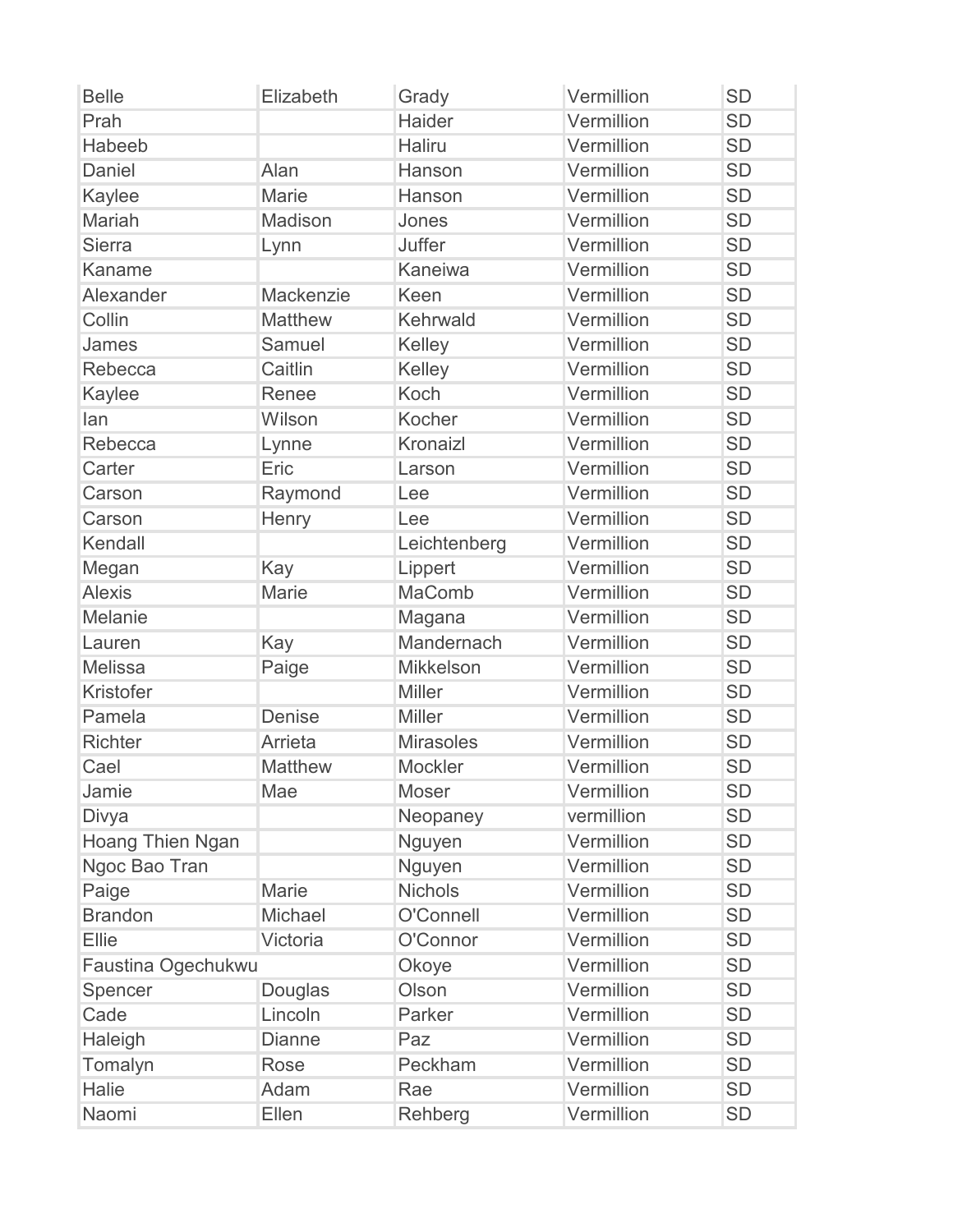| | | | | |
|---|---|---|---|---|
| Belle | Elizabeth | Grady | Vermillion | SD |
| Prah | | Haider | Vermillion | SD |
| Habeeb | | Haliru | Vermillion | SD |
| Daniel | Alan | Hanson | Vermillion | SD |
| Kaylee | Marie | Hanson | Vermillion | SD |
| Mariah | Madison | Jones | Vermillion | SD |
| Sierra | Lynn | Juffer | Vermillion | SD |
| Kaname | | Kaneiwa | Vermillion | SD |
| Alexander | Mackenzie | Keen | Vermillion | SD |
| Collin | Matthew | Kehrwald | Vermillion | SD |
| James | Samuel | Kelley | Vermillion | SD |
| Rebecca | Caitlin | Kelley | Vermillion | SD |
| Kaylee | Renee | Koch | Vermillion | SD |
| Ian | Wilson | Kocher | Vermillion | SD |
| Rebecca | Lynne | Kronaizl | Vermillion | SD |
| Carter | Eric | Larson | Vermillion | SD |
| Carson | Raymond | Lee | Vermillion | SD |
| Carson | Henry | Lee | Vermillion | SD |
| Kendall | | Leichtenberg | Vermillion | SD |
| Megan | Kay | Lippert | Vermillion | SD |
| Alexis | Marie | MaComb | Vermillion | SD |
| Melanie | | Magana | Vermillion | SD |
| Lauren | Kay | Mandernach | Vermillion | SD |
| Melissa | Paige | Mikkelson | Vermillion | SD |
| Kristofer | | Miller | Vermillion | SD |
| Pamela | Denise | Miller | Vermillion | SD |
| Richter | Arrieta | Mirasoles | Vermillion | SD |
| Cael | Matthew | Mockler | Vermillion | SD |
| Jamie | Mae | Moser | Vermillion | SD |
| Divya | | Neopaney | vermillion | SD |
| Hoang Thien Ngan | | Nguyen | Vermillion | SD |
| Ngoc Bao Tran | | Nguyen | Vermillion | SD |
| Paige | Marie | Nichols | Vermillion | SD |
| Brandon | Michael | O'Connell | Vermillion | SD |
| Ellie | Victoria | O'Connor | Vermillion | SD |
| Faustina Ogechukwu | | Okoye | Vermillion | SD |
| Spencer | Douglas | Olson | Vermillion | SD |
| Cade | Lincoln | Parker | Vermillion | SD |
| Haleigh | Dianne | Paz | Vermillion | SD |
| Tomalyn | Rose | Peckham | Vermillion | SD |
| Halie | Adam | Rae | Vermillion | SD |
| Naomi | Ellen | Rehberg | Vermillion | SD |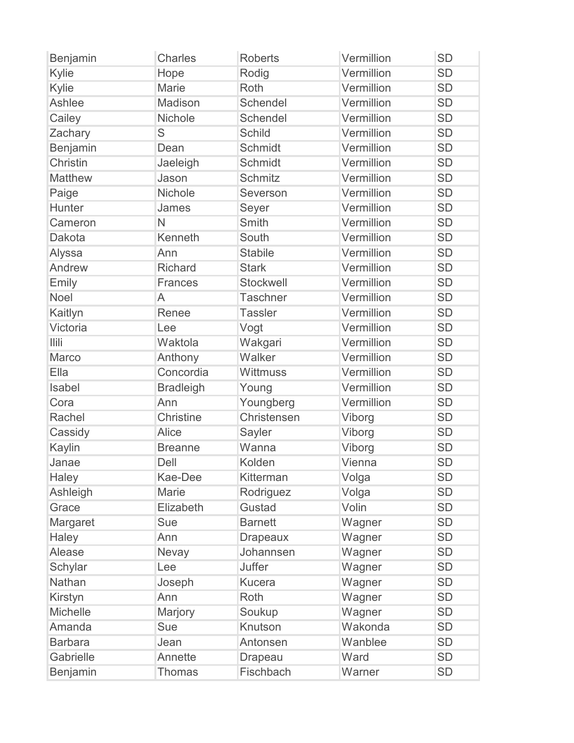| Benjamin | Charles | Roberts | Vermillion | SD |
|---|---|---|---|---|
| Kylie | Hope | Rodig | Vermillion | SD |
| Kylie | Marie | Roth | Vermillion | SD |
| Ashlee | Madison | Schendel | Vermillion | SD |
| Cailey | Nichole | Schendel | Vermillion | SD |
| Zachary | S | Schild | Vermillion | SD |
| Benjamin | Dean | Schmidt | Vermillion | SD |
| Christin | Jaeleigh | Schmidt | Vermillion | SD |
| Matthew | Jason | Schmitz | Vermillion | SD |
| Paige | Nichole | Severson | Vermillion | SD |
| Hunter | James | Seyer | Vermillion | SD |
| Cameron | N | Smith | Vermillion | SD |
| Dakota | Kenneth | South | Vermillion | SD |
| Alyssa | Ann | Stabile | Vermillion | SD |
| Andrew | Richard | Stark | Vermillion | SD |
| Emily | Frances | Stockwell | Vermillion | SD |
| Noel | A | Taschner | Vermillion | SD |
| Kaitlyn | Renee | Tassler | Vermillion | SD |
| Victoria | Lee | Vogt | Vermillion | SD |
| Ilili | Waktola | Wakgari | Vermillion | SD |
| Marco | Anthony | Walker | Vermillion | SD |
| Ella | Concordia | Wittmuss | Vermillion | SD |
| Isabel | Bradleigh | Young | Vermillion | SD |
| Cora | Ann | Youngberg | Vermillion | SD |
| Rachel | Christine | Christensen | Viborg | SD |
| Cassidy | Alice | Sayler | Viborg | SD |
| Kaylin | Breanne | Wanna | Viborg | SD |
| Janae | Dell | Kolden | Vienna | SD |
| Haley | Kae-Dee | Kitterman | Volga | SD |
| Ashleigh | Marie | Rodriguez | Volga | SD |
| Grace | Elizabeth | Gustad | Volin | SD |
| Margaret | Sue | Barnett | Wagner | SD |
| Haley | Ann | Drapeaux | Wagner | SD |
| Alease | Nevay | Johannsen | Wagner | SD |
| Schylar | Lee | Juffer | Wagner | SD |
| Nathan | Joseph | Kucera | Wagner | SD |
| Kirstyn | Ann | Roth | Wagner | SD |
| Michelle | Marjory | Soukup | Wagner | SD |
| Amanda | Sue | Knutson | Wakonda | SD |
| Barbara | Jean | Antonsen | Wanblee | SD |
| Gabrielle | Annette | Drapeau | Ward | SD |
| Benjamin | Thomas | Fischbach | Warner | SD |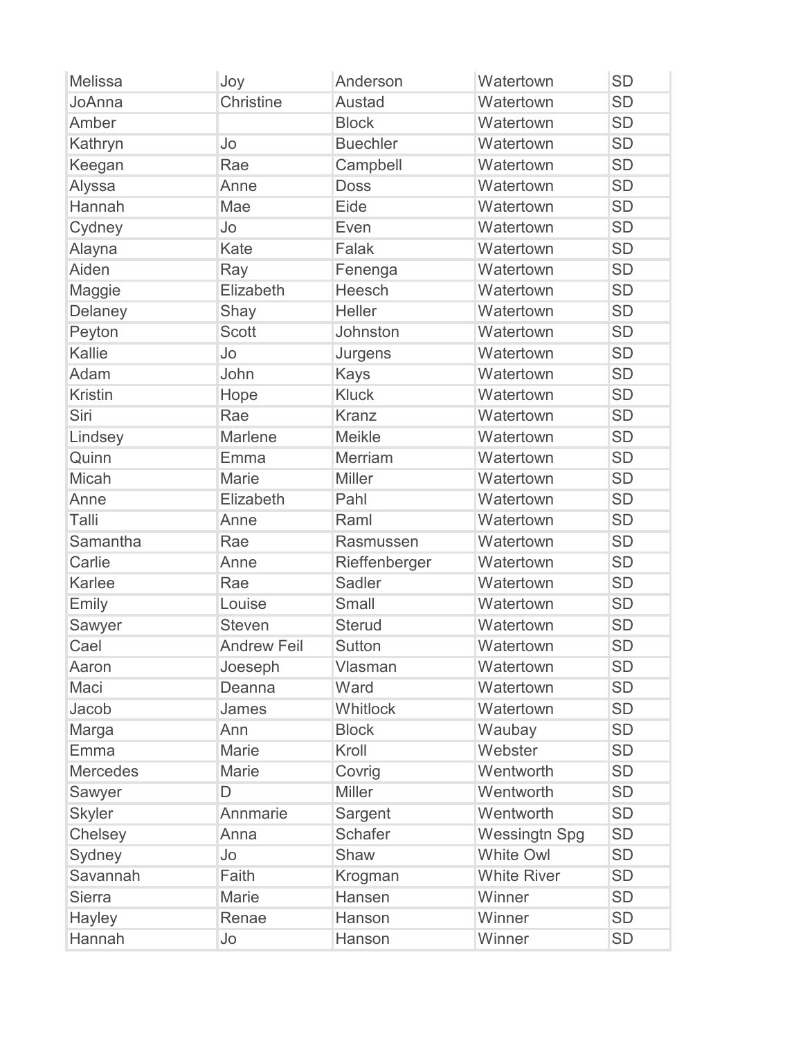| Melissa | Joy | Anderson | Watertown | SD |
|---|---|---|---|---|
| JoAnna | Christine | Austad | Watertown | SD |
| Amber | | Block | Watertown | SD |
| Kathryn | Jo | Buechler | Watertown | SD |
| Keegan | Rae | Campbell | Watertown | SD |
| Alyssa | Anne | Doss | Watertown | SD |
| Hannah | Mae | Eide | Watertown | SD |
| Cydney | Jo | Even | Watertown | SD |
| Alayna | Kate | Falak | Watertown | SD |
| Aiden | Ray | Fenenga | Watertown | SD |
| Maggie | Elizabeth | Heesch | Watertown | SD |
| Delaney | Shay | Heller | Watertown | SD |
| Peyton | Scott | Johnston | Watertown | SD |
| Kallie | Jo | Jurgens | Watertown | SD |
| Adam | John | Kays | Watertown | SD |
| Kristin | Hope | Kluck | Watertown | SD |
| Siri | Rae | Kranz | Watertown | SD |
| Lindsey | Marlene | Meikle | Watertown | SD |
| Quinn | Emma | Merriam | Watertown | SD |
| Micah | Marie | Miller | Watertown | SD |
| Anne | Elizabeth | Pahl | Watertown | SD |
| Talli | Anne | Raml | Watertown | SD |
| Samantha | Rae | Rasmussen | Watertown | SD |
| Carlie | Anne | Rieffenberger | Watertown | SD |
| Karlee | Rae | Sadler | Watertown | SD |
| Emily | Louise | Small | Watertown | SD |
| Sawyer | Steven | Sterud | Watertown | SD |
| Cael | Andrew Feil | Sutton | Watertown | SD |
| Aaron | Joeseph | Vlasman | Watertown | SD |
| Maci | Deanna | Ward | Watertown | SD |
| Jacob | James | Whitlock | Watertown | SD |
| Marga | Ann | Block | Waubay | SD |
| Emma | Marie | Kroll | Webster | SD |
| Mercedes | Marie | Covrig | Wentworth | SD |
| Sawyer | D | Miller | Wentworth | SD |
| Skyler | Annmarie | Sargent | Wentworth | SD |
| Chelsey | Anna | Schafer | Wessingtn Spg | SD |
| Sydney | Jo | Shaw | White Owl | SD |
| Savannah | Faith | Krogman | White River | SD |
| Sierra | Marie | Hansen | Winner | SD |
| Hayley | Renae | Hanson | Winner | SD |
| Hannah | Jo | Hanson | Winner | SD |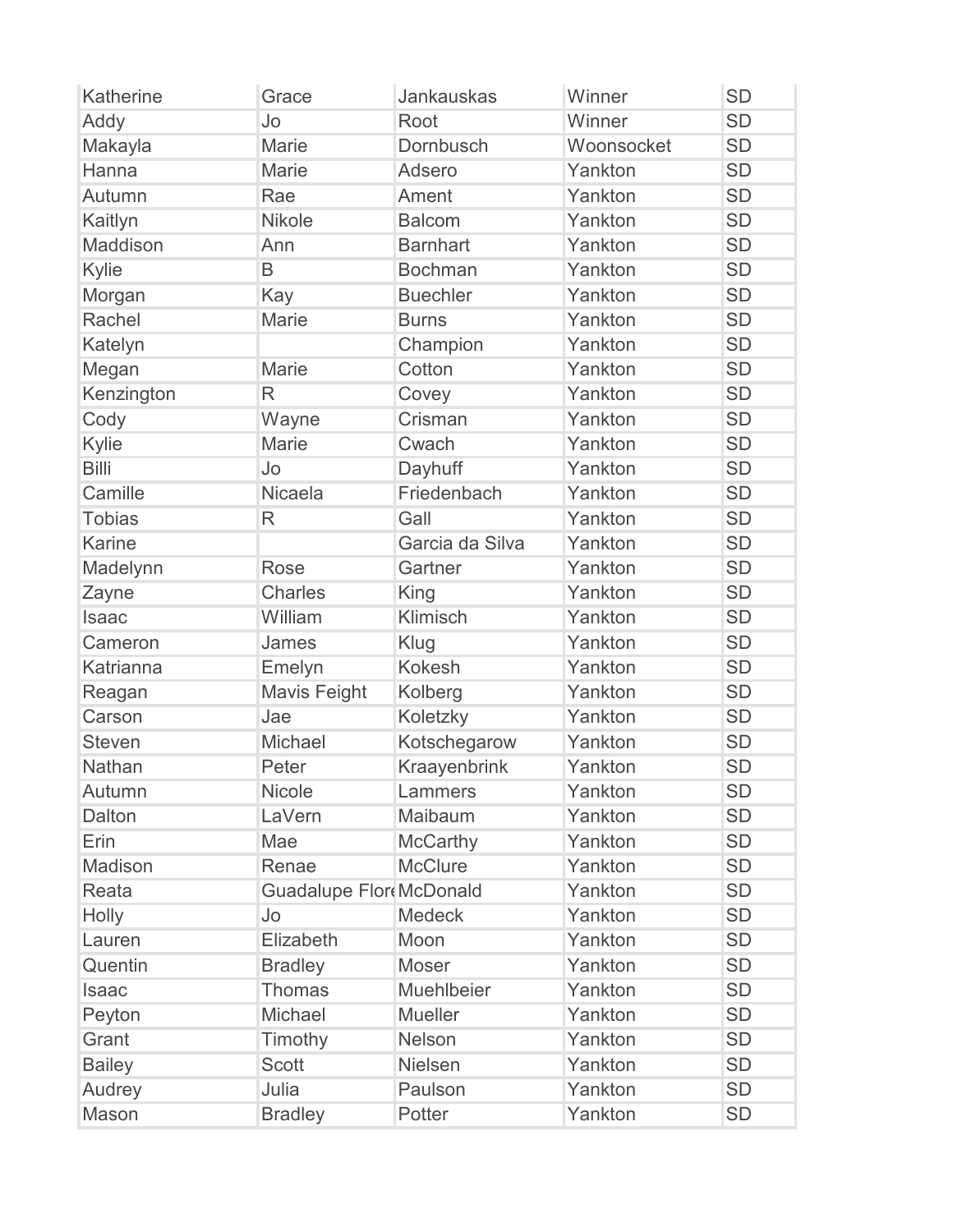| | | | | |
|---|---|---|---|---|
| Katherine | Grace | Jankauskas | Winner | SD |
| Addy | Jo | Root | Winner | SD |
| Makayla | Marie | Dornbusch | Woonsocket | SD |
| Hanna | Marie | Adsero | Yankton | SD |
| Autumn | Rae | Ament | Yankton | SD |
| Kaitlyn | Nikole | Balcom | Yankton | SD |
| Maddison | Ann | Barnhart | Yankton | SD |
| Kylie | B | Bochman | Yankton | SD |
| Morgan | Kay | Buechler | Yankton | SD |
| Rachel | Marie | Burns | Yankton | SD |
| Katelyn | | Champion | Yankton | SD |
| Megan | Marie | Cotton | Yankton | SD |
| Kenzington | R | Covey | Yankton | SD |
| Cody | Wayne | Crisman | Yankton | SD |
| Kylie | Marie | Cwach | Yankton | SD |
| Billi | Jo | Dayhuff | Yankton | SD |
| Camille | Nicaela | Friedenbach | Yankton | SD |
| Tobias | R | Gall | Yankton | SD |
| Karine | | Garcia da Silva | Yankton | SD |
| Madelynn | Rose | Gartner | Yankton | SD |
| Zayne | Charles | King | Yankton | SD |
| Isaac | William | Klimisch | Yankton | SD |
| Cameron | James | Klug | Yankton | SD |
| Katrianna | Emelyn | Kokesh | Yankton | SD |
| Reagan | Mavis Feight | Kolberg | Yankton | SD |
| Carson | Jae | Koletzky | Yankton | SD |
| Steven | Michael | Kotschegarow | Yankton | SD |
| Nathan | Peter | Kraayenbrink | Yankton | SD |
| Autumn | Nicole | Lammers | Yankton | SD |
| Dalton | LaVern | Maibaum | Yankton | SD |
| Erin | Mae | McCarthy | Yankton | SD |
| Madison | Renae | McClure | Yankton | SD |
| Reata | Guadalupe Flore | McDonald | Yankton | SD |
| Holly | Jo | Medeck | Yankton | SD |
| Lauren | Elizabeth | Moon | Yankton | SD |
| Quentin | Bradley | Moser | Yankton | SD |
| Isaac | Thomas | Muehlbeier | Yankton | SD |
| Peyton | Michael | Mueller | Yankton | SD |
| Grant | Timothy | Nelson | Yankton | SD |
| Bailey | Scott | Nielsen | Yankton | SD |
| Audrey | Julia | Paulson | Yankton | SD |
| Mason | Bradley | Potter | Yankton | SD |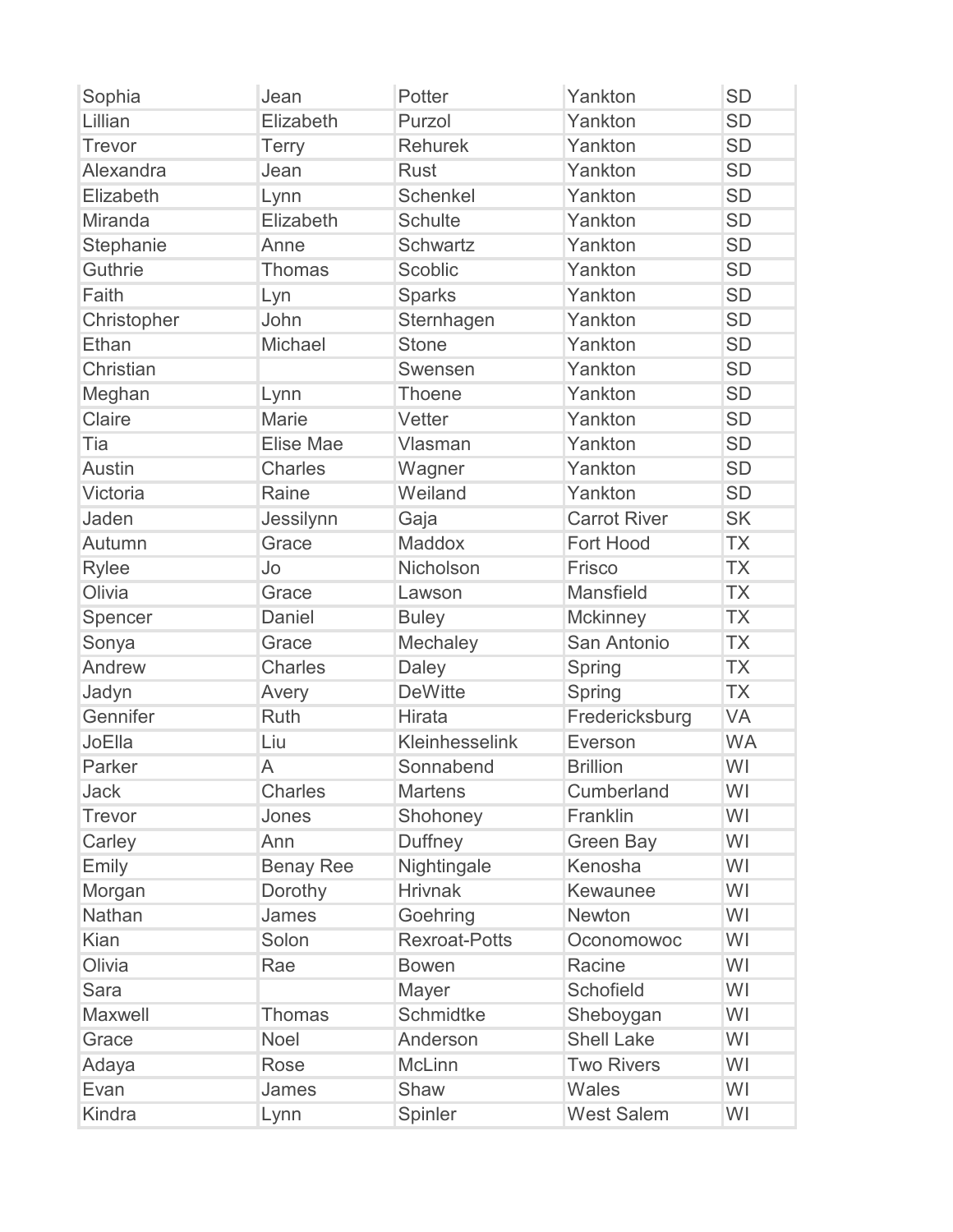| Sophia | Jean | Potter | Yankton | SD |
|---|---|---|---|---|
| Lillian | Elizabeth | Purzol | Yankton | SD |
| Trevor | Terry | Rehurek | Yankton | SD |
| Alexandra | Jean | Rust | Yankton | SD |
| Elizabeth | Lynn | Schenkel | Yankton | SD |
| Miranda | Elizabeth | Schulte | Yankton | SD |
| Stephanie | Anne | Schwartz | Yankton | SD |
| Guthrie | Thomas | Scoblic | Yankton | SD |
| Faith | Lyn | Sparks | Yankton | SD |
| Christopher | John | Sternhagen | Yankton | SD |
| Ethan | Michael | Stone | Yankton | SD |
| Christian | | Swensen | Yankton | SD |
| Meghan | Lynn | Thoene | Yankton | SD |
| Claire | Marie | Vetter | Yankton | SD |
| Tia | Elise Mae | Vlasman | Yankton | SD |
| Austin | Charles | Wagner | Yankton | SD |
| Victoria | Raine | Weiland | Yankton | SD |
| Jaden | Jessilynn | Gaja | Carrot River | SK |
| Autumn | Grace | Maddox | Fort Hood | TX |
| Rylee | Jo | Nicholson | Frisco | TX |
| Olivia | Grace | Lawson | Mansfield | TX |
| Spencer | Daniel | Buley | Mckinney | TX |
| Sonya | Grace | Mechaley | San Antonio | TX |
| Andrew | Charles | Daley | Spring | TX |
| Jadyn | Avery | DeWitte | Spring | TX |
| Gennifer | Ruth | Hirata | Fredericksburg | VA |
| JoElla | Liu | Kleinhesselink | Everson | WA |
| Parker | A | Sonnabend | Brillion | WI |
| Jack | Charles | Martens | Cumberland | WI |
| Trevor | Jones | Shohoney | Franklin | WI |
| Carley | Ann | Duffney | Green Bay | WI |
| Emily | Benay Ree | Nightingale | Kenosha | WI |
| Morgan | Dorothy | Hrivnak | Kewaunee | WI |
| Nathan | James | Goehring | Newton | WI |
| Kian | Solon | Rexroat-Potts | Oconomowoc | WI |
| Olivia | Rae | Bowen | Racine | WI |
| Sara | | Mayer | Schofield | WI |
| Maxwell | Thomas | Schmidtke | Sheboygan | WI |
| Grace | Noel | Anderson | Shell Lake | WI |
| Adaya | Rose | McLinn | Two Rivers | WI |
| Evan | James | Shaw | Wales | WI |
| Kindra | Lynn | Spinler | West Salem | WI |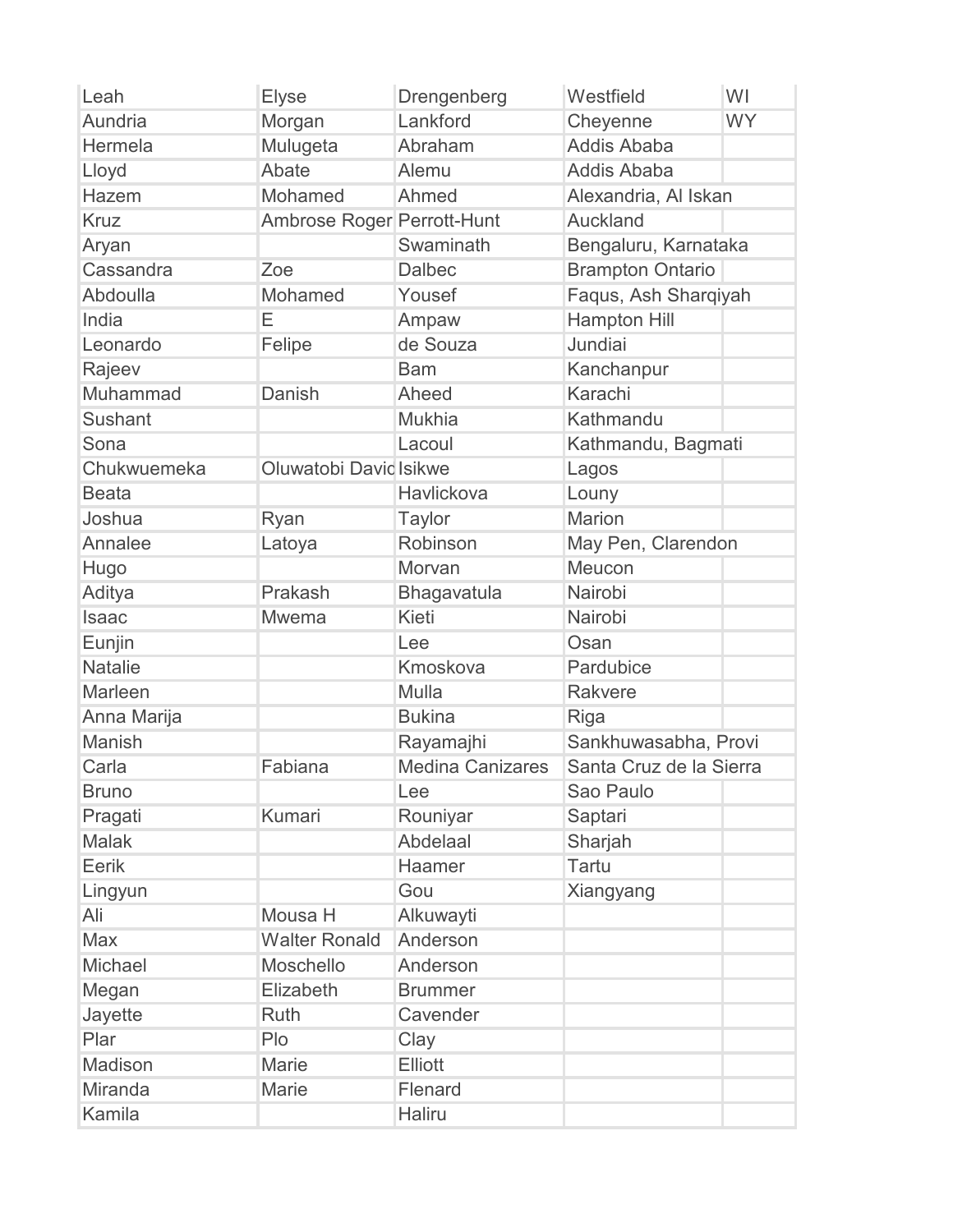| | | | | |
|---|---|---|---|---|
| Leah | Elyse | Drengenberg | Westfield | WI |
| Aundria | Morgan | Lankford | Cheyenne | WY |
| Hermela | Mulugeta | Abraham | Addis Ababa | |
| Lloyd | Abate | Alemu | Addis Ababa | |
| Hazem | Mohamed | Ahmed | Alexandria, Al Iskan | |
| Kruz | Ambrose Roger | Perrott-Hunt | Auckland | |
| Aryan | | Swaminath | Bengaluru, Karnataka | |
| Cassandra | Zoe | Dalbec | Brampton Ontario | |
| Abdoulla | Mohamed | Yousef | Faqus, Ash Sharqiyah | |
| India | E | Ampaw | Hampton Hill | |
| Leonardo | Felipe | de Souza | Jundiai | |
| Rajeev | | Bam | Kanchanpur | |
| Muhammad | Danish | Aheed | Karachi | |
| Sushant | | Mukhia | Kathmandu | |
| Sona | | Lacoul | Kathmandu, Bagmati | |
| Chukwuemeka | Oluwatobi David | Isikwe | Lagos | |
| Beata | | Havlickova | Louny | |
| Joshua | Ryan | Taylor | Marion | |
| Annalee | Latoya | Robinson | May Pen, Clarendon | |
| Hugo | | Morvan | Meucon | |
| Aditya | Prakash | Bhagavatula | Nairobi | |
| Isaac | Mwema | Kieti | Nairobi | |
| Eunjin | | Lee | Osan | |
| Natalie | | Kmoskova | Pardubice | |
| Marleen | | Mulla | Rakvere | |
| Anna Marija | | Bukina | Riga | |
| Manish | | Rayamajhi | Sankhuwasabha, Provi | |
| Carla | Fabiana | Medina Canizares | Santa Cruz de la Sierra | |
| Bruno | | Lee | Sao Paulo | |
| Pragati | Kumari | Rouniyar | Saptari | |
| Malak | | Abdelaal | Sharjah | |
| Eerik | | Haamer | Tartu | |
| Lingyun | | Gou | Xiangyang | |
| Ali | Mousa H | Alkuwayti | | |
| Max | Walter Ronald | Anderson | | |
| Michael | Moschello | Anderson | | |
| Megan | Elizabeth | Brummer | | |
| Jayette | Ruth | Cavender | | |
| Plar | Plo | Clay | | |
| Madison | Marie | Elliott | | |
| Miranda | Marie | Flenard | | |
| Kamila | | Haliru | | |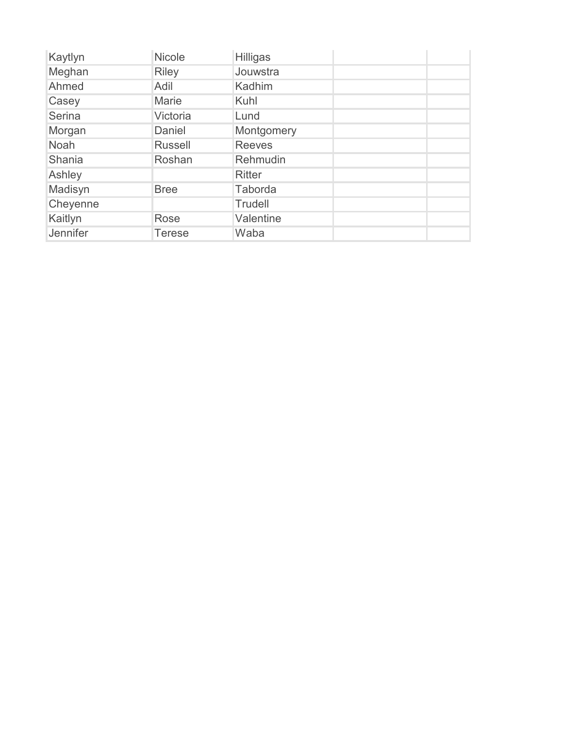| | | | | |
|---|---|---|---|---|
| Kaytlyn | Nicole | Hilligas | | |
| Meghan | Riley | Jouwstra | | |
| Ahmed | Adil | Kadhim | | |
| Casey | Marie | Kuhl | | |
| Serina | Victoria | Lund | | |
| Morgan | Daniel | Montgomery | | |
| Noah | Russell | Reeves | | |
| Shania | Roshan | Rehmudin | | |
| Ashley | | Ritter | | |
| Madisyn | Bree | Taborda | | |
| Cheyenne | | Trudell | | |
| Kaitlyn | Rose | Valentine | | |
| Jennifer | Terese | Waba | | |